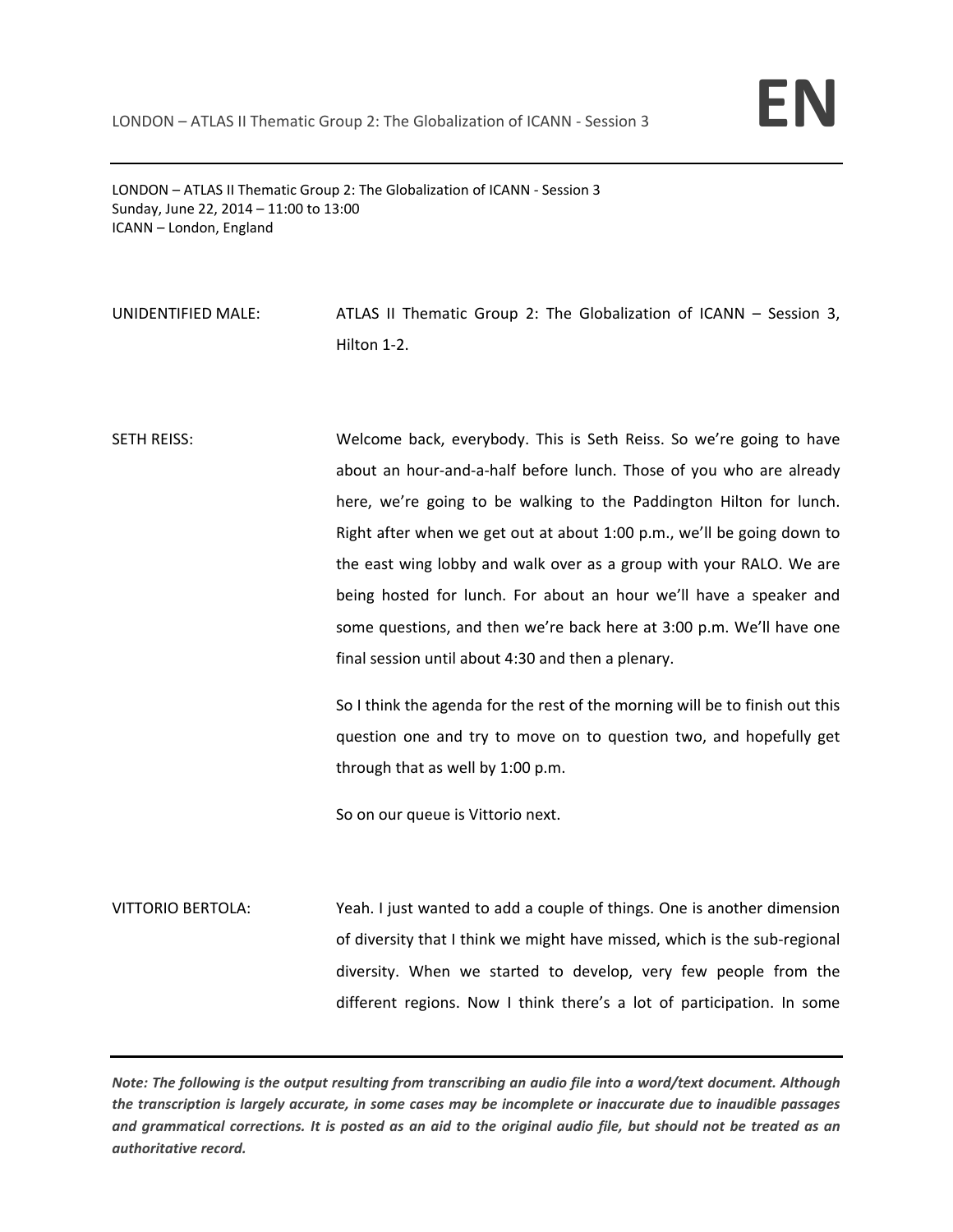LONDON – ATLAS II Thematic Group 2: The Globalization of ICANN - Session 3
Sunday, June 22, 2014 – 11:00 to 13:00
ICANN – London, England

UNIDENTIFIED MALE: ATLAS II Thematic Group 2: The Globalization of ICANN – Session 3, Hilton 1-2.

SETH REISS: Welcome back, everybody. This is Seth Reiss. So we're going to have about an hour-and-a-half before lunch. Those of you who are already here, we're going to be walking to the Paddington Hilton for lunch. Right after when we get out at about 1:00 p.m., we'll be going down to the east wing lobby and walk over as a group with your RALO. We are being hosted for lunch. For about an hour we'll have a speaker and some questions, and then we're back here at 3:00 p.m. We'll have one final session until about 4:30 and then a plenary.

So I think the agenda for the rest of the morning will be to finish out this question one and try to move on to question two, and hopefully get through that as well by 1:00 p.m.

So on our queue is Vittorio next.

VITTORIO BERTOLA: Yeah. I just wanted to add a couple of things. One is another dimension of diversity that I think we might have missed, which is the sub-regional diversity. When we started to develop, very few people from the different regions. Now I think there's a lot of participation. In some

*Note: The following is the output resulting from transcribing an audio file into a word/text document. Although the transcription is largely accurate, in some cases may be incomplete or inaccurate due to inaudible passages and grammatical corrections. It is posted as an aid to the original audio file, but should not be treated as an authoritative record.*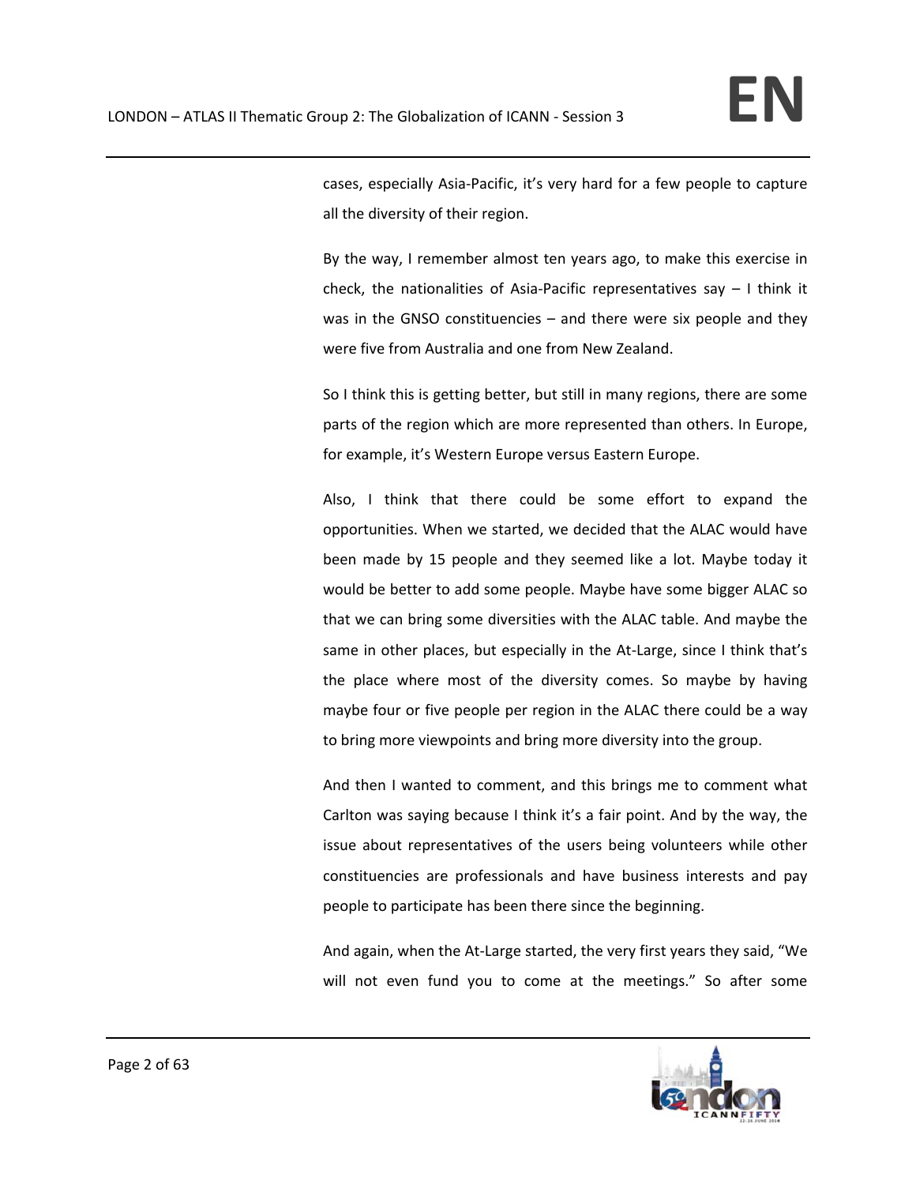cases, especially Asia-Pacific, it's very hard for a few people to capture all the diversity of their region.

By the way, I remember almost ten years ago, to make this exercise in check, the nationalities of Asia-Pacific representatives say – I think it was in the GNSO constituencies – and there were six people and they were five from Australia and one from New Zealand.

So I think this is getting better, but still in many regions, there are some parts of the region which are more represented than others. In Europe, for example, it's Western Europe versus Eastern Europe.

Also, I think that there could be some effort to expand the opportunities. When we started, we decided that the ALAC would have been made by 15 people and they seemed like a lot. Maybe today it would be better to add some people. Maybe have some bigger ALAC so that we can bring some diversities with the ALAC table. And maybe the same in other places, but especially in the At-Large, since I think that's the place where most of the diversity comes. So maybe by having maybe four or five people per region in the ALAC there could be a way to bring more viewpoints and bring more diversity into the group.

And then I wanted to comment, and this brings me to comment what Carlton was saying because I think it's a fair point. And by the way, the issue about representatives of the users being volunteers while other constituencies are professionals and have business interests and pay people to participate has been there since the beginning.

And again, when the At-Large started, the very first years they said, "We will not even fund you to come at the meetings." So after some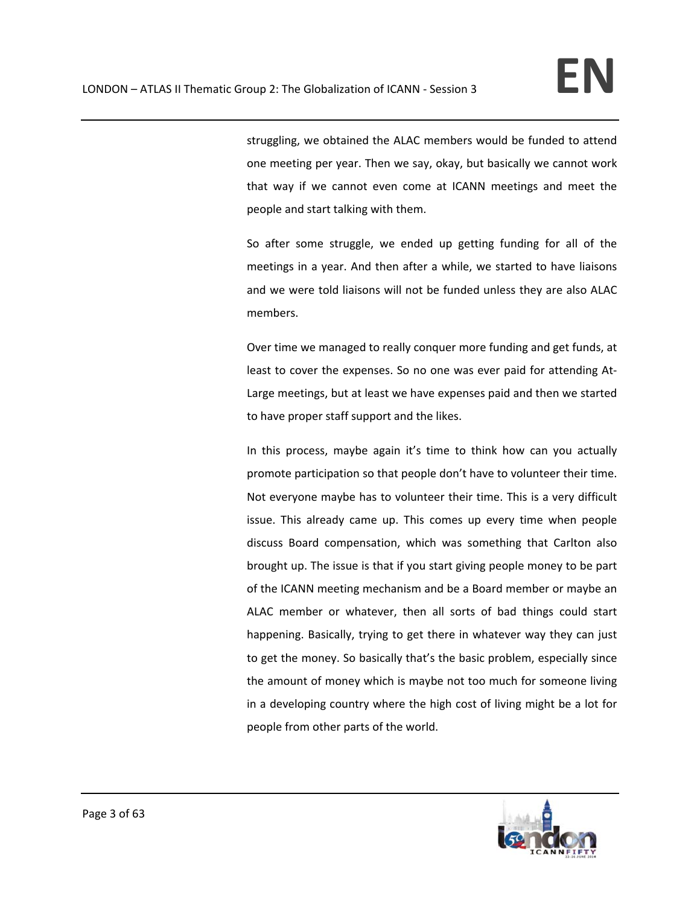struggling, we obtained the ALAC members would be funded to attend one meeting per year. Then we say, okay, but basically we cannot work that way if we cannot even come at ICANN meetings and meet the people and start talking with them.

So after some struggle, we ended up getting funding for all of the meetings in a year. And then after a while, we started to have liaisons and we were told liaisons will not be funded unless they are also ALAC members.

Over time we managed to really conquer more funding and get funds, at least to cover the expenses. So no one was ever paid for attending At-Large meetings, but at least we have expenses paid and then we started to have proper staff support and the likes.

In this process, maybe again it's time to think how can you actually promote participation so that people don't have to volunteer their time. Not everyone maybe has to volunteer their time. This is a very difficult issue. This already came up. This comes up every time when people discuss Board compensation, which was something that Carlton also brought up. The issue is that if you start giving people money to be part of the ICANN meeting mechanism and be a Board member or maybe an ALAC member or whatever, then all sorts of bad things could start happening. Basically, trying to get there in whatever way they can just to get the money. So basically that's the basic problem, especially since the amount of money which is maybe not too much for someone living in a developing country where the high cost of living might be a lot for people from other parts of the world.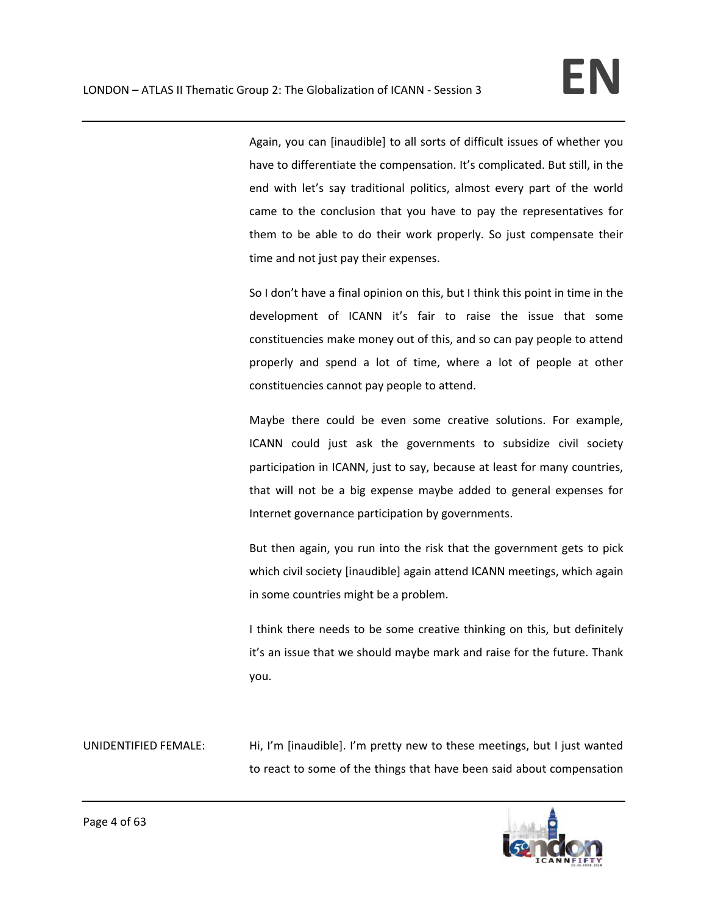Again, you can [inaudible] to all sorts of difficult issues of whether you have to differentiate the compensation. It's complicated. But still, in the end with let's say traditional politics, almost every part of the world came to the conclusion that you have to pay the representatives for them to be able to do their work properly. So just compensate their time and not just pay their expenses.

So I don't have a final opinion on this, but I think this point in time in the development of ICANN it's fair to raise the issue that some constituencies make money out of this, and so can pay people to attend properly and spend a lot of time, where a lot of people at other constituencies cannot pay people to attend.

Maybe there could be even some creative solutions. For example, ICANN could just ask the governments to subsidize civil society participation in ICANN, just to say, because at least for many countries, that will not be a big expense maybe added to general expenses for Internet governance participation by governments.

But then again, you run into the risk that the government gets to pick which civil society [inaudible] again attend ICANN meetings, which again in some countries might be a problem.

I think there needs to be some creative thinking on this, but definitely it's an issue that we should maybe mark and raise for the future. Thank you.

UNIDENTIFIED FEMALE: Hi, I'm [inaudible]. I'm pretty new to these meetings, but I just wanted to react to some of the things that have been said about compensation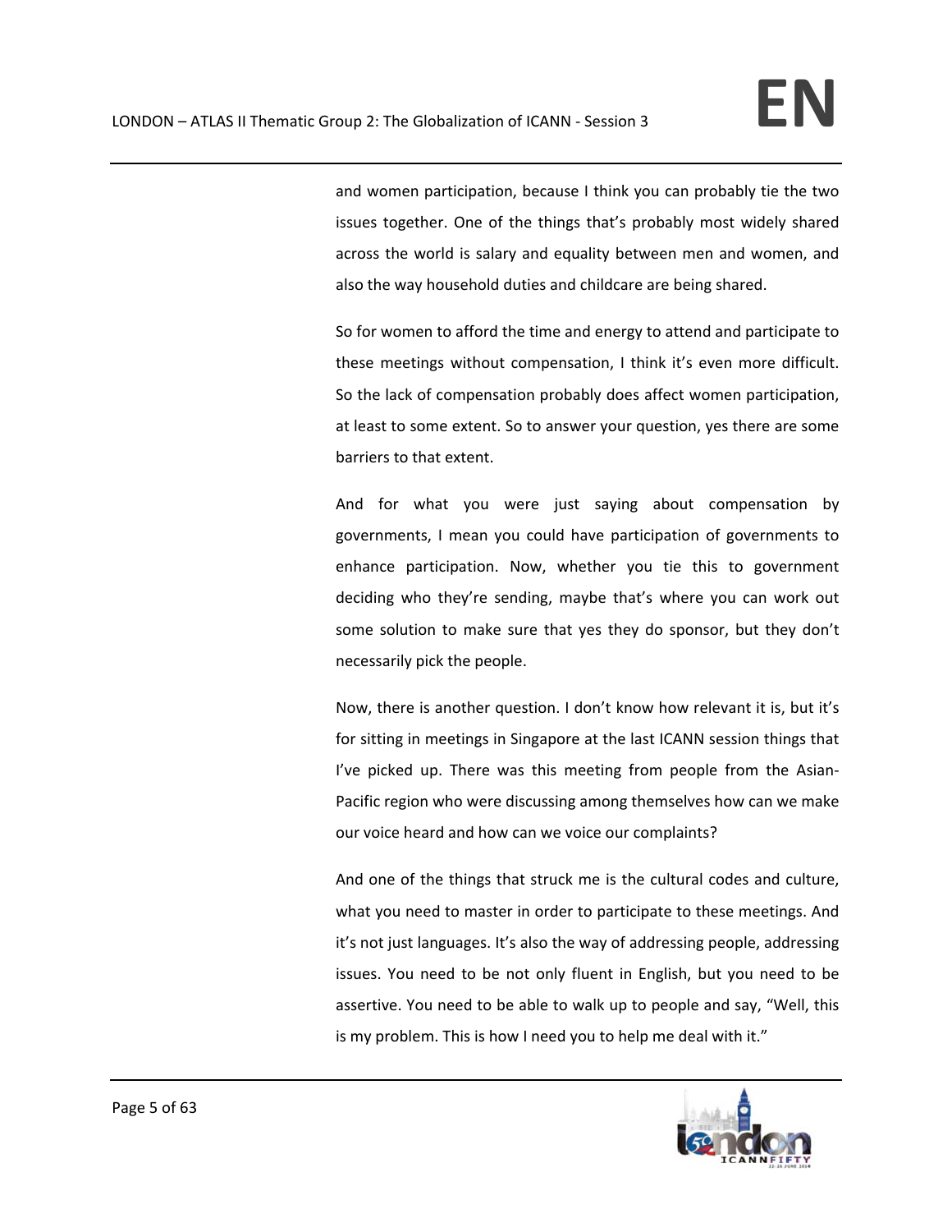and women participation, because I think you can probably tie the two issues together. One of the things that's probably most widely shared across the world is salary and equality between men and women, and also the way household duties and childcare are being shared.

So for women to afford the time and energy to attend and participate to these meetings without compensation, I think it's even more difficult. So the lack of compensation probably does affect women participation, at least to some extent. So to answer your question, yes there are some barriers to that extent.

And for what you were just saying about compensation by governments, I mean you could have participation of governments to enhance participation. Now, whether you tie this to government deciding who they're sending, maybe that's where you can work out some solution to make sure that yes they do sponsor, but they don't necessarily pick the people.

Now, there is another question. I don't know how relevant it is, but it's for sitting in meetings in Singapore at the last ICANN session things that I've picked up. There was this meeting from people from the Asian-Pacific region who were discussing among themselves how can we make our voice heard and how can we voice our complaints?

And one of the things that struck me is the cultural codes and culture, what you need to master in order to participate to these meetings. And it's not just languages. It's also the way of addressing people, addressing issues. You need to be not only fluent in English, but you need to be assertive. You need to be able to walk up to people and say, "Well, this is my problem. This is how I need you to help me deal with it."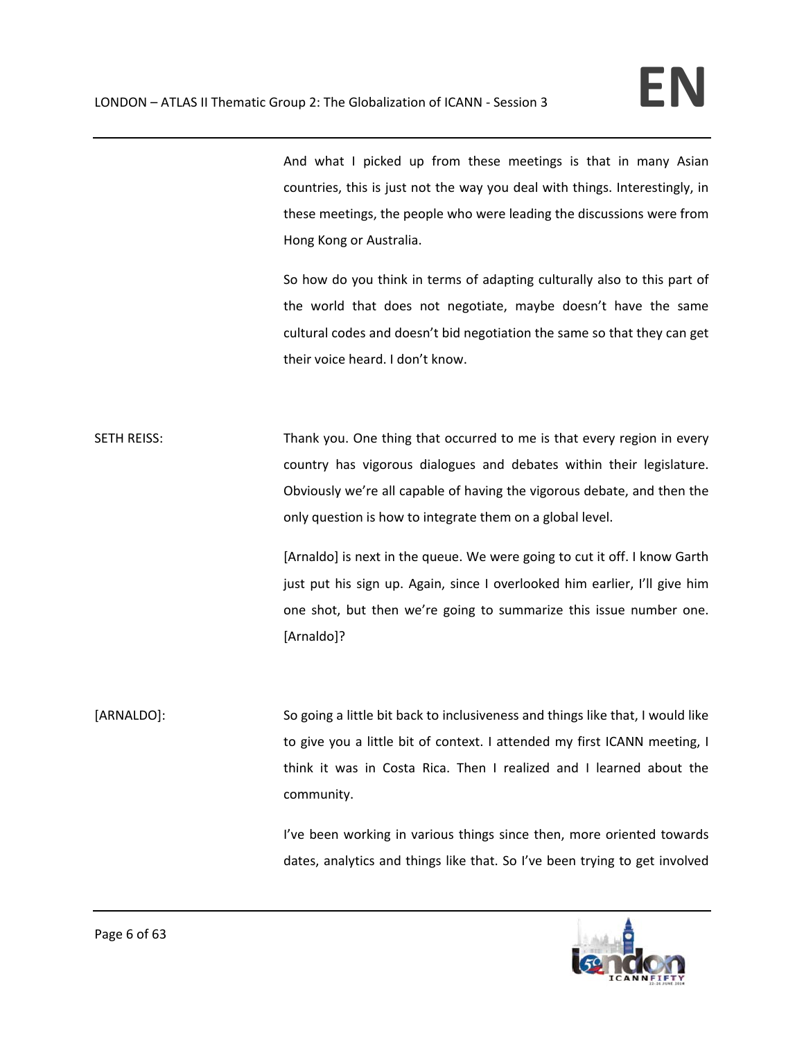And what I picked up from these meetings is that in many Asian countries, this is just not the way you deal with things. Interestingly, in these meetings, the people who were leading the discussions were from Hong Kong or Australia.

So how do you think in terms of adapting culturally also to this part of the world that does not negotiate, maybe doesn't have the same cultural codes and doesn't bid negotiation the same so that they can get their voice heard. I don't know.

SETH REISS: Thank you. One thing that occurred to me is that every region in every country has vigorous dialogues and debates within their legislature. Obviously we're all capable of having the vigorous debate, and then the only question is how to integrate them on a global level.

[Arnaldo] is next in the queue. We were going to cut it off. I know Garth just put his sign up. Again, since I overlooked him earlier, I'll give him one shot, but then we're going to summarize this issue number one. [Arnaldo]?

[ARNALDO]: So going a little bit back to inclusiveness and things like that, I would like to give you a little bit of context. I attended my first ICANN meeting, I think it was in Costa Rica. Then I realized and I learned about the community.

I've been working in various things since then, more oriented towards dates, analytics and things like that. So I've been trying to get involved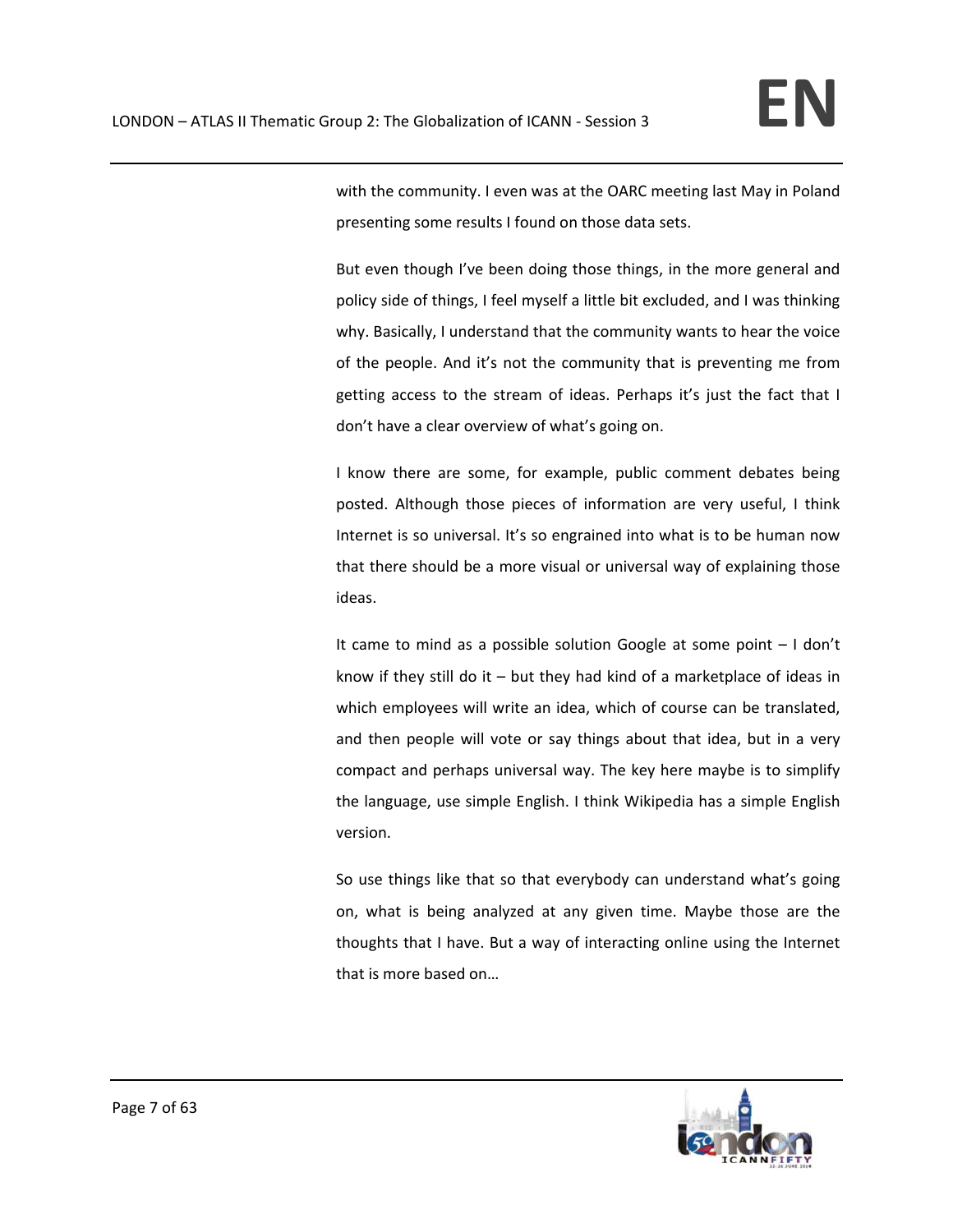with the community. I even was at the OARC meeting last May in Poland presenting some results I found on those data sets.

But even though I've been doing those things, in the more general and policy side of things, I feel myself a little bit excluded, and I was thinking why. Basically, I understand that the community wants to hear the voice of the people. And it's not the community that is preventing me from getting access to the stream of ideas. Perhaps it's just the fact that I don't have a clear overview of what's going on.

I know there are some, for example, public comment debates being posted. Although those pieces of information are very useful, I think Internet is so universal. It's so engrained into what is to be human now that there should be a more visual or universal way of explaining those ideas.

It came to mind as a possible solution Google at some point – I don't know if they still do it – but they had kind of a marketplace of ideas in which employees will write an idea, which of course can be translated, and then people will vote or say things about that idea, but in a very compact and perhaps universal way. The key here maybe is to simplify the language, use simple English. I think Wikipedia has a simple English version.

So use things like that so that everybody can understand what's going on, what is being analyzed at any given time. Maybe those are the thoughts that I have. But a way of interacting online using the Internet that is more based on…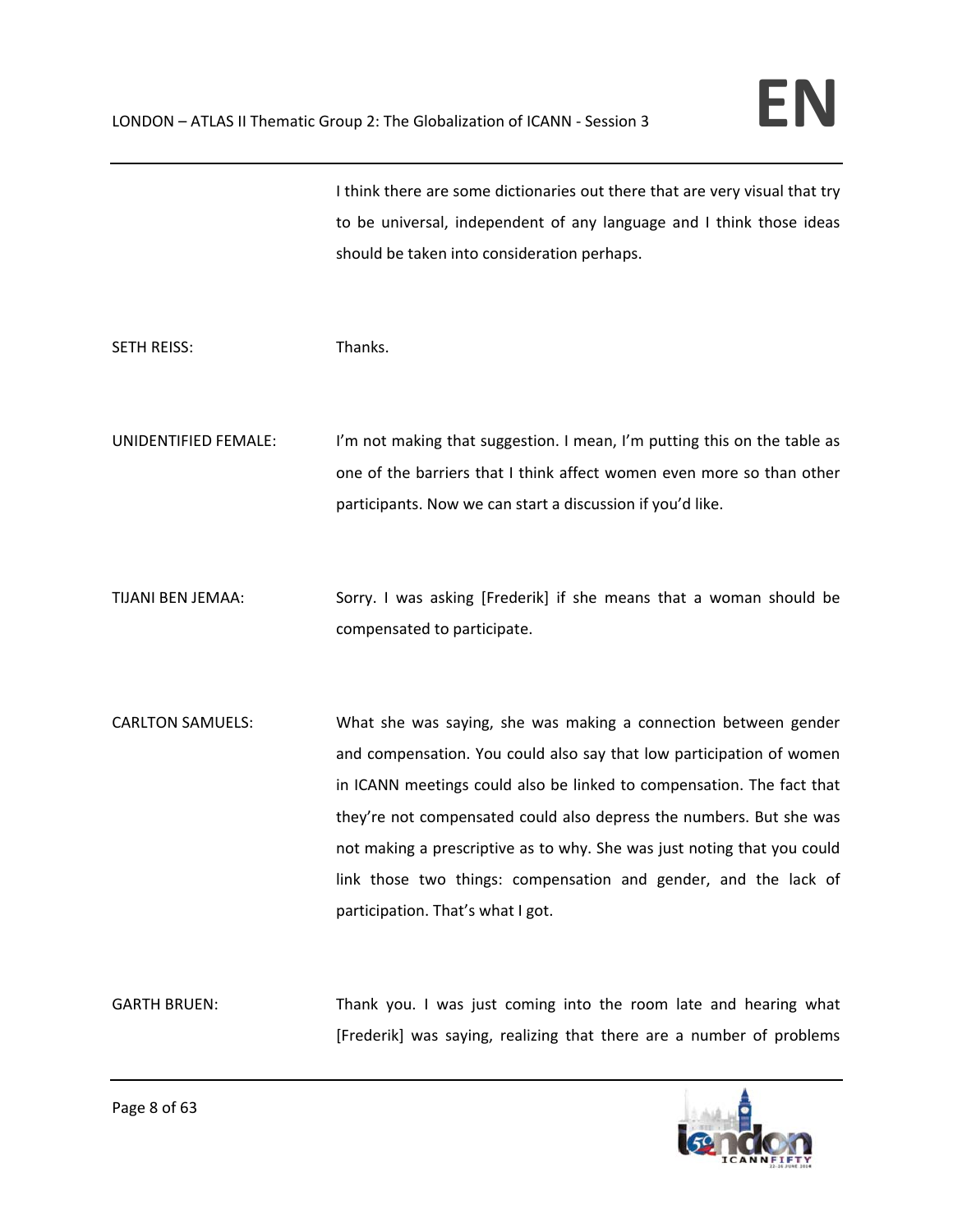I think there are some dictionaries out there that are very visual that try to be universal, independent of any language and I think those ideas should be taken into consideration perhaps.

SETH REISS: Thanks.

UNIDENTIFIED FEMALE: I'm not making that suggestion. I mean, I'm putting this on the table as one of the barriers that I think affect women even more so than other participants. Now we can start a discussion if you'd like.

TIJANI BEN JEMAA: Sorry. I was asking [Frederik] if she means that a woman should be compensated to participate.

CARLTON SAMUELS: What she was saying, she was making a connection between gender and compensation. You could also say that low participation of women in ICANN meetings could also be linked to compensation. The fact that they're not compensated could also depress the numbers. But she was not making a prescriptive as to why. She was just noting that you could link those two things: compensation and gender, and the lack of participation. That's what I got.

GARTH BRUEN: Thank you. I was just coming into the room late and hearing what [Frederik] was saying, realizing that there are a number of problems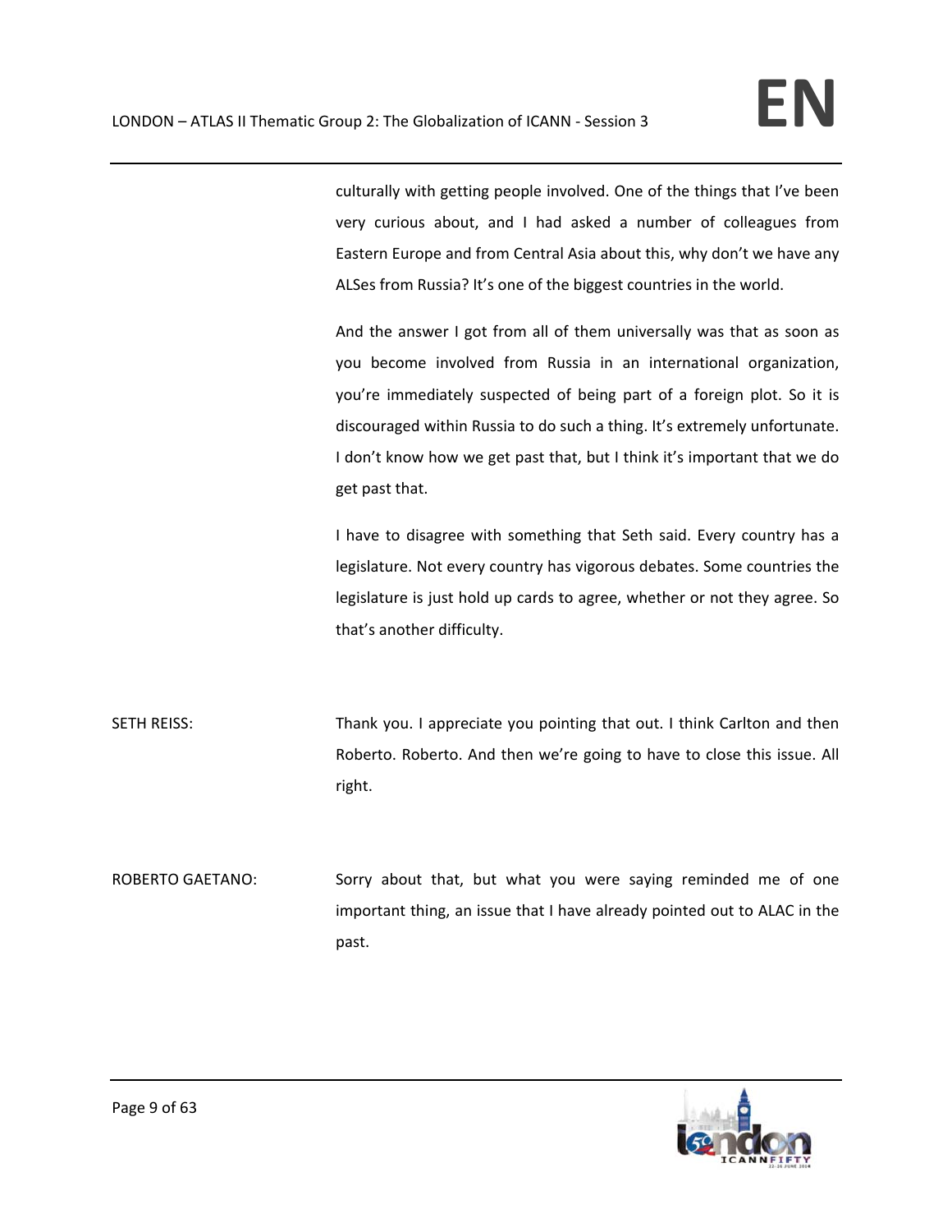culturally with getting people involved. One of the things that I've been very curious about, and I had asked a number of colleagues from Eastern Europe and from Central Asia about this, why don't we have any ALSes from Russia? It's one of the biggest countries in the world.

And the answer I got from all of them universally was that as soon as you become involved from Russia in an international organization, you're immediately suspected of being part of a foreign plot. So it is discouraged within Russia to do such a thing. It's extremely unfortunate. I don't know how we get past that, but I think it's important that we do get past that.

I have to disagree with something that Seth said. Every country has a legislature. Not every country has vigorous debates. Some countries the legislature is just hold up cards to agree, whether or not they agree. So that's another difficulty.

SETH REISS: Thank you. I appreciate you pointing that out. I think Carlton and then Roberto. Roberto. And then we're going to have to close this issue. All right.

ROBERTO GAETANO: Sorry about that, but what you were saying reminded me of one important thing, an issue that I have already pointed out to ALAC in the past.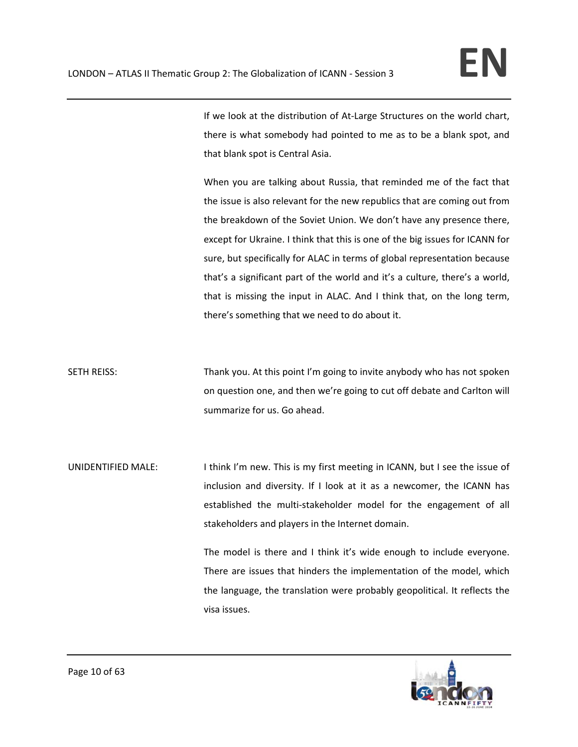If we look at the distribution of At-Large Structures on the world chart, there is what somebody had pointed to me as to be a blank spot, and that blank spot is Central Asia.

When you are talking about Russia, that reminded me of the fact that the issue is also relevant for the new republics that are coming out from the breakdown of the Soviet Union. We don't have any presence there, except for Ukraine. I think that this is one of the big issues for ICANN for sure, but specifically for ALAC in terms of global representation because that's a significant part of the world and it's a culture, there's a world, that is missing the input in ALAC. And I think that, on the long term, there's something that we need to do about it.

SETH REISS: Thank you. At this point I'm going to invite anybody who has not spoken on question one, and then we're going to cut off debate and Carlton will summarize for us. Go ahead.

UNIDENTIFIED MALE: I think I'm new. This is my first meeting in ICANN, but I see the issue of inclusion and diversity. If I look at it as a newcomer, the ICANN has established the multi-stakeholder model for the engagement of all stakeholders and players in the Internet domain.

The model is there and I think it's wide enough to include everyone. There are issues that hinders the implementation of the model, which the language, the translation were probably geopolitical. It reflects the visa issues.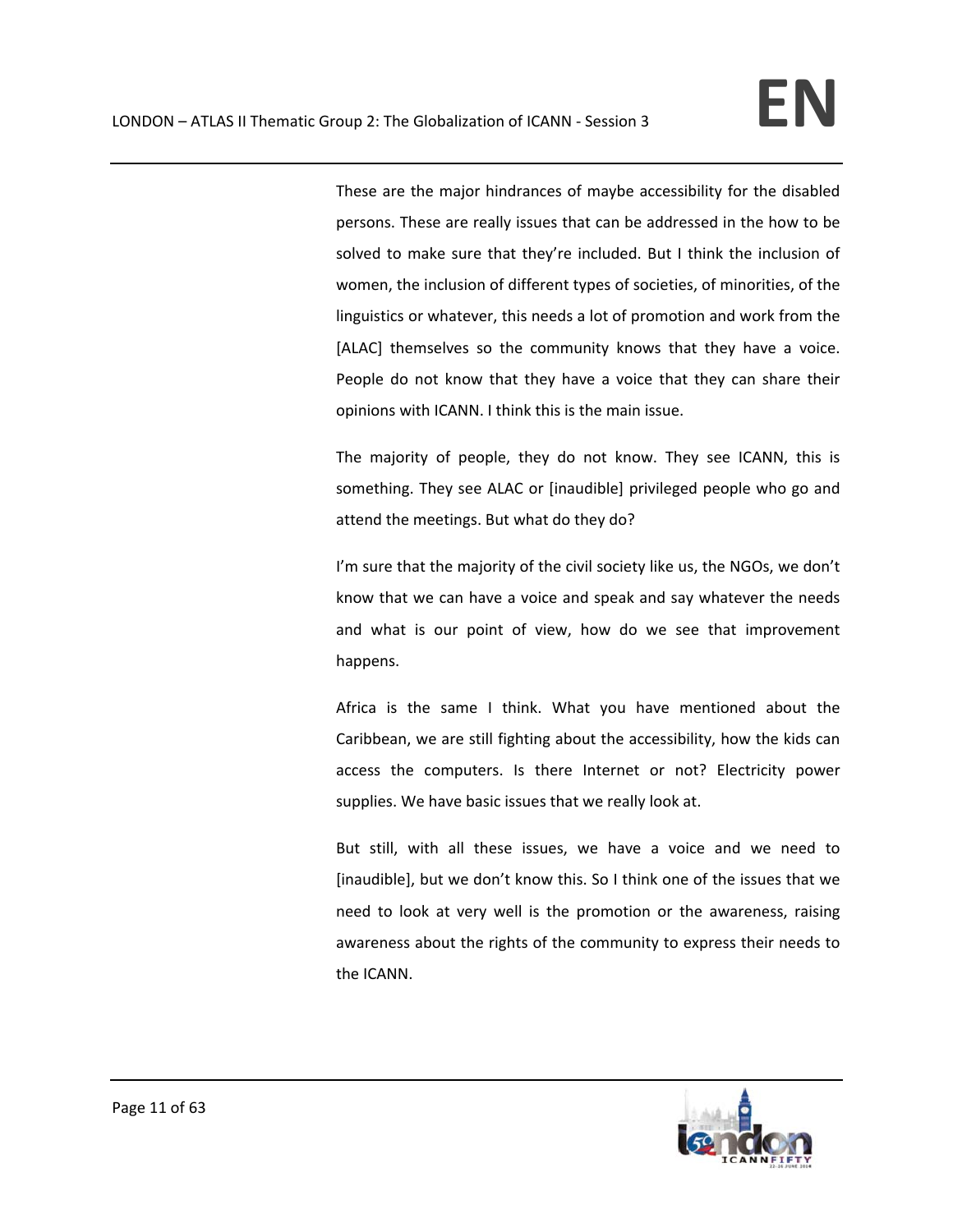These are the major hindrances of maybe accessibility for the disabled persons. These are really issues that can be addressed in the how to be solved to make sure that they're included. But I think the inclusion of women, the inclusion of different types of societies, of minorities, of the linguistics or whatever, this needs a lot of promotion and work from the [ALAC] themselves so the community knows that they have a voice. People do not know that they have a voice that they can share their opinions with ICANN. I think this is the main issue.

The majority of people, they do not know. They see ICANN, this is something. They see ALAC or [inaudible] privileged people who go and attend the meetings. But what do they do?

I'm sure that the majority of the civil society like us, the NGOs, we don't know that we can have a voice and speak and say whatever the needs and what is our point of view, how do we see that improvement happens.

Africa is the same I think. What you have mentioned about the Caribbean, we are still fighting about the accessibility, how the kids can access the computers. Is there Internet or not? Electricity power supplies. We have basic issues that we really look at.

But still, with all these issues, we have a voice and we need to [inaudible], but we don't know this. So I think one of the issues that we need to look at very well is the promotion or the awareness, raising awareness about the rights of the community to express their needs to the ICANN.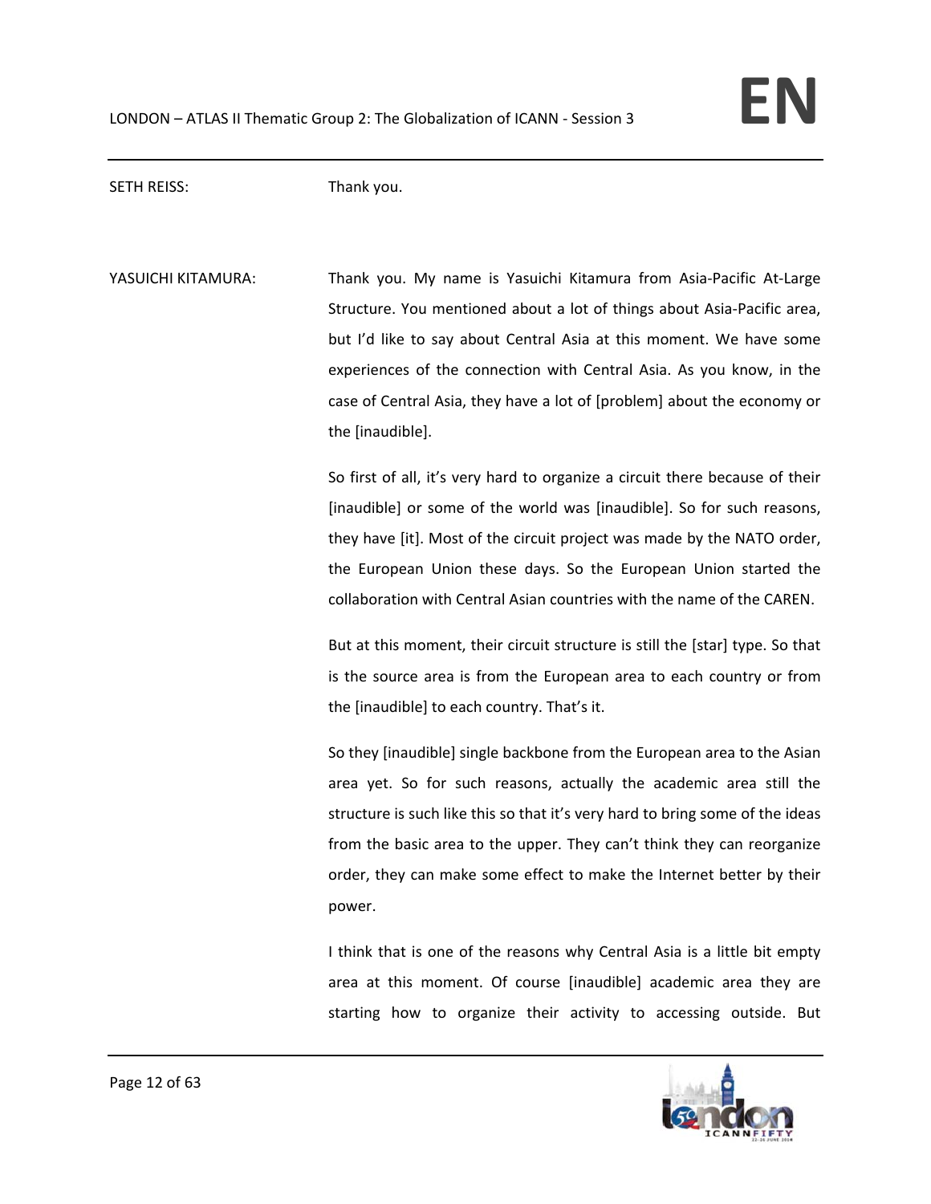SETH REISS: Thank you.

YASUICHI KITAMURA: Thank you. My name is Yasuichi Kitamura from Asia-Pacific At-Large Structure. You mentioned about a lot of things about Asia-Pacific area, but I'd like to say about Central Asia at this moment. We have some experiences of the connection with Central Asia. As you know, in the case of Central Asia, they have a lot of [problem] about the economy or the [inaudible].

So first of all, it's very hard to organize a circuit there because of their [inaudible] or some of the world was [inaudible]. So for such reasons, they have [it]. Most of the circuit project was made by the NATO order, the European Union these days. So the European Union started the collaboration with Central Asian countries with the name of the CAREN.

But at this moment, their circuit structure is still the [star] type. So that is the source area is from the European area to each country or from the [inaudible] to each country. That's it.

So they [inaudible] single backbone from the European area to the Asian area yet. So for such reasons, actually the academic area still the structure is such like this so that it's very hard to bring some of the ideas from the basic area to the upper. They can't think they can reorganize order, they can make some effect to make the Internet better by their power.

I think that is one of the reasons why Central Asia is a little bit empty area at this moment. Of course [inaudible] academic area they are starting how to organize their activity to accessing outside. But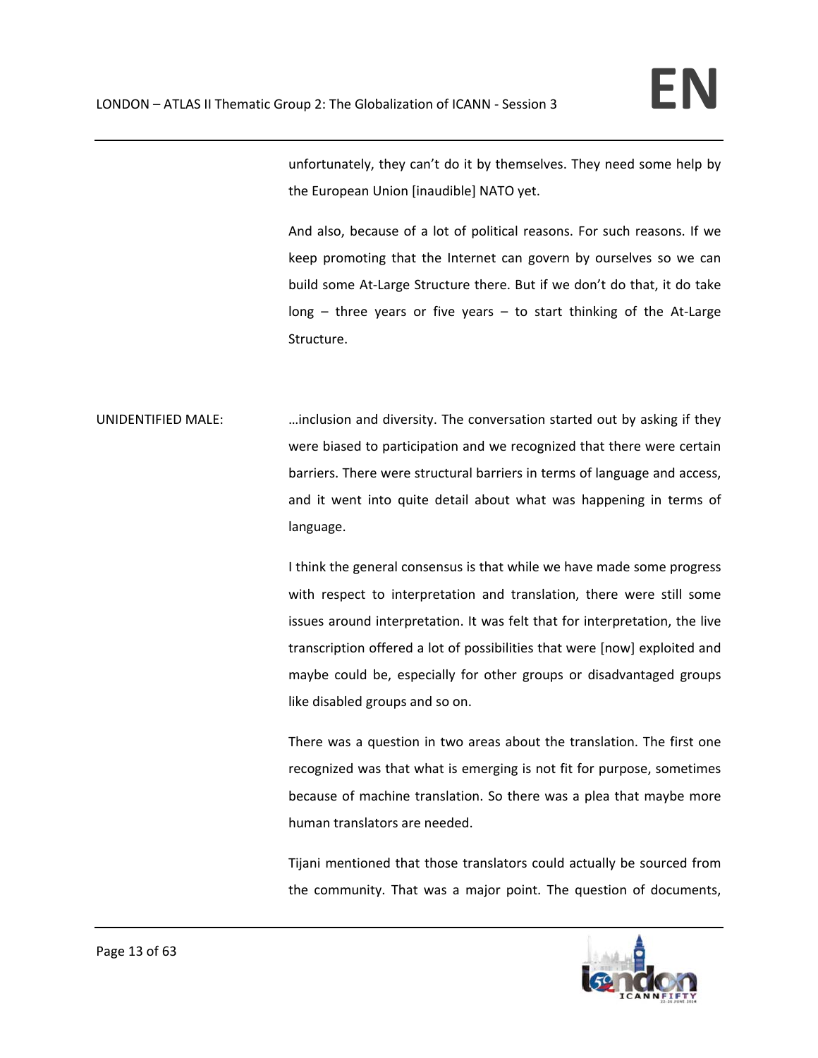unfortunately, they can't do it by themselves. They need some help by the European Union [inaudible] NATO yet.

And also, because of a lot of political reasons. For such reasons. If we keep promoting that the Internet can govern by ourselves so we can build some At-Large Structure there. But if we don't do that, it do take long – three years or five years – to start thinking of the At-Large Structure.

UNIDENTIFIED MALE: …inclusion and diversity. The conversation started out by asking if they were biased to participation and we recognized that there were certain barriers. There were structural barriers in terms of language and access, and it went into quite detail about what was happening in terms of language.

I think the general consensus is that while we have made some progress with respect to interpretation and translation, there were still some issues around interpretation. It was felt that for interpretation, the live transcription offered a lot of possibilities that were [now] exploited and maybe could be, especially for other groups or disadvantaged groups like disabled groups and so on.

There was a question in two areas about the translation. The first one recognized was that what is emerging is not fit for purpose, sometimes because of machine translation. So there was a plea that maybe more human translators are needed.

Tijani mentioned that those translators could actually be sourced from the community. That was a major point. The question of documents,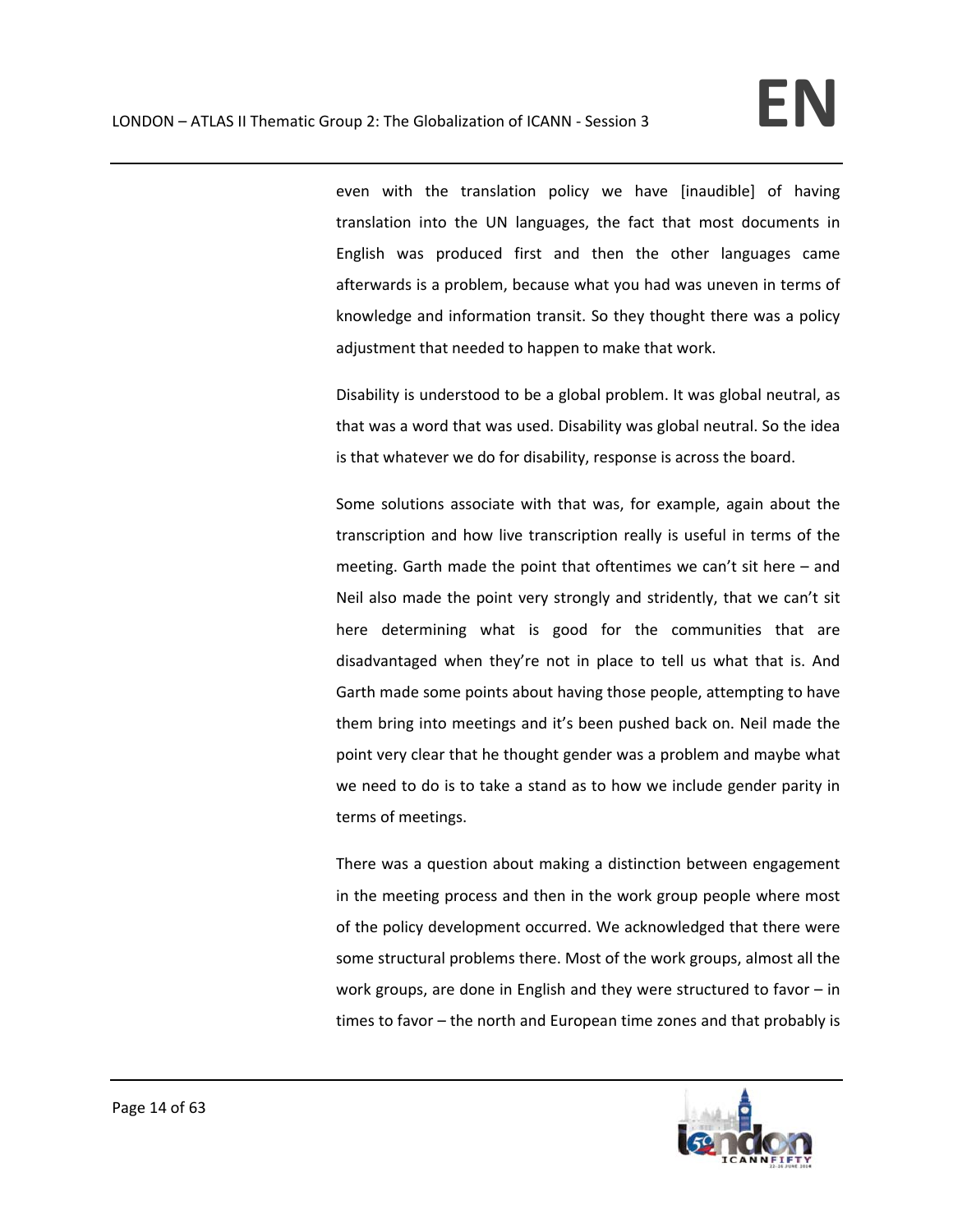even with the translation policy we have [inaudible] of having translation into the UN languages, the fact that most documents in English was produced first and then the other languages came afterwards is a problem, because what you had was uneven in terms of knowledge and information transit. So they thought there was a policy adjustment that needed to happen to make that work.

Disability is understood to be a global problem. It was global neutral, as that was a word that was used. Disability was global neutral. So the idea is that whatever we do for disability, response is across the board.

Some solutions associate with that was, for example, again about the transcription and how live transcription really is useful in terms of the meeting. Garth made the point that oftentimes we can't sit here – and Neil also made the point very strongly and stridently, that we can't sit here determining what is good for the communities that are disadvantaged when they're not in place to tell us what that is. And Garth made some points about having those people, attempting to have them bring into meetings and it's been pushed back on. Neil made the point very clear that he thought gender was a problem and maybe what we need to do is to take a stand as to how we include gender parity in terms of meetings.

There was a question about making a distinction between engagement in the meeting process and then in the work group people where most of the policy development occurred. We acknowledged that there were some structural problems there. Most of the work groups, almost all the work groups, are done in English and they were structured to favor – in times to favor – the north and European time zones and that probably is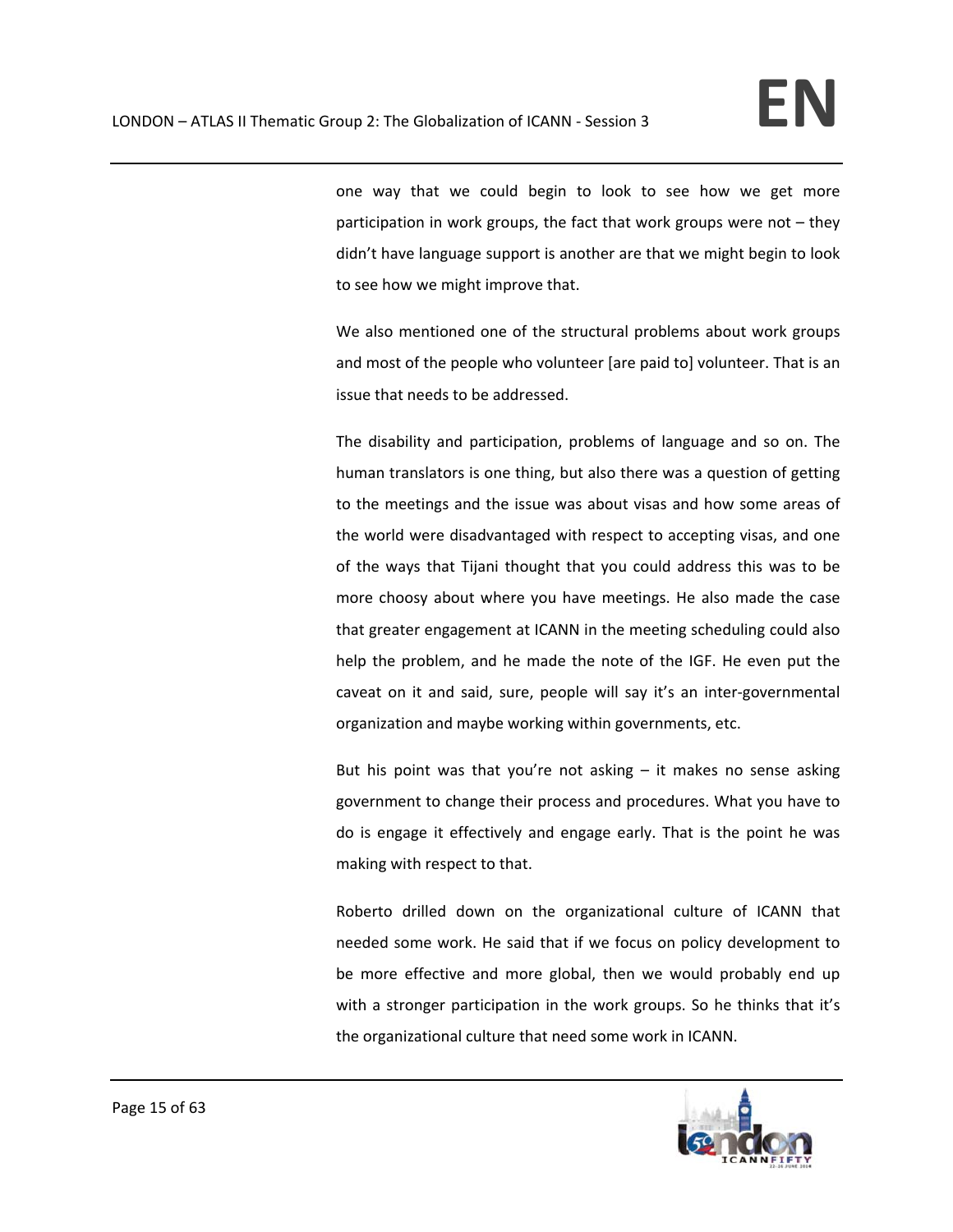one way that we could begin to look to see how we get more participation in work groups, the fact that work groups were not – they didn't have language support is another are that we might begin to look to see how we might improve that.

We also mentioned one of the structural problems about work groups and most of the people who volunteer [are paid to] volunteer. That is an issue that needs to be addressed.

The disability and participation, problems of language and so on. The human translators is one thing, but also there was a question of getting to the meetings and the issue was about visas and how some areas of the world were disadvantaged with respect to accepting visas, and one of the ways that Tijani thought that you could address this was to be more choosy about where you have meetings. He also made the case that greater engagement at ICANN in the meeting scheduling could also help the problem, and he made the note of the IGF. He even put the caveat on it and said, sure, people will say it's an inter-governmental organization and maybe working within governments, etc.

But his point was that you're not asking – it makes no sense asking government to change their process and procedures. What you have to do is engage it effectively and engage early. That is the point he was making with respect to that.

Roberto drilled down on the organizational culture of ICANN that needed some work. He said that if we focus on policy development to be more effective and more global, then we would probably end up with a stronger participation in the work groups. So he thinks that it's the organizational culture that need some work in ICANN.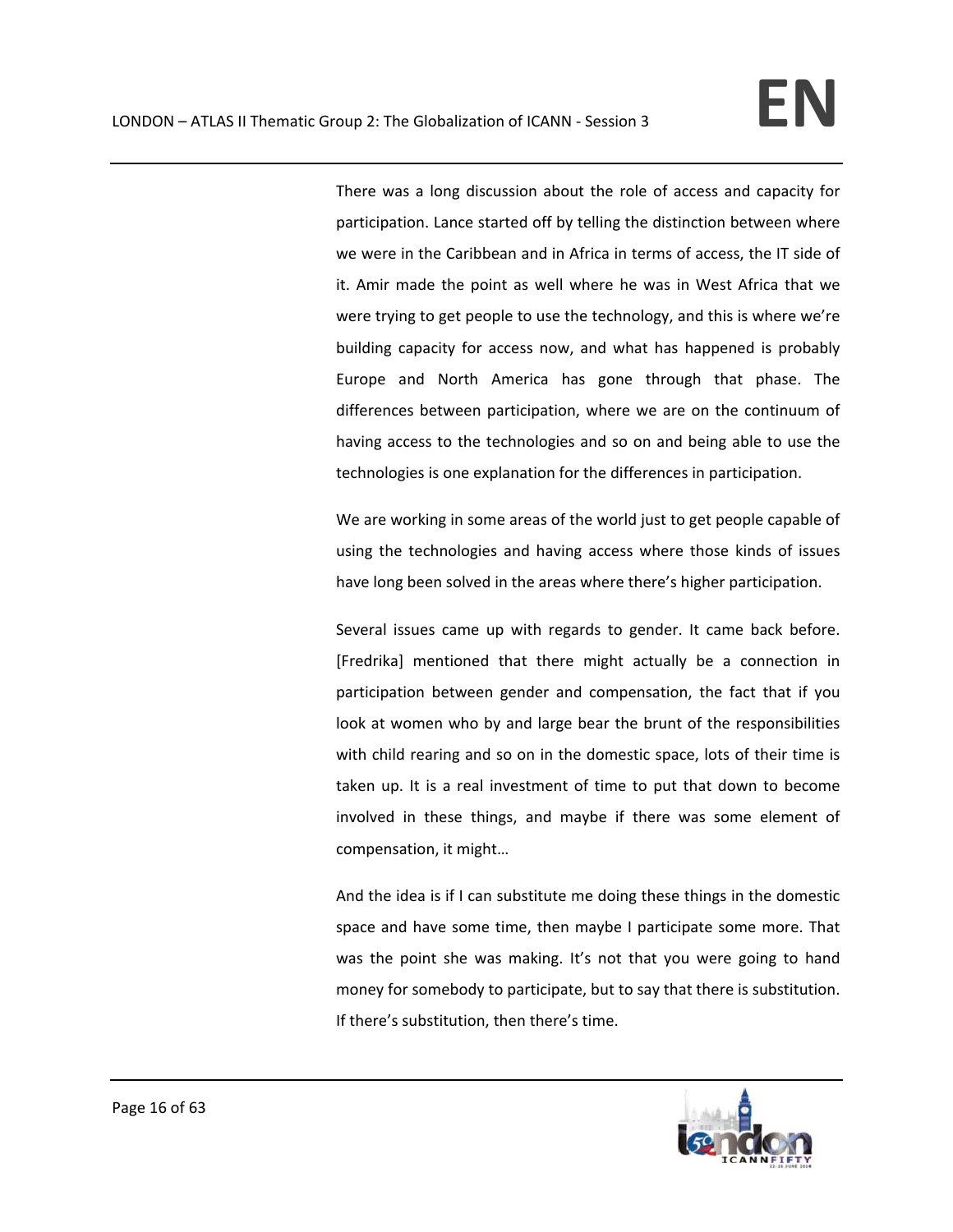There was a long discussion about the role of access and capacity for participation. Lance started off by telling the distinction between where we were in the Caribbean and in Africa in terms of access, the IT side of it. Amir made the point as well where he was in West Africa that we were trying to get people to use the technology, and this is where we're building capacity for access now, and what has happened is probably Europe and North America has gone through that phase. The differences between participation, where we are on the continuum of having access to the technologies and so on and being able to use the technologies is one explanation for the differences in participation.

We are working in some areas of the world just to get people capable of using the technologies and having access where those kinds of issues have long been solved in the areas where there's higher participation.

Several issues came up with regards to gender. It came back before. [Fredrika] mentioned that there might actually be a connection in participation between gender and compensation, the fact that if you look at women who by and large bear the brunt of the responsibilities with child rearing and so on in the domestic space, lots of their time is taken up. It is a real investment of time to put that down to become involved in these things, and maybe if there was some element of compensation, it might…

And the idea is if I can substitute me doing these things in the domestic space and have some time, then maybe I participate some more. That was the point she was making. It's not that you were going to hand money for somebody to participate, but to say that there is substitution. If there's substitution, then there's time.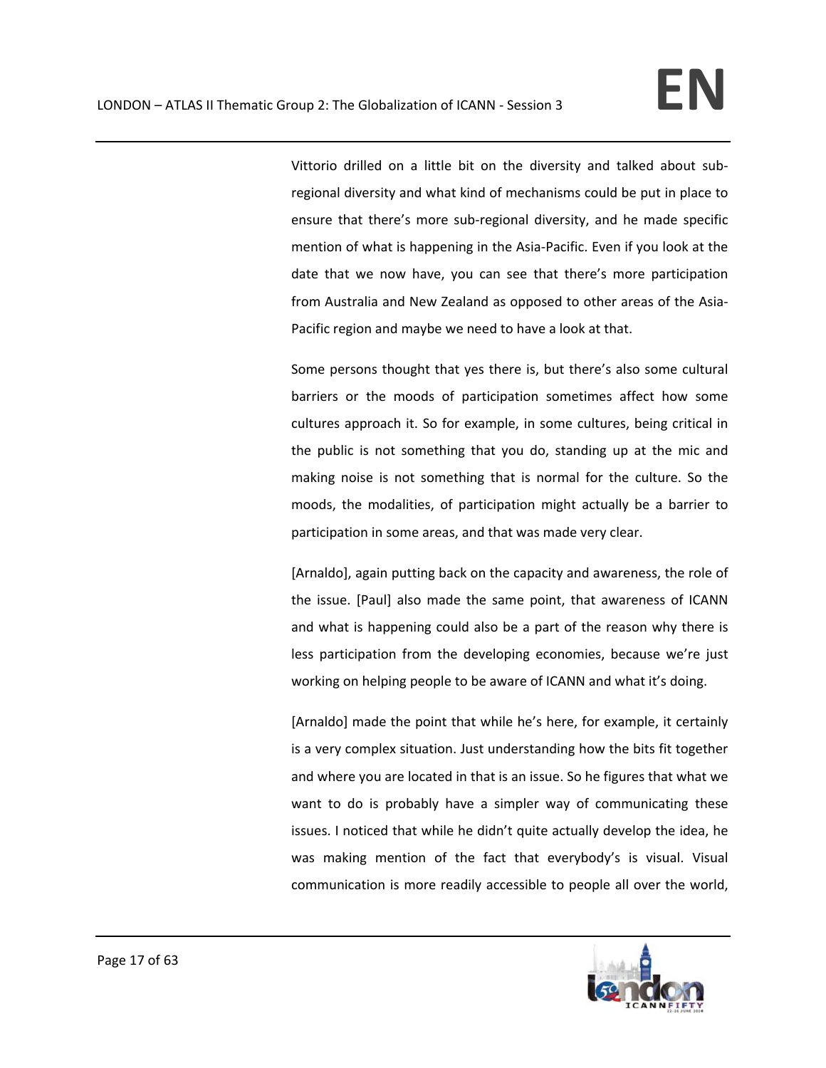Vittorio drilled on a little bit on the diversity and talked about sub-regional diversity and what kind of mechanisms could be put in place to ensure that there's more sub-regional diversity, and he made specific mention of what is happening in the Asia-Pacific. Even if you look at the date that we now have, you can see that there's more participation from Australia and New Zealand as opposed to other areas of the Asia-Pacific region and maybe we need to have a look at that.

Some persons thought that yes there is, but there's also some cultural barriers or the moods of participation sometimes affect how some cultures approach it. So for example, in some cultures, being critical in the public is not something that you do, standing up at the mic and making noise is not something that is normal for the culture. So the moods, the modalities, of participation might actually be a barrier to participation in some areas, and that was made very clear.

[Arnaldo], again putting back on the capacity and awareness, the role of the issue. [Paul] also made the same point, that awareness of ICANN and what is happening could also be a part of the reason why there is less participation from the developing economies, because we're just working on helping people to be aware of ICANN and what it's doing.

[Arnaldo] made the point that while he's here, for example, it certainly is a very complex situation. Just understanding how the bits fit together and where you are located in that is an issue. So he figures that what we want to do is probably have a simpler way of communicating these issues. I noticed that while he didn't quite actually develop the idea, he was making mention of the fact that everybody's is visual. Visual communication is more readily accessible to people all over the world,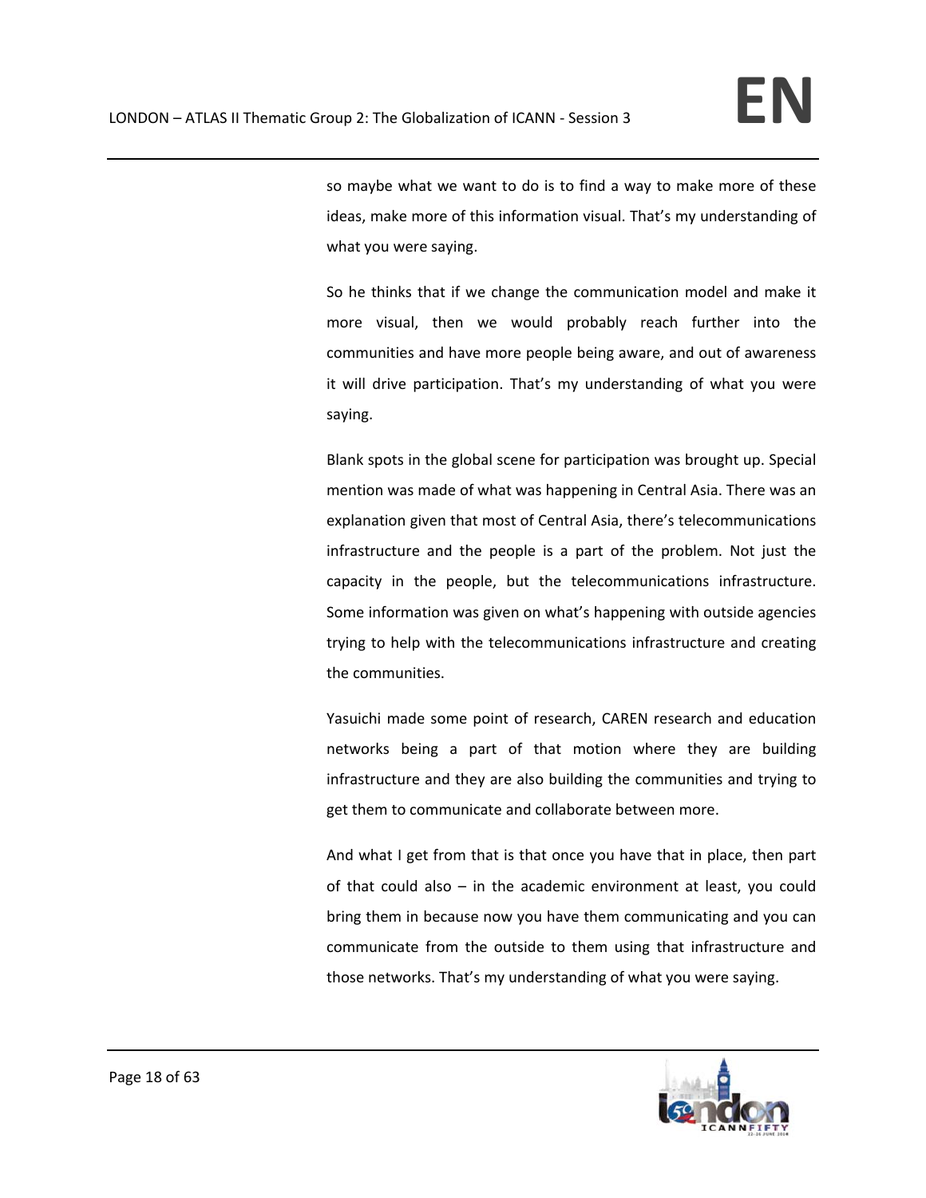so maybe what we want to do is to find a way to make more of these ideas, make more of this information visual. That's my understanding of what you were saying.

So he thinks that if we change the communication model and make it more visual, then we would probably reach further into the communities and have more people being aware, and out of awareness it will drive participation. That's my understanding of what you were saying.

Blank spots in the global scene for participation was brought up. Special mention was made of what was happening in Central Asia. There was an explanation given that most of Central Asia, there's telecommunications infrastructure and the people is a part of the problem. Not just the capacity in the people, but the telecommunications infrastructure. Some information was given on what's happening with outside agencies trying to help with the telecommunications infrastructure and creating the communities.

Yasuichi made some point of research, CAREN research and education networks being a part of that motion where they are building infrastructure and they are also building the communities and trying to get them to communicate and collaborate between more.

And what I get from that is that once you have that in place, then part of that could also – in the academic environment at least, you could bring them in because now you have them communicating and you can communicate from the outside to them using that infrastructure and those networks. That's my understanding of what you were saying.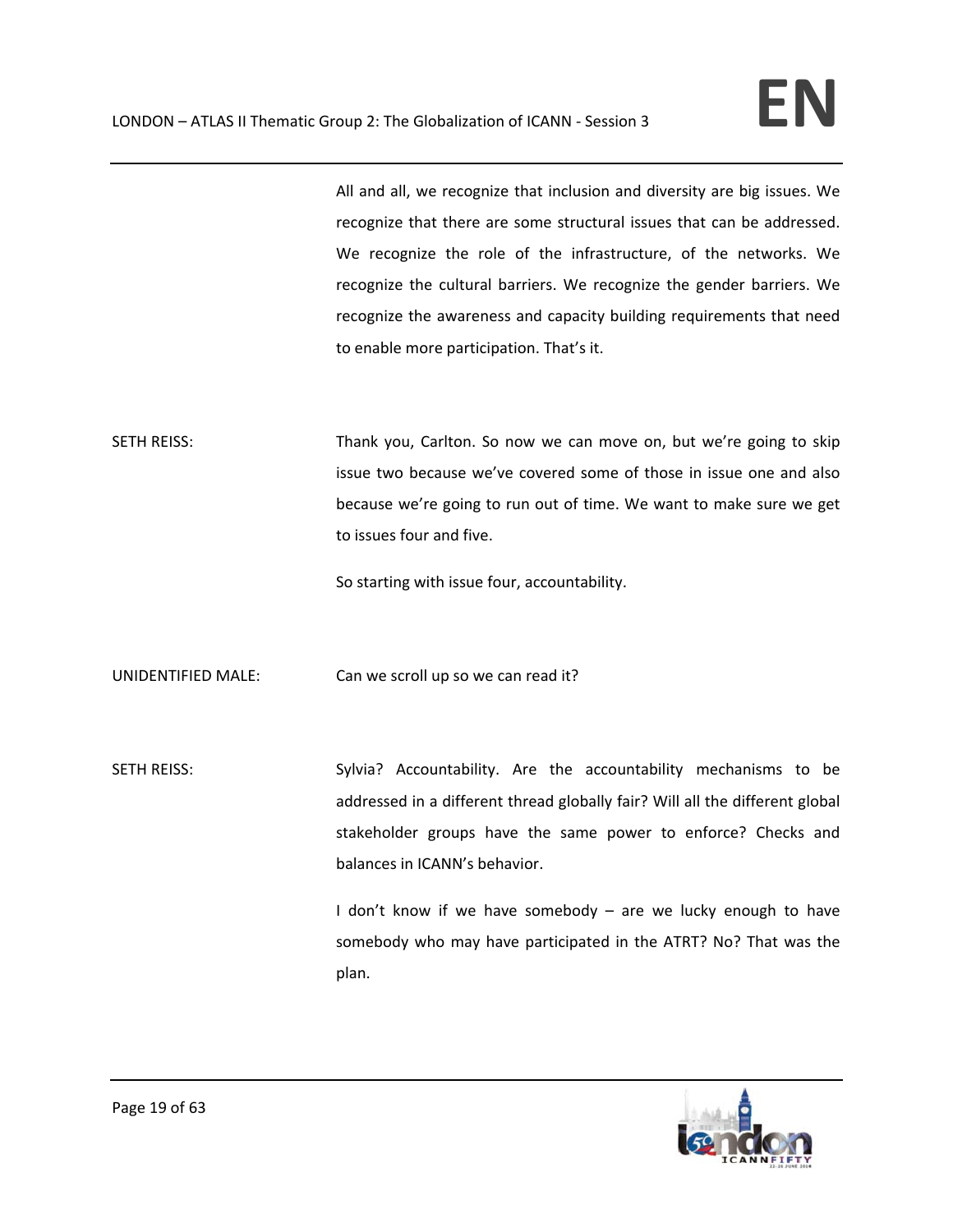All and all, we recognize that inclusion and diversity are big issues. We recognize that there are some structural issues that can be addressed. We recognize the role of the infrastructure, of the networks. We recognize the cultural barriers. We recognize the gender barriers. We recognize the awareness and capacity building requirements that need to enable more participation. That's it.

SETH REISS: Thank you, Carlton. So now we can move on, but we're going to skip issue two because we've covered some of those in issue one and also because we're going to run out of time. We want to make sure we get to issues four and five.

So starting with issue four, accountability.

UNIDENTIFIED MALE: Can we scroll up so we can read it?

SETH REISS: Sylvia? Accountability. Are the accountability mechanisms to be addressed in a different thread globally fair? Will all the different global stakeholder groups have the same power to enforce? Checks and balances in ICANN's behavior.

I don't know if we have somebody – are we lucky enough to have somebody who may have participated in the ATRT? No? That was the plan.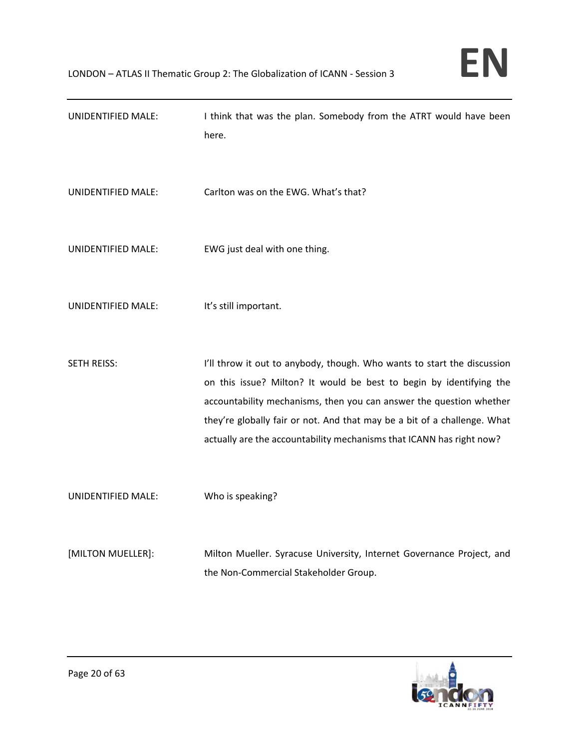UNIDENTIFIED MALE: I think that was the plan. Somebody from the ATRT would have been here.

UNIDENTIFIED MALE: Carlton was on the EWG. What's that?

UNIDENTIFIED MALE: EWG just deal with one thing.

UNIDENTIFIED MALE: It's still important.

SETH REISS: I'll throw it out to anybody, though. Who wants to start the discussion on this issue? Milton? It would be best to begin by identifying the accountability mechanisms, then you can answer the question whether they're globally fair or not. And that may be a bit of a challenge. What actually are the accountability mechanisms that ICANN has right now?

UNIDENTIFIED MALE: Who is speaking?

[MILTON MUELLER]: Milton Mueller. Syracuse University, Internet Governance Project, and the Non-Commercial Stakeholder Group.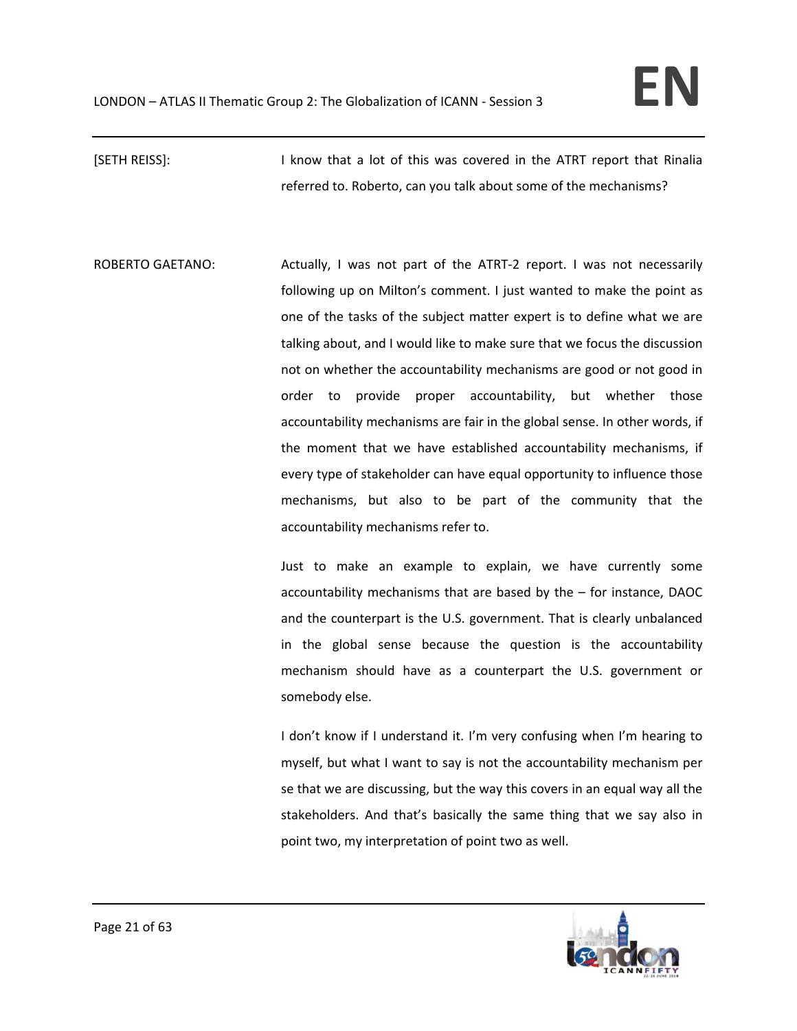[SETH REISS]: I know that a lot of this was covered in the ATRT report that Rinalia referred to. Roberto, can you talk about some of the mechanisms?

ROBERTO GAETANO: Actually, I was not part of the ATRT-2 report. I was not necessarily following up on Milton's comment. I just wanted to make the point as one of the tasks of the subject matter expert is to define what we are talking about, and I would like to make sure that we focus the discussion not on whether the accountability mechanisms are good or not good in order to provide proper accountability, but whether those accountability mechanisms are fair in the global sense. In other words, if the moment that we have established accountability mechanisms, if every type of stakeholder can have equal opportunity to influence those mechanisms, but also to be part of the community that the accountability mechanisms refer to.

Just to make an example to explain, we have currently some accountability mechanisms that are based by the – for instance, DAOC and the counterpart is the U.S. government. That is clearly unbalanced in the global sense because the question is the accountability mechanism should have as a counterpart the U.S. government or somebody else.

I don't know if I understand it. I'm very confusing when I'm hearing to myself, but what I want to say is not the accountability mechanism per se that we are discussing, but the way this covers in an equal way all the stakeholders. And that's basically the same thing that we say also in point two, my interpretation of point two as well.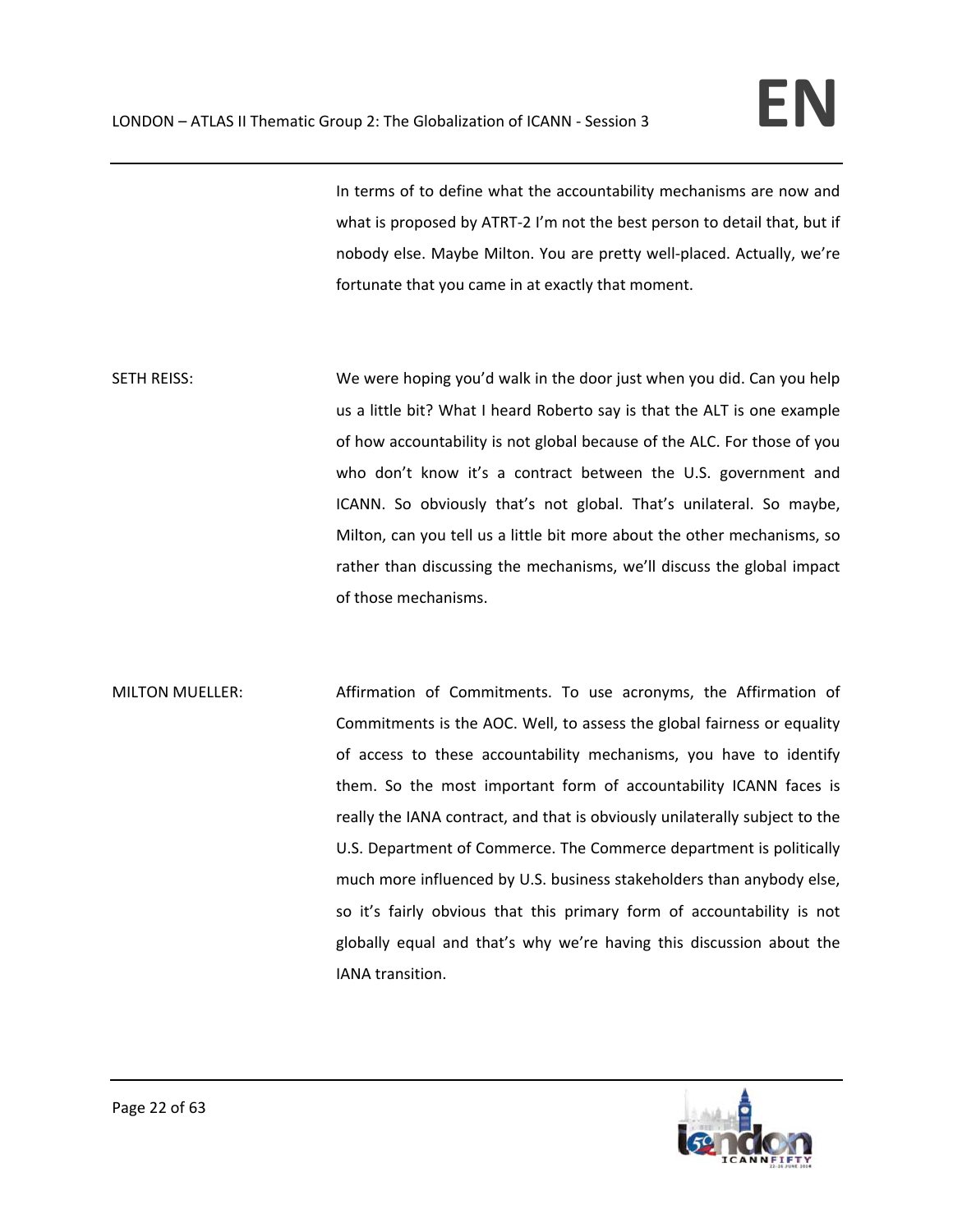In terms of to define what the accountability mechanisms are now and what is proposed by ATRT-2 I'm not the best person to detail that, but if nobody else. Maybe Milton. You are pretty well-placed. Actually, we're fortunate that you came in at exactly that moment.

SETH REISS: We were hoping you'd walk in the door just when you did. Can you help us a little bit? What I heard Roberto say is that the ALT is one example of how accountability is not global because of the ALC. For those of you who don't know it's a contract between the U.S. government and ICANN. So obviously that's not global. That's unilateral. So maybe, Milton, can you tell us a little bit more about the other mechanisms, so rather than discussing the mechanisms, we'll discuss the global impact of those mechanisms.

MILTON MUELLER: Affirmation of Commitments. To use acronyms, the Affirmation of Commitments is the AOC. Well, to assess the global fairness or equality of access to these accountability mechanisms, you have to identify them. So the most important form of accountability ICANN faces is really the IANA contract, and that is obviously unilaterally subject to the U.S. Department of Commerce. The Commerce department is politically much more influenced by U.S. business stakeholders than anybody else, so it's fairly obvious that this primary form of accountability is not globally equal and that's why we're having this discussion about the IANA transition.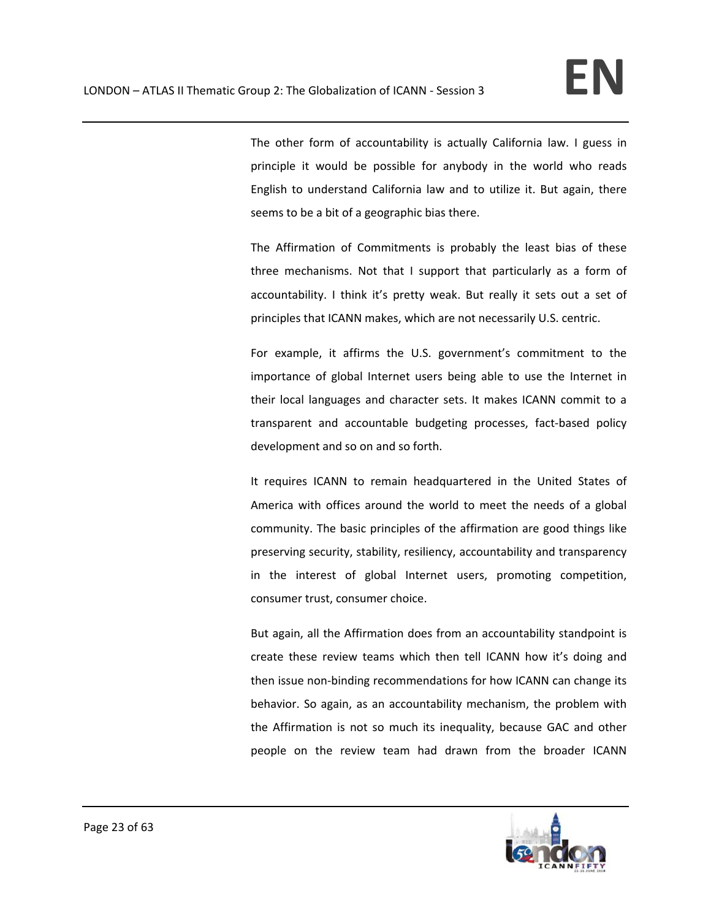The other form of accountability is actually California law. I guess in principle it would be possible for anybody in the world who reads English to understand California law and to utilize it. But again, there seems to be a bit of a geographic bias there.

The Affirmation of Commitments is probably the least bias of these three mechanisms. Not that I support that particularly as a form of accountability. I think it's pretty weak. But really it sets out a set of principles that ICANN makes, which are not necessarily U.S. centric.

For example, it affirms the U.S. government's commitment to the importance of global Internet users being able to use the Internet in their local languages and character sets. It makes ICANN commit to a transparent and accountable budgeting processes, fact-based policy development and so on and so forth.

It requires ICANN to remain headquartered in the United States of America with offices around the world to meet the needs of a global community. The basic principles of the affirmation are good things like preserving security, stability, resiliency, accountability and transparency in the interest of global Internet users, promoting competition, consumer trust, consumer choice.

But again, all the Affirmation does from an accountability standpoint is create these review teams which then tell ICANN how it's doing and then issue non-binding recommendations for how ICANN can change its behavior. So again, as an accountability mechanism, the problem with the Affirmation is not so much its inequality, because GAC and other people on the review team had drawn from the broader ICANN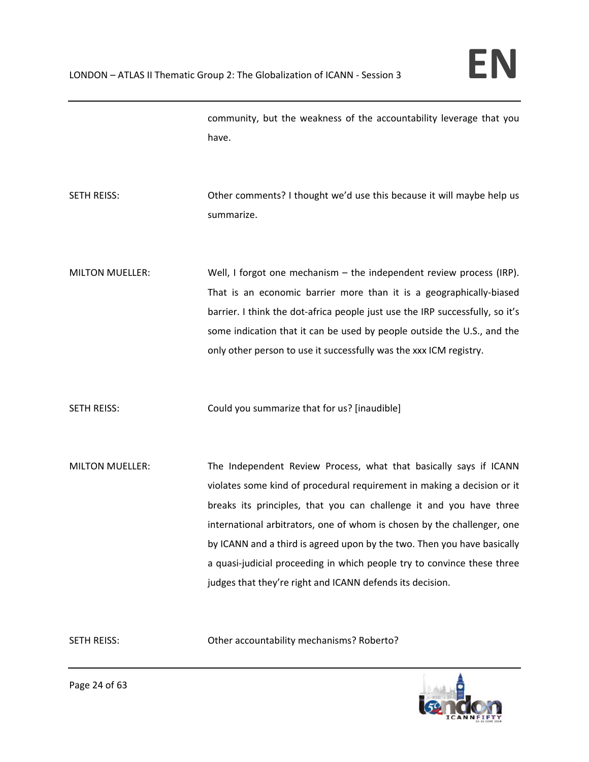community, but the weakness of the accountability leverage that you have.

SETH REISS: Other comments? I thought we'd use this because it will maybe help us summarize.

MILTON MUELLER: Well, I forgot one mechanism – the independent review process (IRP). That is an economic barrier more than it is a geographically-biased barrier. I think the dot-africa people just use the IRP successfully, so it's some indication that it can be used by people outside the U.S., and the only other person to use it successfully was the xxx ICM registry.

SETH REISS: Could you summarize that for us? [inaudible]

MILTON MUELLER: The Independent Review Process, what that basically says if ICANN violates some kind of procedural requirement in making a decision or it breaks its principles, that you can challenge it and you have three international arbitrators, one of whom is chosen by the challenger, one by ICANN and a third is agreed upon by the two. Then you have basically a quasi-judicial proceeding in which people try to convince these three judges that they're right and ICANN defends its decision.

SETH REISS: Other accountability mechanisms? Roberto?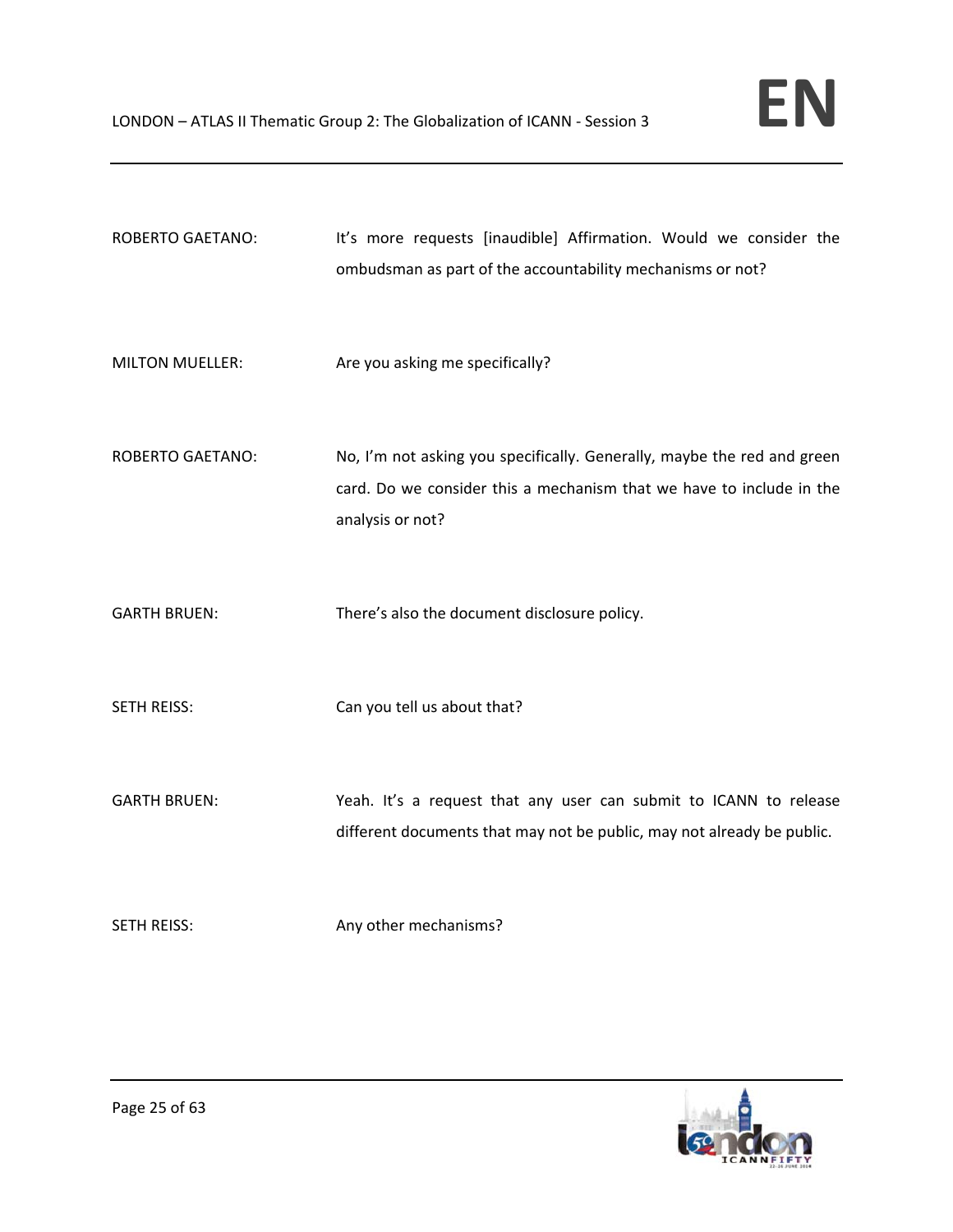ROBERTO GAETANO: It's more requests [inaudible] Affirmation. Would we consider the ombudsman as part of the accountability mechanisms or not?

MILTON MUELLER: Are you asking me specifically?

ROBERTO GAETANO: No, I'm not asking you specifically. Generally, maybe the red and green card. Do we consider this a mechanism that we have to include in the analysis or not?

GARTH BRUEN: There's also the document disclosure policy.

SETH REISS: Can you tell us about that?

GARTH BRUEN: Yeah. It's a request that any user can submit to ICANN to release different documents that may not be public, may not already be public.

SETH REISS: Any other mechanisms?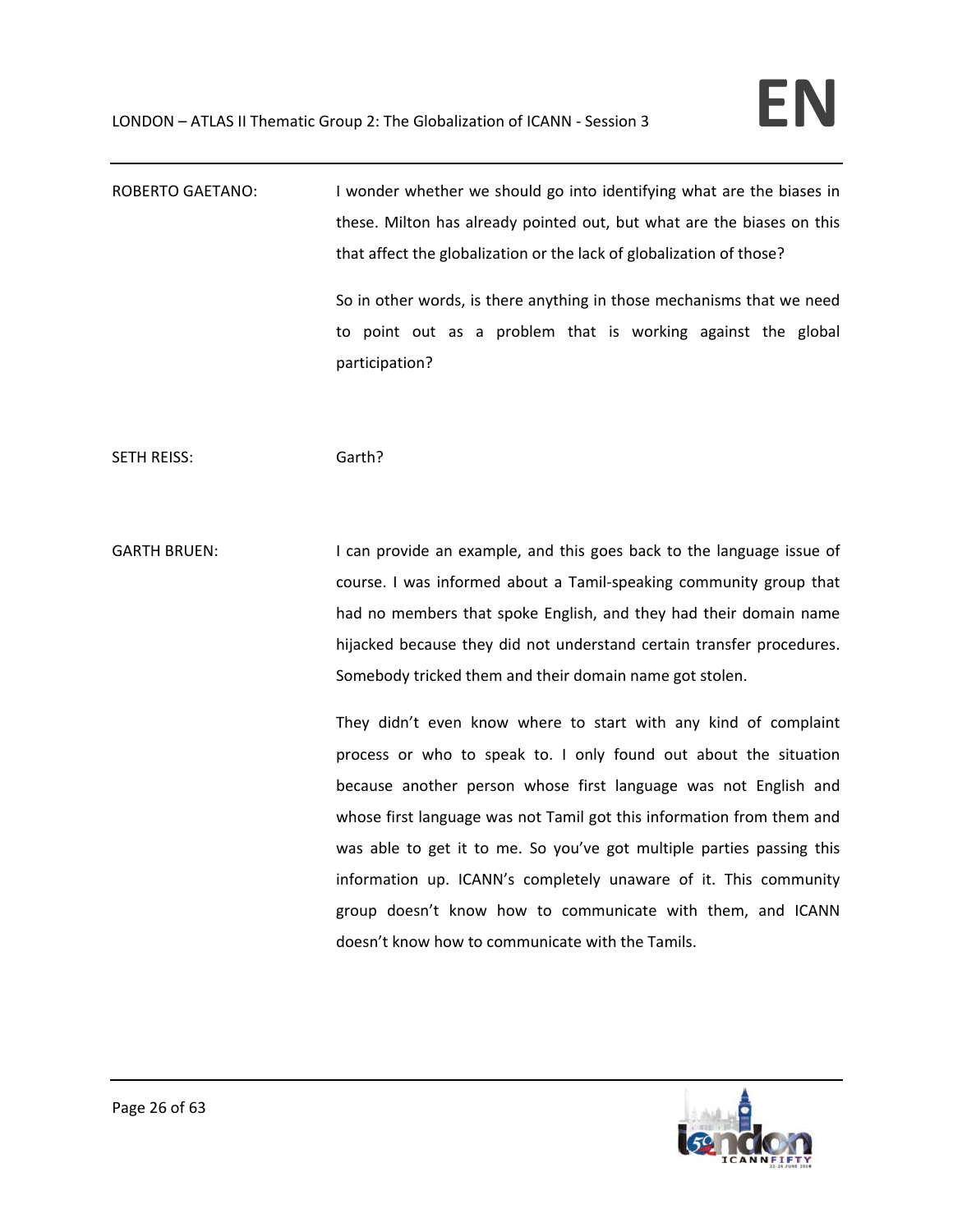ROBERTO GAETANO: I wonder whether we should go into identifying what are the biases in these. Milton has already pointed out, but what are the biases on this that affect the globalization or the lack of globalization of those?

So in other words, is there anything in those mechanisms that we need to point out as a problem that is working against the global participation?

SETH REISS: Garth?

GARTH BRUEN: I can provide an example, and this goes back to the language issue of course. I was informed about a Tamil-speaking community group that had no members that spoke English, and they had their domain name hijacked because they did not understand certain transfer procedures. Somebody tricked them and their domain name got stolen.

They didn't even know where to start with any kind of complaint process or who to speak to. I only found out about the situation because another person whose first language was not English and whose first language was not Tamil got this information from them and was able to get it to me. So you've got multiple parties passing this information up. ICANN's completely unaware of it. This community group doesn't know how to communicate with them, and ICANN doesn't know how to communicate with the Tamils.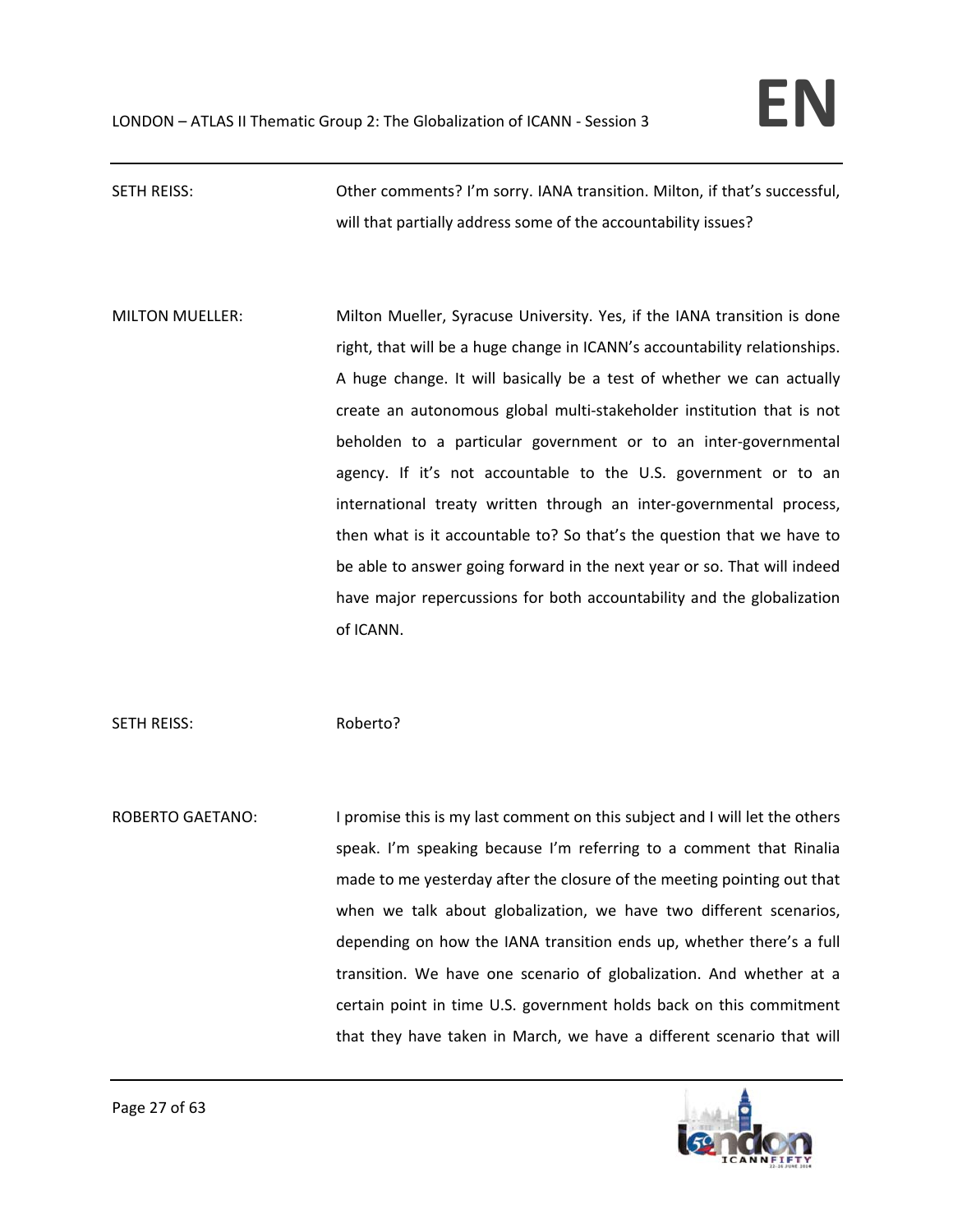SETH REISS: Other comments? I'm sorry. IANA transition. Milton, if that's successful, will that partially address some of the accountability issues?

MILTON MUELLER: Milton Mueller, Syracuse University. Yes, if the IANA transition is done right, that will be a huge change in ICANN's accountability relationships. A huge change. It will basically be a test of whether we can actually create an autonomous global multi-stakeholder institution that is not beholden to a particular government or to an inter-governmental agency. If it's not accountable to the U.S. government or to an international treaty written through an inter-governmental process, then what is it accountable to? So that's the question that we have to be able to answer going forward in the next year or so. That will indeed have major repercussions for both accountability and the globalization of ICANN.

SETH REISS: Roberto?

ROBERTO GAETANO: I promise this is my last comment on this subject and I will let the others speak. I'm speaking because I'm referring to a comment that Rinalia made to me yesterday after the closure of the meeting pointing out that when we talk about globalization, we have two different scenarios, depending on how the IANA transition ends up, whether there's a full transition. We have one scenario of globalization. And whether at a certain point in time U.S. government holds back on this commitment that they have taken in March, we have a different scenario that will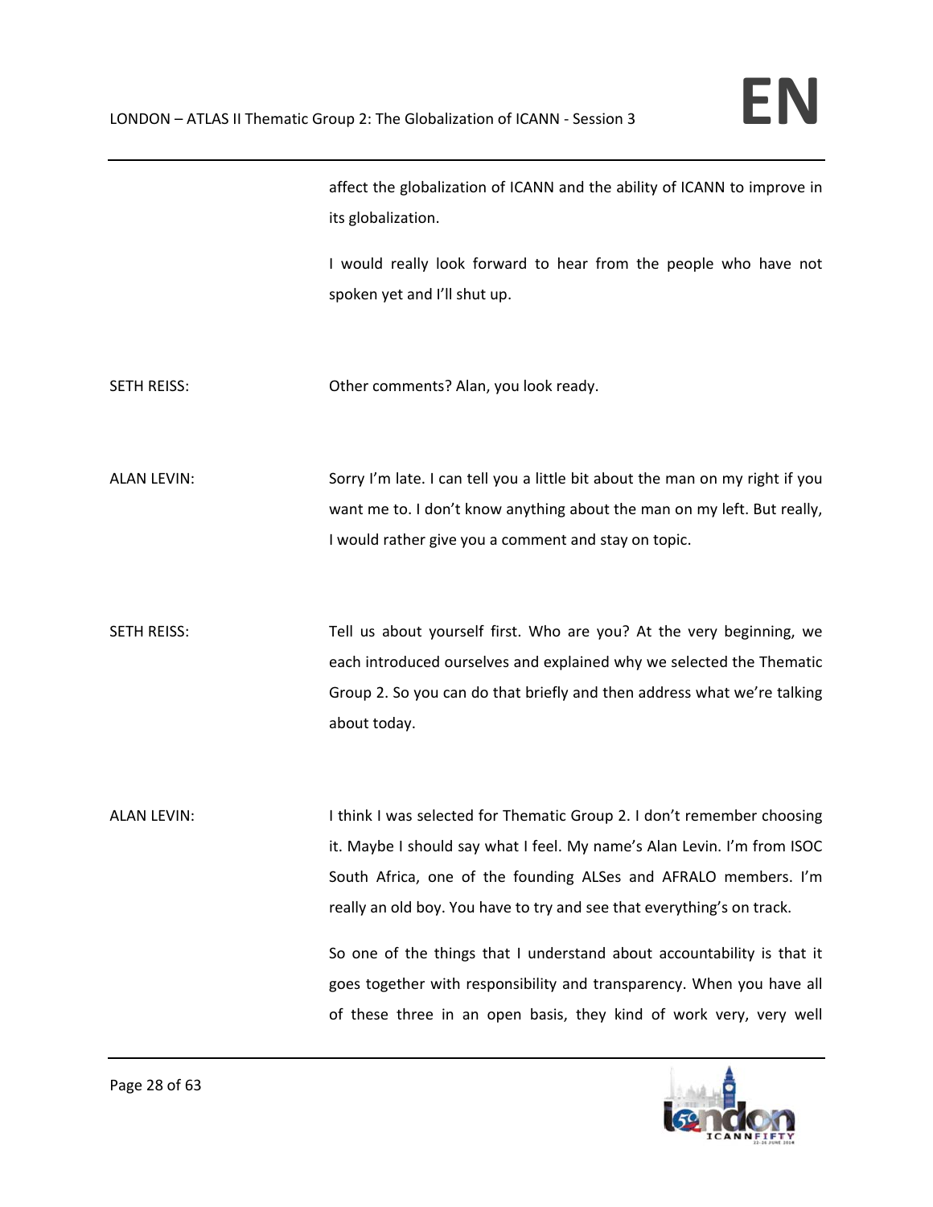affect the globalization of ICANN and the ability of ICANN to improve in its globalization.

I would really look forward to hear from the people who have not spoken yet and I'll shut up.

SETH REISS: Other comments? Alan, you look ready.

ALAN LEVIN: Sorry I'm late. I can tell you a little bit about the man on my right if you want me to. I don't know anything about the man on my left. But really, I would rather give you a comment and stay on topic.

SETH REISS: Tell us about yourself first. Who are you? At the very beginning, we each introduced ourselves and explained why we selected the Thematic Group 2. So you can do that briefly and then address what we're talking about today.

ALAN LEVIN: I think I was selected for Thematic Group 2. I don't remember choosing it. Maybe I should say what I feel. My name's Alan Levin. I'm from ISOC South Africa, one of the founding ALSes and AFRALO members. I'm really an old boy. You have to try and see that everything's on track.

So one of the things that I understand about accountability is that it goes together with responsibility and transparency. When you have all of these three in an open basis, they kind of work very, very well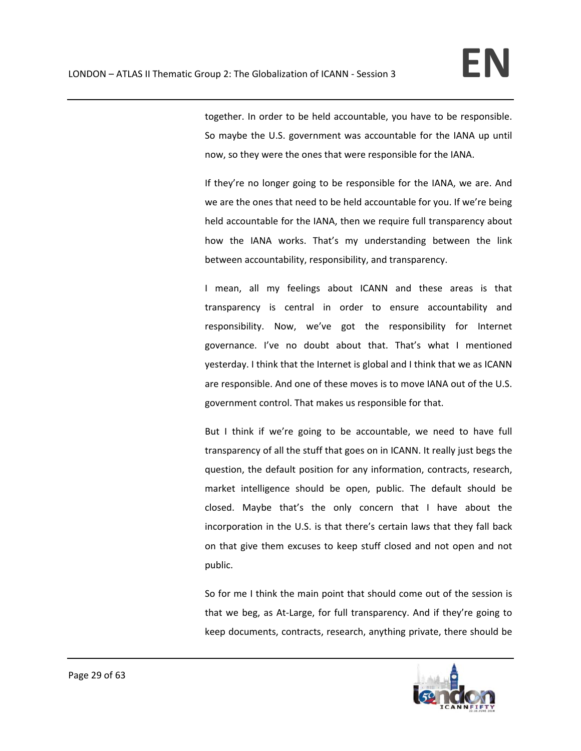together. In order to be held accountable, you have to be responsible. So maybe the U.S. government was accountable for the IANA up until now, so they were the ones that were responsible for the IANA.

If they're no longer going to be responsible for the IANA, we are. And we are the ones that need to be held accountable for you. If we're being held accountable for the IANA, then we require full transparency about how the IANA works. That's my understanding between the link between accountability, responsibility, and transparency.

I mean, all my feelings about ICANN and these areas is that transparency is central in order to ensure accountability and responsibility. Now, we've got the responsibility for Internet governance. I've no doubt about that. That's what I mentioned yesterday. I think that the Internet is global and I think that we as ICANN are responsible. And one of these moves is to move IANA out of the U.S. government control. That makes us responsible for that.

But I think if we're going to be accountable, we need to have full transparency of all the stuff that goes on in ICANN. It really just begs the question, the default position for any information, contracts, research, market intelligence should be open, public. The default should be closed. Maybe that's the only concern that I have about the incorporation in the U.S. is that there's certain laws that they fall back on that give them excuses to keep stuff closed and not open and not public.

So for me I think the main point that should come out of the session is that we beg, as At-Large, for full transparency. And if they're going to keep documents, contracts, research, anything private, there should be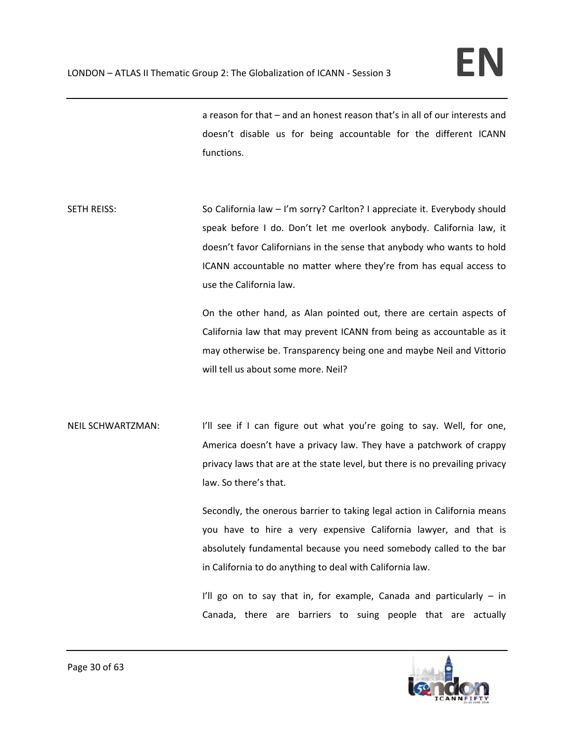a reason for that – and an honest reason that's in all of our interests and doesn't disable us for being accountable for the different ICANN functions.

SETH REISS: So California law – I'm sorry? Carlton? I appreciate it. Everybody should speak before I do. Don't let me overlook anybody. California law, it doesn't favor Californians in the sense that anybody who wants to hold ICANN accountable no matter where they're from has equal access to use the California law.

On the other hand, as Alan pointed out, there are certain aspects of California law that may prevent ICANN from being as accountable as it may otherwise be. Transparency being one and maybe Neil and Vittorio will tell us about some more. Neil?

NEIL SCHWARTZMAN: I'll see if I can figure out what you're going to say. Well, for one, America doesn't have a privacy law. They have a patchwork of crappy privacy laws that are at the state level, but there is no prevailing privacy law. So there's that.

Secondly, the onerous barrier to taking legal action in California means you have to hire a very expensive California lawyer, and that is absolutely fundamental because you need somebody called to the bar in California to do anything to deal with California law.

I'll go on to say that in, for example, Canada and particularly – in Canada, there are barriers to suing people that are actually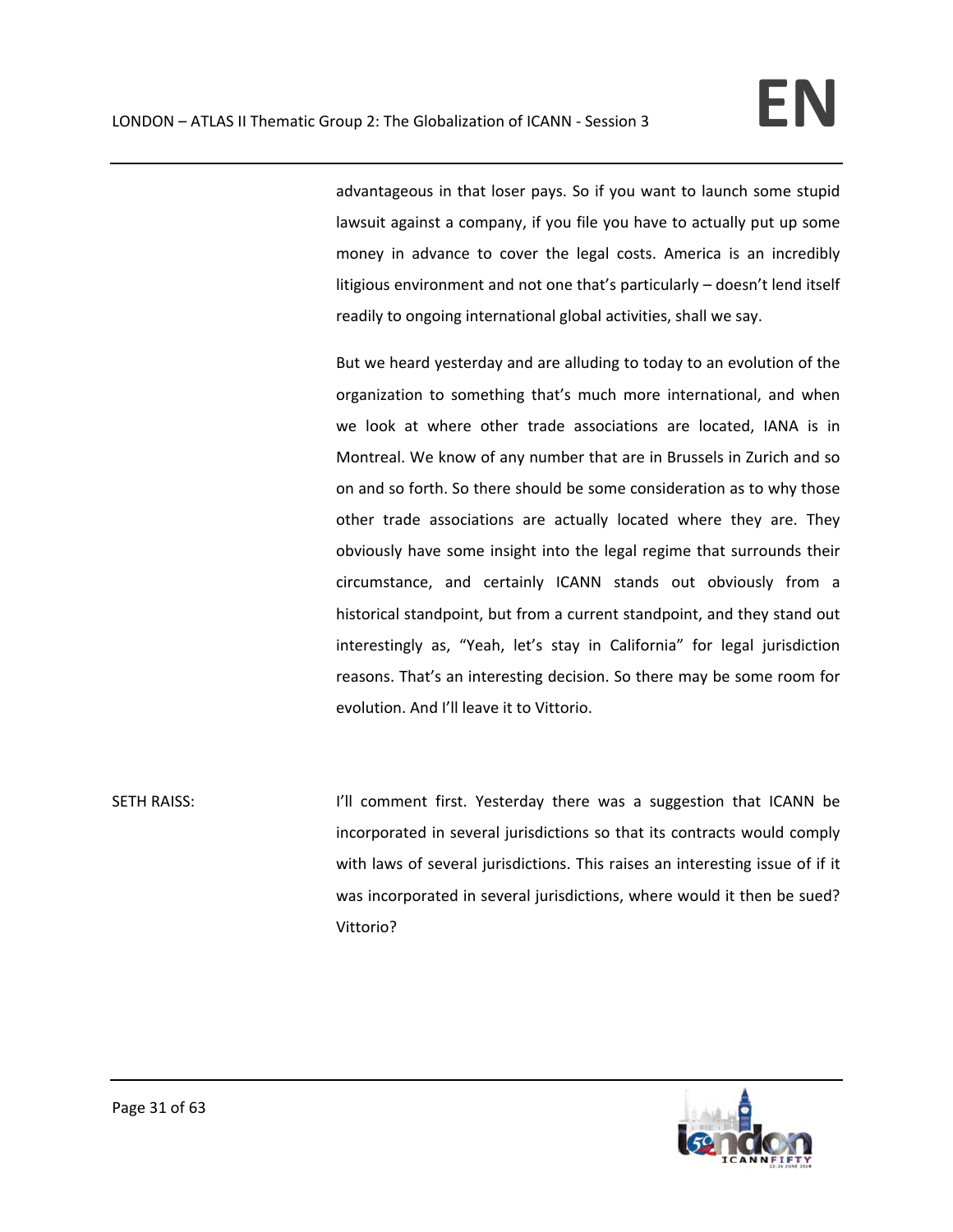advantageous in that loser pays. So if you want to launch some stupid lawsuit against a company, if you file you have to actually put up some money in advance to cover the legal costs. America is an incredibly litigious environment and not one that's particularly – doesn't lend itself readily to ongoing international global activities, shall we say.

But we heard yesterday and are alluding to today to an evolution of the organization to something that's much more international, and when we look at where other trade associations are located, IANA is in Montreal. We know of any number that are in Brussels in Zurich and so on and so forth. So there should be some consideration as to why those other trade associations are actually located where they are. They obviously have some insight into the legal regime that surrounds their circumstance, and certainly ICANN stands out obviously from a historical standpoint, but from a current standpoint, and they stand out interestingly as, "Yeah, let's stay in California" for legal jurisdiction reasons. That's an interesting decision. So there may be some room for evolution. And I'll leave it to Vittorio.

SETH RAISS: I'll comment first. Yesterday there was a suggestion that ICANN be incorporated in several jurisdictions so that its contracts would comply with laws of several jurisdictions. This raises an interesting issue of if it was incorporated in several jurisdictions, where would it then be sued? Vittorio?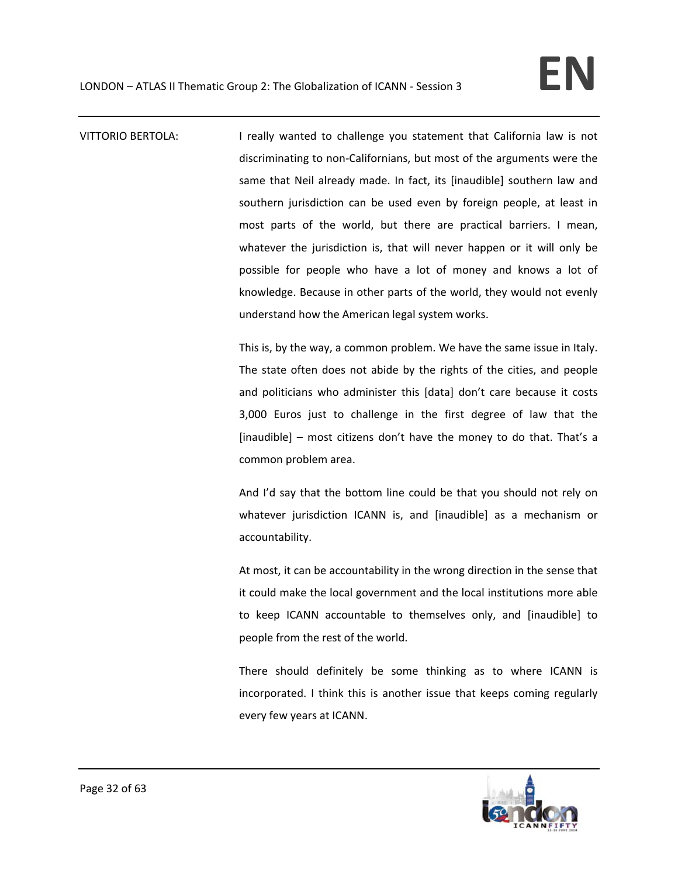VITTORIO BERTOLA: I really wanted to challenge you statement that California law is not discriminating to non-Californians, but most of the arguments were the same that Neil already made. In fact, its [inaudible] southern law and southern jurisdiction can be used even by foreign people, at least in most parts of the world, but there are practical barriers. I mean, whatever the jurisdiction is, that will never happen or it will only be possible for people who have a lot of money and knows a lot of knowledge. Because in other parts of the world, they would not evenly understand how the American legal system works.

This is, by the way, a common problem. We have the same issue in Italy. The state often does not abide by the rights of the cities, and people and politicians who administer this [data] don't care because it costs 3,000 Euros just to challenge in the first degree of law that the [inaudible] – most citizens don't have the money to do that. That's a common problem area.

And I'd say that the bottom line could be that you should not rely on whatever jurisdiction ICANN is, and [inaudible] as a mechanism or accountability.

At most, it can be accountability in the wrong direction in the sense that it could make the local government and the local institutions more able to keep ICANN accountable to themselves only, and [inaudible] to people from the rest of the world.

There should definitely be some thinking as to where ICANN is incorporated. I think this is another issue that keeps coming regularly every few years at ICANN.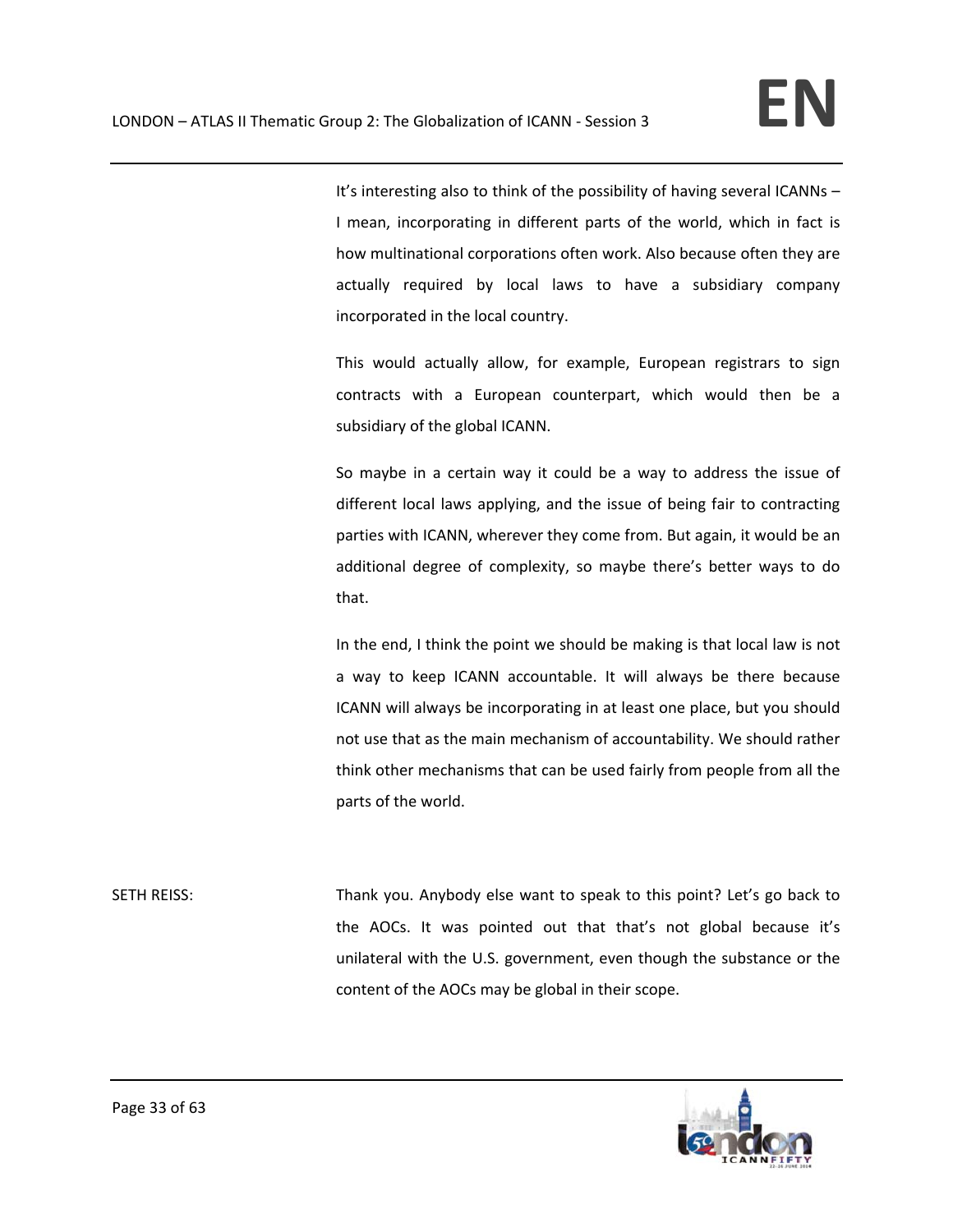It's interesting also to think of the possibility of having several ICANNs – I mean, incorporating in different parts of the world, which in fact is how multinational corporations often work. Also because often they are actually required by local laws to have a subsidiary company incorporated in the local country.

This would actually allow, for example, European registrars to sign contracts with a European counterpart, which would then be a subsidiary of the global ICANN.

So maybe in a certain way it could be a way to address the issue of different local laws applying, and the issue of being fair to contracting parties with ICANN, wherever they come from. But again, it would be an additional degree of complexity, so maybe there's better ways to do that.

In the end, I think the point we should be making is that local law is not a way to keep ICANN accountable. It will always be there because ICANN will always be incorporating in at least one place, but you should not use that as the main mechanism of accountability. We should rather think other mechanisms that can be used fairly from people from all the parts of the world.

SETH REISS: Thank you. Anybody else want to speak to this point? Let's go back to the AOCs. It was pointed out that that's not global because it's unilateral with the U.S. government, even though the substance or the content of the AOCs may be global in their scope.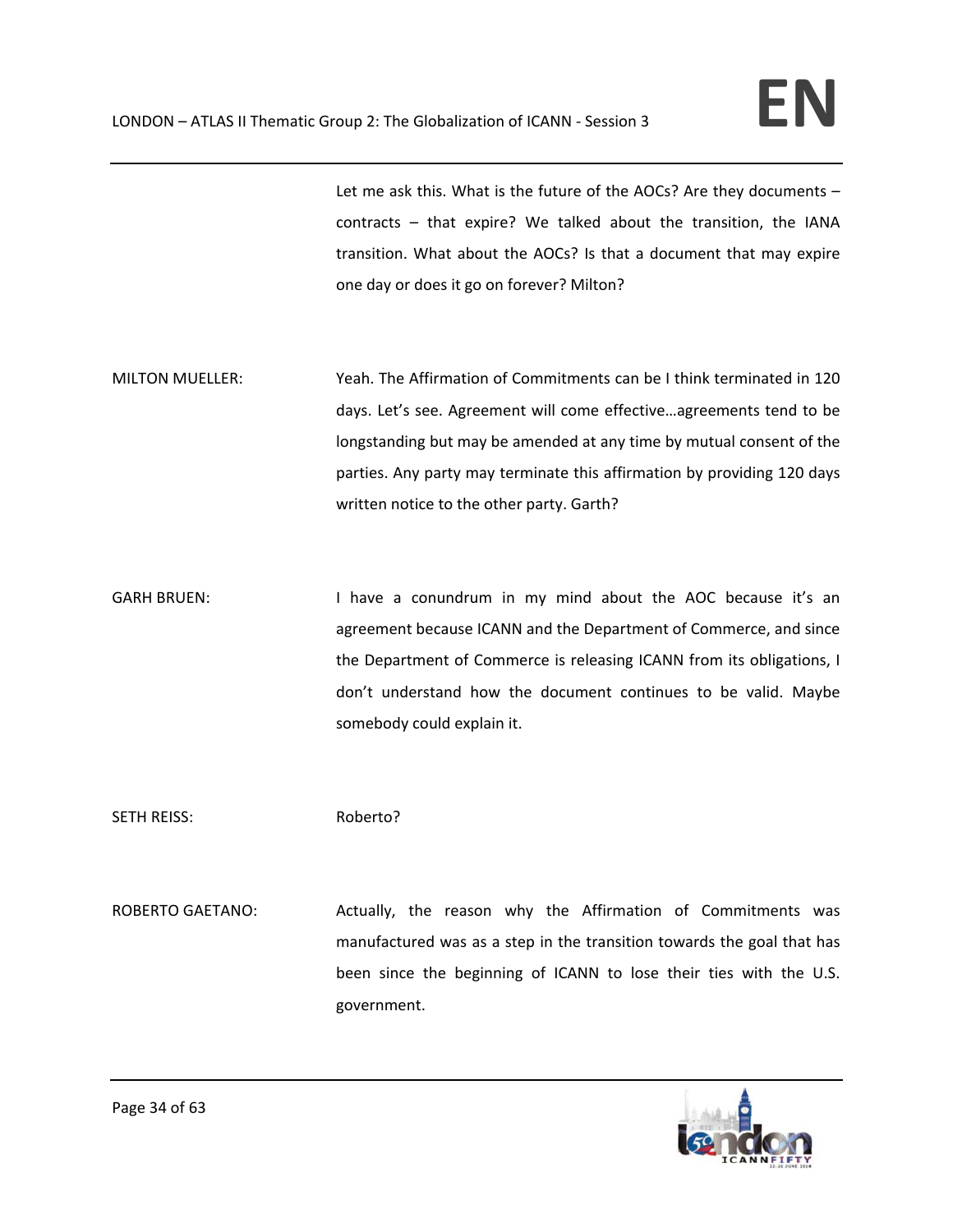Let me ask this. What is the future of the AOCs? Are they documents – contracts – that expire? We talked about the transition, the IANA transition. What about the AOCs? Is that a document that may expire one day or does it go on forever? Milton?

MILTON MUELLER: Yeah. The Affirmation of Commitments can be I think terminated in 120 days. Let's see. Agreement will come effective…agreements tend to be longstanding but may be amended at any time by mutual consent of the parties. Any party may terminate this affirmation by providing 120 days written notice to the other party. Garth?

GARH BRUEN: I have a conundrum in my mind about the AOC because it's an agreement because ICANN and the Department of Commerce, and since the Department of Commerce is releasing ICANN from its obligations, I don't understand how the document continues to be valid. Maybe somebody could explain it.

SETH REISS: Roberto?

ROBERTO GAETANO: Actually, the reason why the Affirmation of Commitments was manufactured was as a step in the transition towards the goal that has been since the beginning of ICANN to lose their ties with the U.S. government.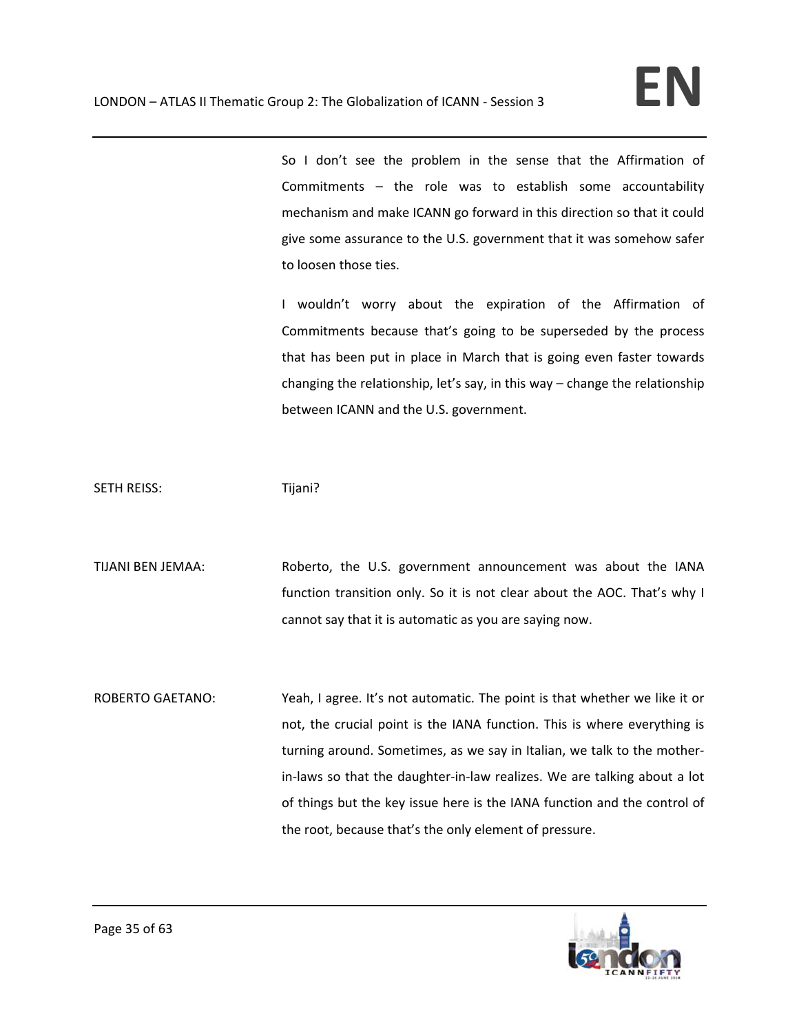So I don't see the problem in the sense that the Affirmation of Commitments – the role was to establish some accountability mechanism and make ICANN go forward in this direction so that it could give some assurance to the U.S. government that it was somehow safer to loosen those ties.

I wouldn't worry about the expiration of the Affirmation of Commitments because that's going to be superseded by the process that has been put in place in March that is going even faster towards changing the relationship, let's say, in this way – change the relationship between ICANN and the U.S. government.

SETH REISS: Tijani?

TIJANI BEN JEMAA: Roberto, the U.S. government announcement was about the IANA function transition only. So it is not clear about the AOC. That's why I cannot say that it is automatic as you are saying now.

ROBERTO GAETANO: Yeah, I agree. It's not automatic. The point is that whether we like it or not, the crucial point is the IANA function. This is where everything is turning around. Sometimes, as we say in Italian, we talk to the mother-in-laws so that the daughter-in-law realizes. We are talking about a lot of things but the key issue here is the IANA function and the control of the root, because that's the only element of pressure.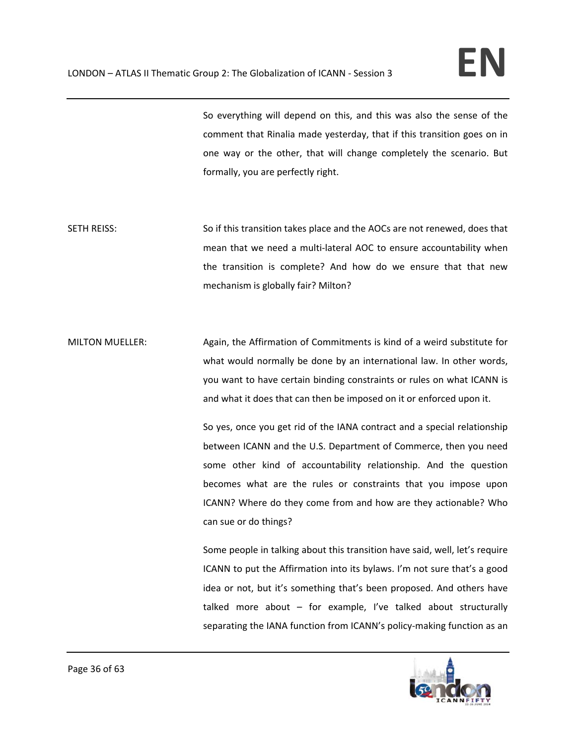So everything will depend on this, and this was also the sense of the comment that Rinalia made yesterday, that if this transition goes on in one way or the other, that will change completely the scenario. But formally, you are perfectly right.

SETH REISS: So if this transition takes place and the AOCs are not renewed, does that mean that we need a multi-lateral AOC to ensure accountability when the transition is complete? And how do we ensure that that new mechanism is globally fair? Milton?

MILTON MUELLER: Again, the Affirmation of Commitments is kind of a weird substitute for what would normally be done by an international law. In other words, you want to have certain binding constraints or rules on what ICANN is and what it does that can then be imposed on it or enforced upon it.

So yes, once you get rid of the IANA contract and a special relationship between ICANN and the U.S. Department of Commerce, then you need some other kind of accountability relationship. And the question becomes what are the rules or constraints that you impose upon ICANN? Where do they come from and how are they actionable? Who can sue or do things?

Some people in talking about this transition have said, well, let's require ICANN to put the Affirmation into its bylaws. I'm not sure that's a good idea or not, but it's something that's been proposed. And others have talked more about – for example, I've talked about structurally separating the IANA function from ICANN's policy-making function as an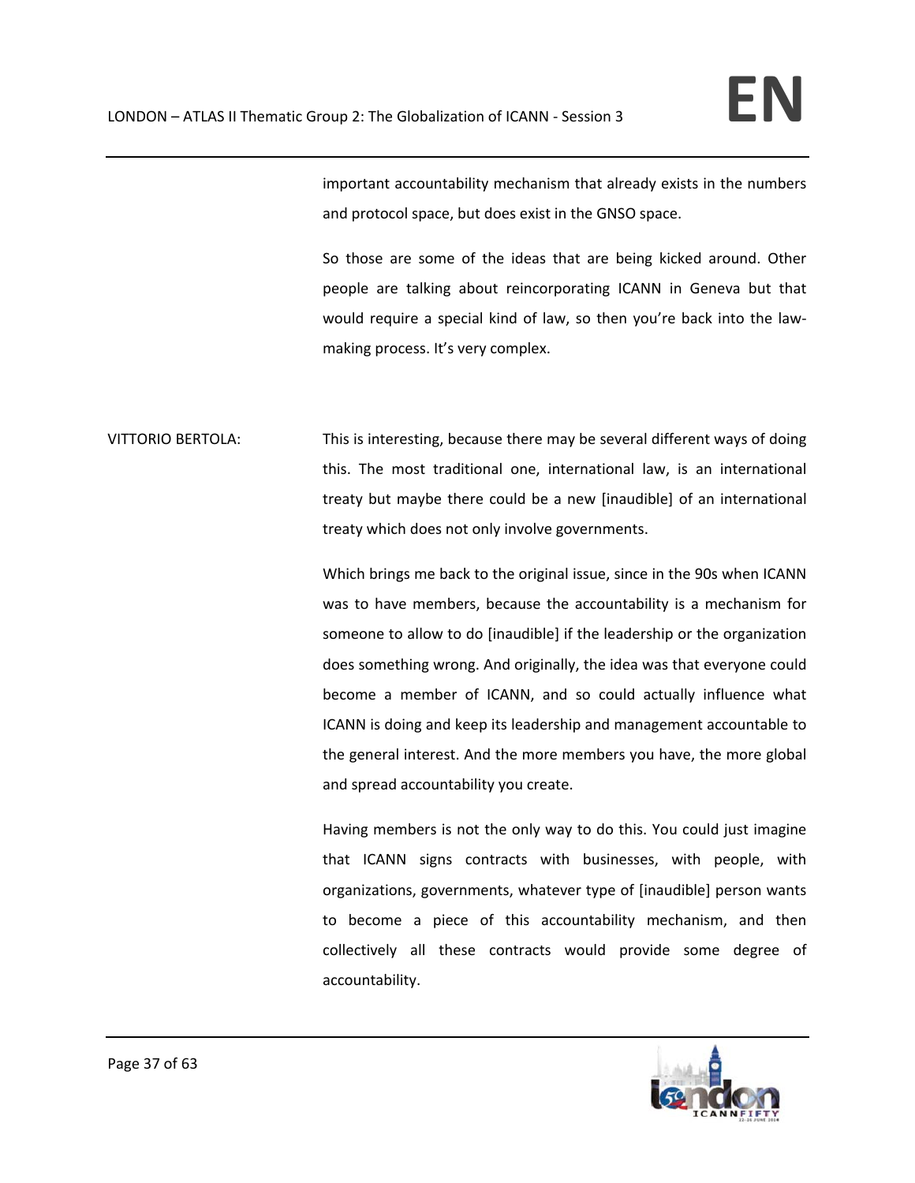important accountability mechanism that already exists in the numbers and protocol space, but does exist in the GNSO space.

So those are some of the ideas that are being kicked around. Other people are talking about reincorporating ICANN in Geneva but that would require a special kind of law, so then you're back into the law-making process. It's very complex.

VITTORIO BERTOLA: This is interesting, because there may be several different ways of doing this. The most traditional one, international law, is an international treaty but maybe there could be a new [inaudible] of an international treaty which does not only involve governments.

Which brings me back to the original issue, since in the 90s when ICANN was to have members, because the accountability is a mechanism for someone to allow to do [inaudible] if the leadership or the organization does something wrong. And originally, the idea was that everyone could become a member of ICANN, and so could actually influence what ICANN is doing and keep its leadership and management accountable to the general interest. And the more members you have, the more global and spread accountability you create.

Having members is not the only way to do this. You could just imagine that ICANN signs contracts with businesses, with people, with organizations, governments, whatever type of [inaudible] person wants to become a piece of this accountability mechanism, and then collectively all these contracts would provide some degree of accountability.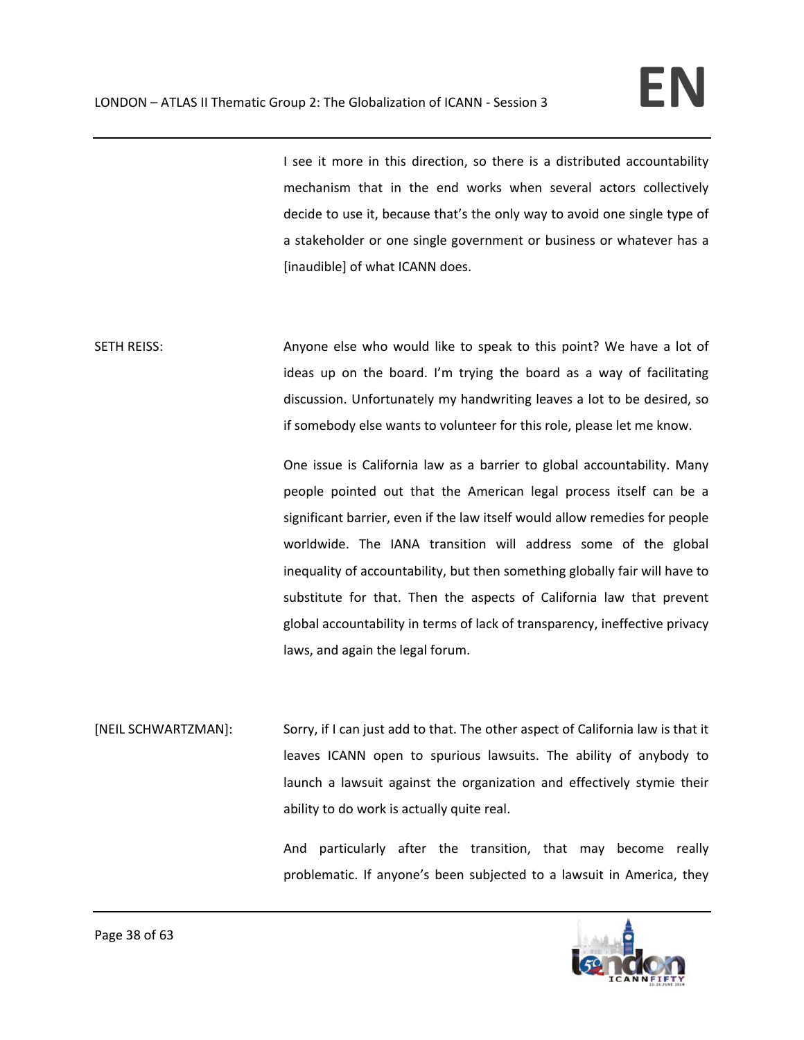I see it more in this direction, so there is a distributed accountability mechanism that in the end works when several actors collectively decide to use it, because that's the only way to avoid one single type of a stakeholder or one single government or business or whatever has a [inaudible] of what ICANN does.

SETH REISS: Anyone else who would like to speak to this point? We have a lot of ideas up on the board. I'm trying the board as a way of facilitating discussion. Unfortunately my handwriting leaves a lot to be desired, so if somebody else wants to volunteer for this role, please let me know.

One issue is California law as a barrier to global accountability. Many people pointed out that the American legal process itself can be a significant barrier, even if the law itself would allow remedies for people worldwide. The IANA transition will address some of the global inequality of accountability, but then something globally fair will have to substitute for that. Then the aspects of California law that prevent global accountability in terms of lack of transparency, ineffective privacy laws, and again the legal forum.

[NEIL SCHWARTZMAN]: Sorry, if I can just add to that. The other aspect of California law is that it leaves ICANN open to spurious lawsuits. The ability of anybody to launch a lawsuit against the organization and effectively stymie their ability to do work is actually quite real.

And particularly after the transition, that may become really problematic. If anyone's been subjected to a lawsuit in America, they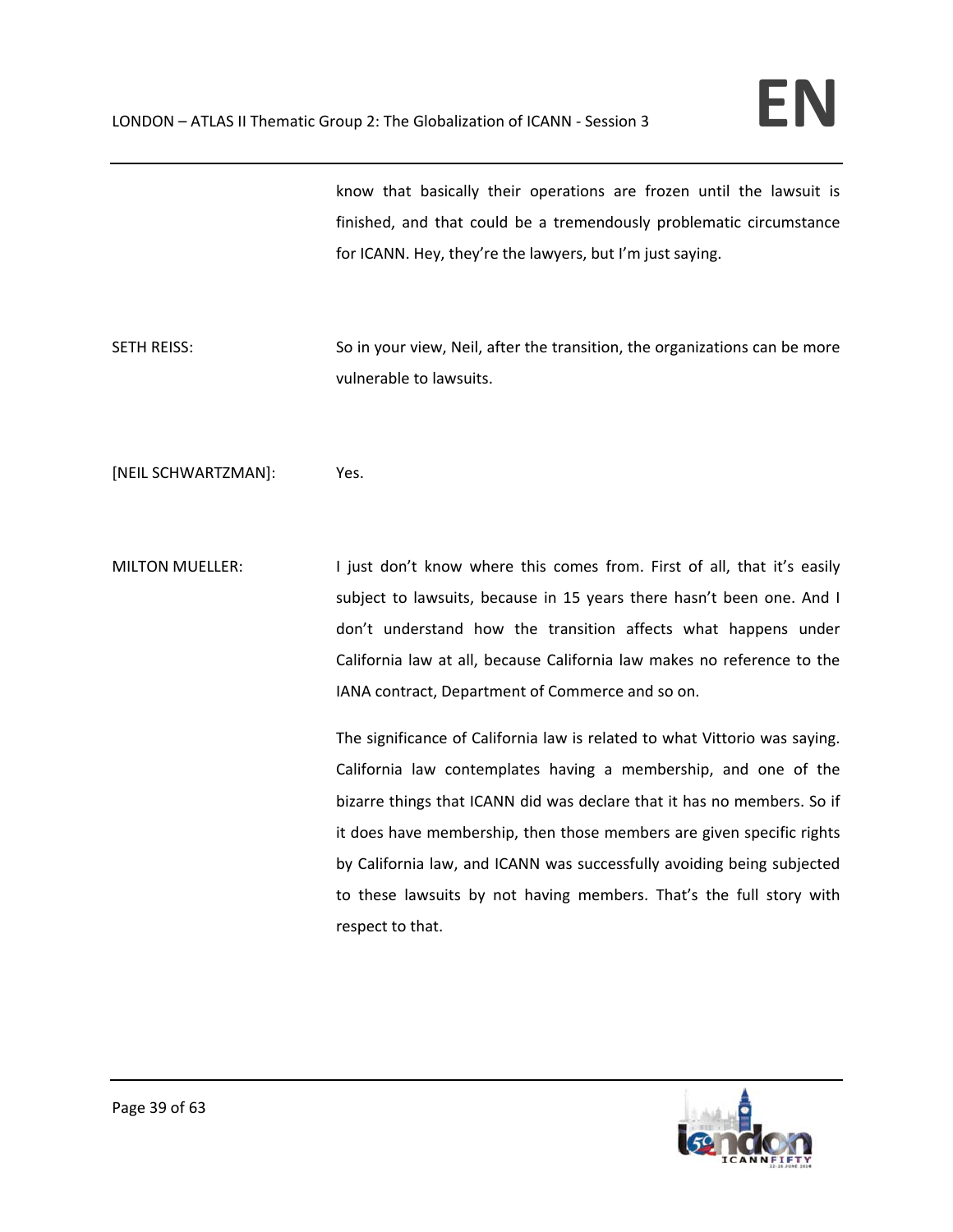know that basically their operations are frozen until the lawsuit is finished, and that could be a tremendously problematic circumstance for ICANN. Hey, they're the lawyers, but I'm just saying.

SETH REISS: So in your view, Neil, after the transition, the organizations can be more vulnerable to lawsuits.

[NEIL SCHWARTZMAN]: Yes.

MILTON MUELLER: I just don't know where this comes from. First of all, that it's easily subject to lawsuits, because in 15 years there hasn't been one. And I don't understand how the transition affects what happens under California law at all, because California law makes no reference to the IANA contract, Department of Commerce and so on.

The significance of California law is related to what Vittorio was saying. California law contemplates having a membership, and one of the bizarre things that ICANN did was declare that it has no members. So if it does have membership, then those members are given specific rights by California law, and ICANN was successfully avoiding being subjected to these lawsuits by not having members. That's the full story with respect to that.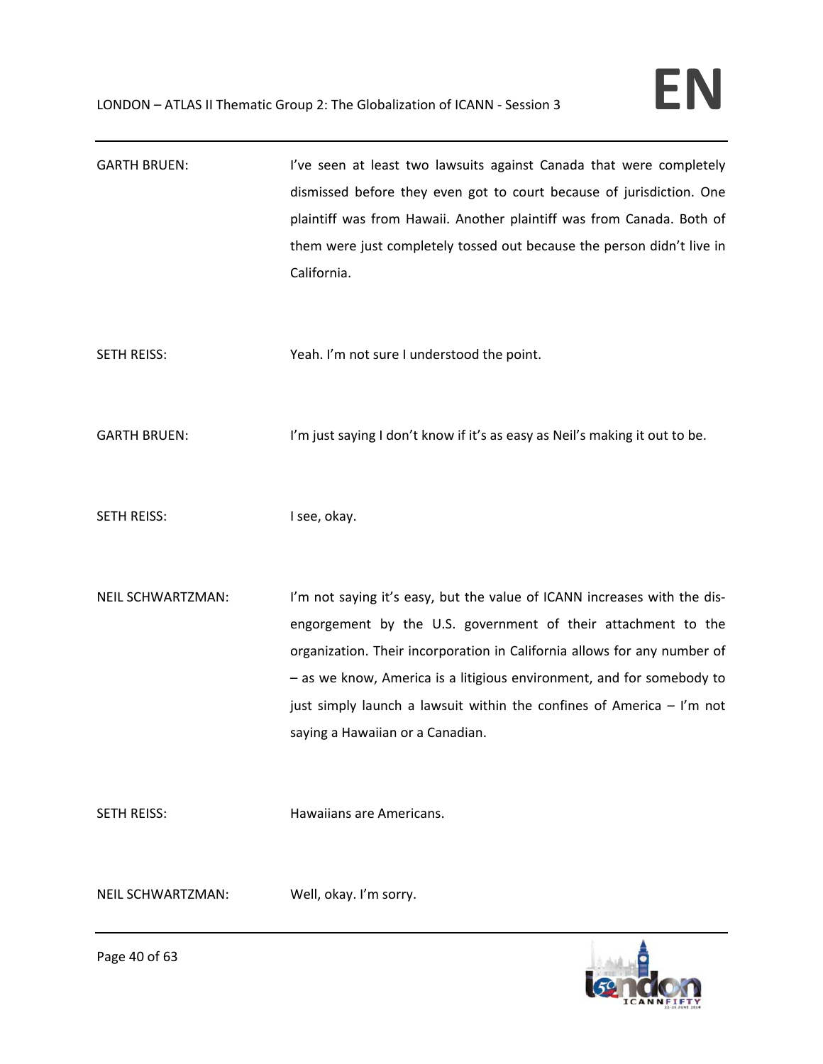GARTH BRUEN: I've seen at least two lawsuits against Canada that were completely dismissed before they even got to court because of jurisdiction. One plaintiff was from Hawaii. Another plaintiff was from Canada. Both of them were just completely tossed out because the person didn't live in California.

SETH REISS: Yeah. I'm not sure I understood the point.

GARTH BRUEN: I'm just saying I don't know if it's as easy as Neil's making it out to be.

SETH REISS: I see, okay.

NEIL SCHWARTZMAN: I'm not saying it's easy, but the value of ICANN increases with the dis-engorgement by the U.S. government of their attachment to the organization. Their incorporation in California allows for any number of – as we know, America is a litigious environment, and for somebody to just simply launch a lawsuit within the confines of America – I'm not saying a Hawaiian or a Canadian.

SETH REISS: Hawaiians are Americans.

NEIL SCHWARTZMAN: Well, okay. I'm sorry.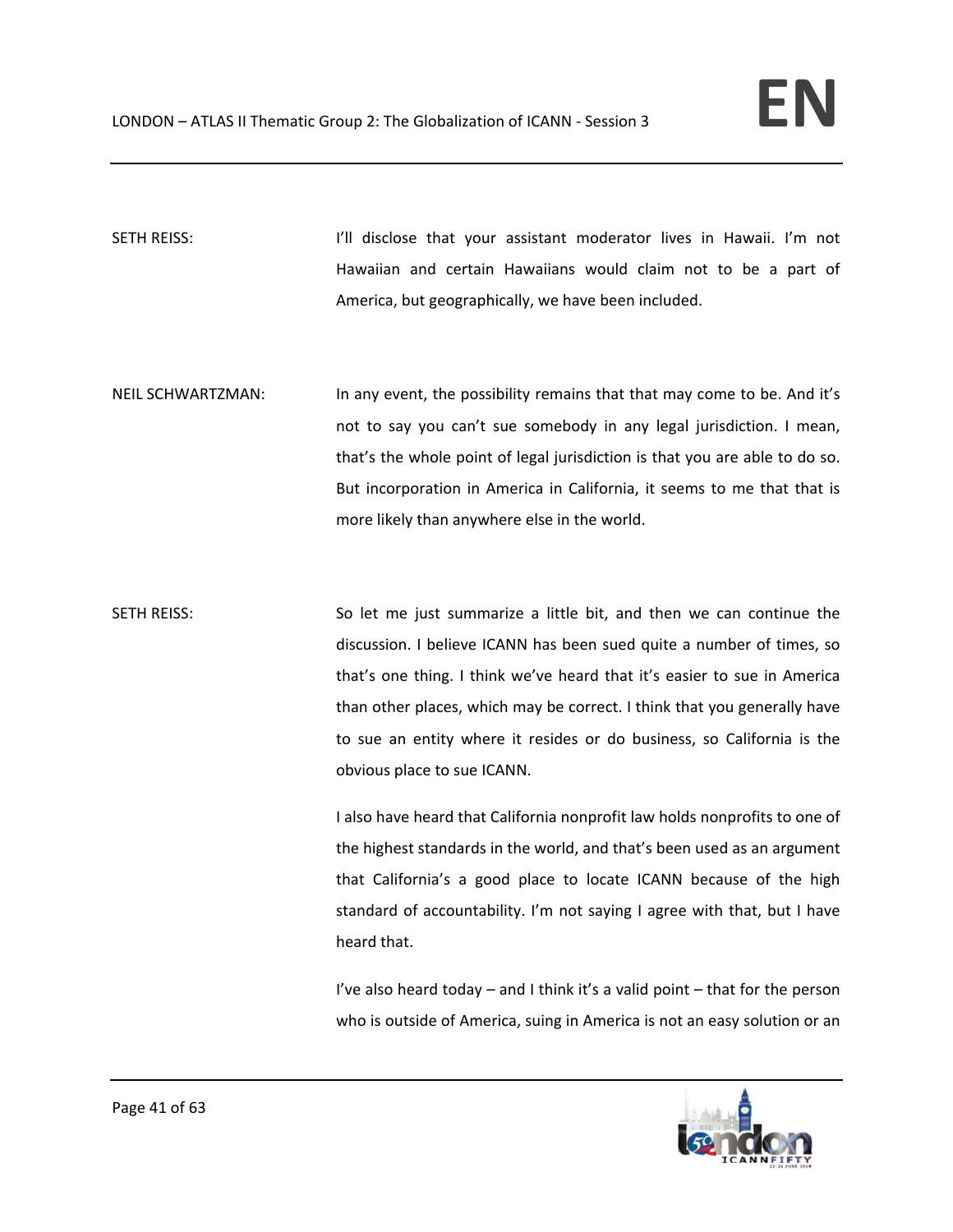SETH REISS: I'll disclose that your assistant moderator lives in Hawaii. I'm not Hawaiian and certain Hawaiians would claim not to be a part of America, but geographically, we have been included.

NEIL SCHWARTZMAN: In any event, the possibility remains that that may come to be. And it's not to say you can't sue somebody in any legal jurisdiction. I mean, that's the whole point of legal jurisdiction is that you are able to do so. But incorporation in America in California, it seems to me that that is more likely than anywhere else in the world.

SETH REISS: So let me just summarize a little bit, and then we can continue the discussion. I believe ICANN has been sued quite a number of times, so that's one thing. I think we've heard that it's easier to sue in America than other places, which may be correct. I think that you generally have to sue an entity where it resides or do business, so California is the obvious place to sue ICANN.

I also have heard that California nonprofit law holds nonprofits to one of the highest standards in the world, and that's been used as an argument that California's a good place to locate ICANN because of the high standard of accountability. I'm not saying I agree with that, but I have heard that.

I've also heard today – and I think it's a valid point – that for the person who is outside of America, suing in America is not an easy solution or an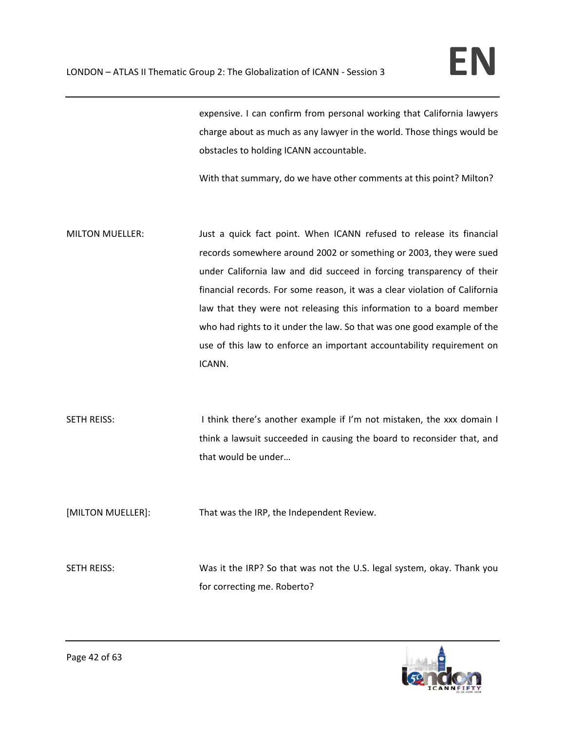expensive. I can confirm from personal working that California lawyers charge about as much as any lawyer in the world. Those things would be obstacles to holding ICANN accountable.

With that summary, do we have other comments at this point? Milton?

MILTON MUELLER: Just a quick fact point. When ICANN refused to release its financial records somewhere around 2002 or something or 2003, they were sued under California law and did succeed in forcing transparency of their financial records. For some reason, it was a clear violation of California law that they were not releasing this information to a board member who had rights to it under the law. So that was one good example of the use of this law to enforce an important accountability requirement on ICANN.

SETH REISS: I think there's another example if I'm not mistaken, the xxx domain I think a lawsuit succeeded in causing the board to reconsider that, and that would be under…

[MILTON MUELLER]: That was the IRP, the Independent Review.

SETH REISS: Was it the IRP? So that was not the U.S. legal system, okay. Thank you for correcting me. Roberto?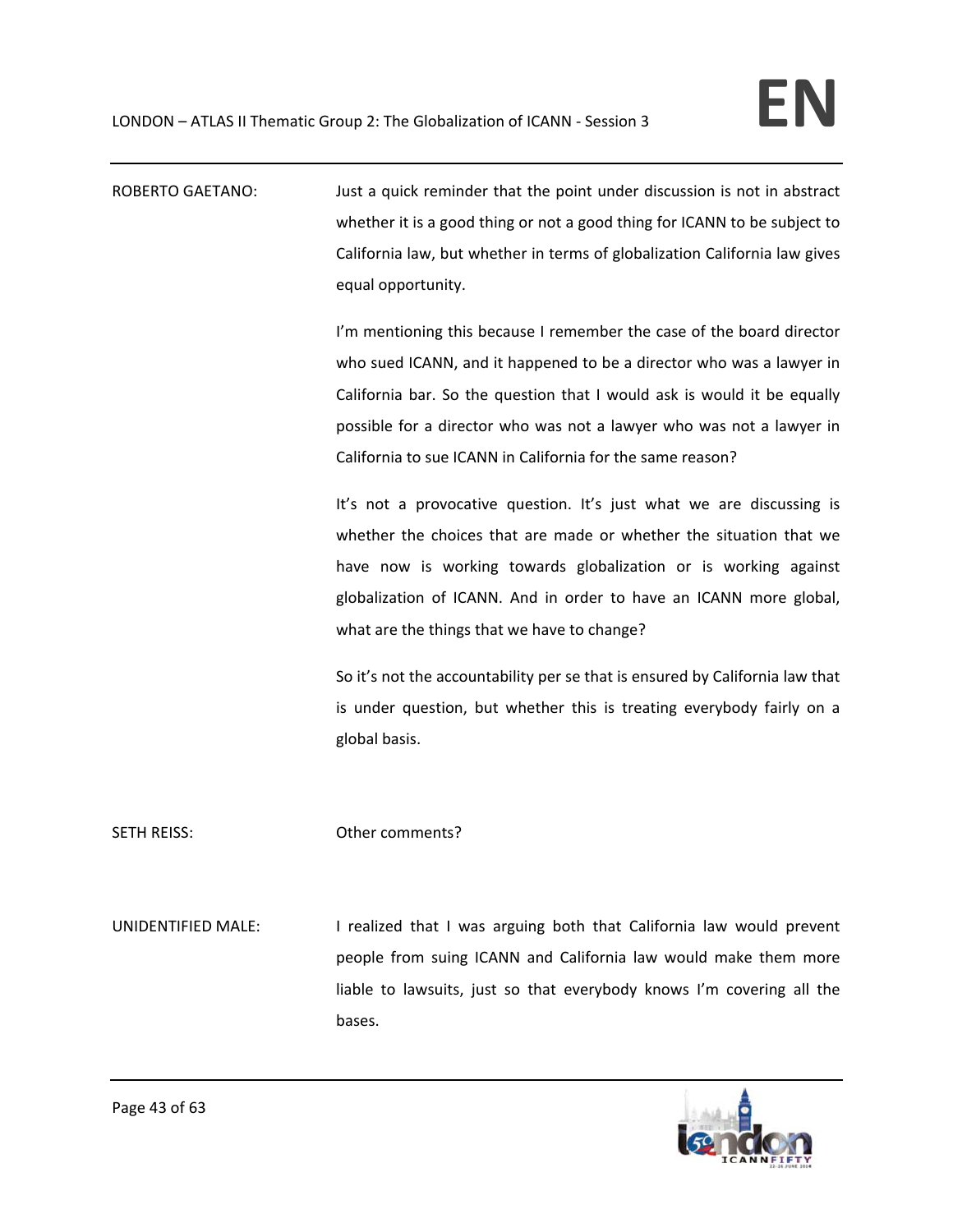ROBERTO GAETANO: Just a quick reminder that the point under discussion is not in abstract whether it is a good thing or not a good thing for ICANN to be subject to California law, but whether in terms of globalization California law gives equal opportunity.

I'm mentioning this because I remember the case of the board director who sued ICANN, and it happened to be a director who was a lawyer in California bar. So the question that I would ask is would it be equally possible for a director who was not a lawyer who was not a lawyer in California to sue ICANN in California for the same reason?

It's not a provocative question. It's just what we are discussing is whether the choices that are made or whether the situation that we have now is working towards globalization or is working against globalization of ICANN. And in order to have an ICANN more global, what are the things that we have to change?

So it's not the accountability per se that is ensured by California law that is under question, but whether this is treating everybody fairly on a global basis.

SETH REISS: Other comments?

UNIDENTIFIED MALE: I realized that I was arguing both that California law would prevent people from suing ICANN and California law would make them more liable to lawsuits, just so that everybody knows I'm covering all the bases.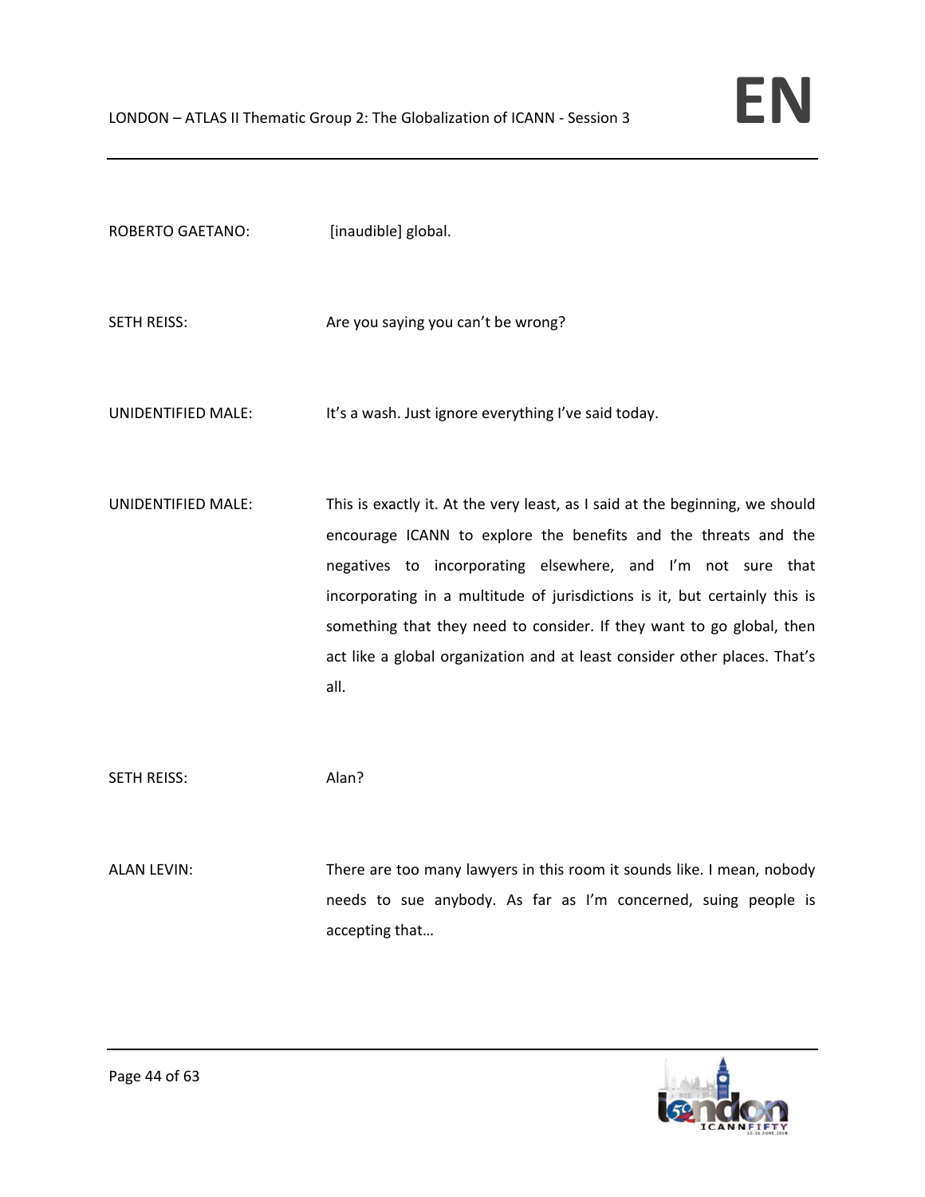ROBERTO GAETANO: [inaudible] global.

SETH REISS: Are you saying you can't be wrong?

UNIDENTIFIED MALE: It's a wash. Just ignore everything I've said today.

UNIDENTIFIED MALE: This is exactly it. At the very least, as I said at the beginning, we should encourage ICANN to explore the benefits and the threats and the negatives to incorporating elsewhere, and I'm not sure that incorporating in a multitude of jurisdictions is it, but certainly this is something that they need to consider. If they want to go global, then act like a global organization and at least consider other places. That's all.

SETH REISS: Alan?

ALAN LEVIN: There are too many lawyers in this room it sounds like. I mean, nobody needs to sue anybody. As far as I'm concerned, suing people is accepting that…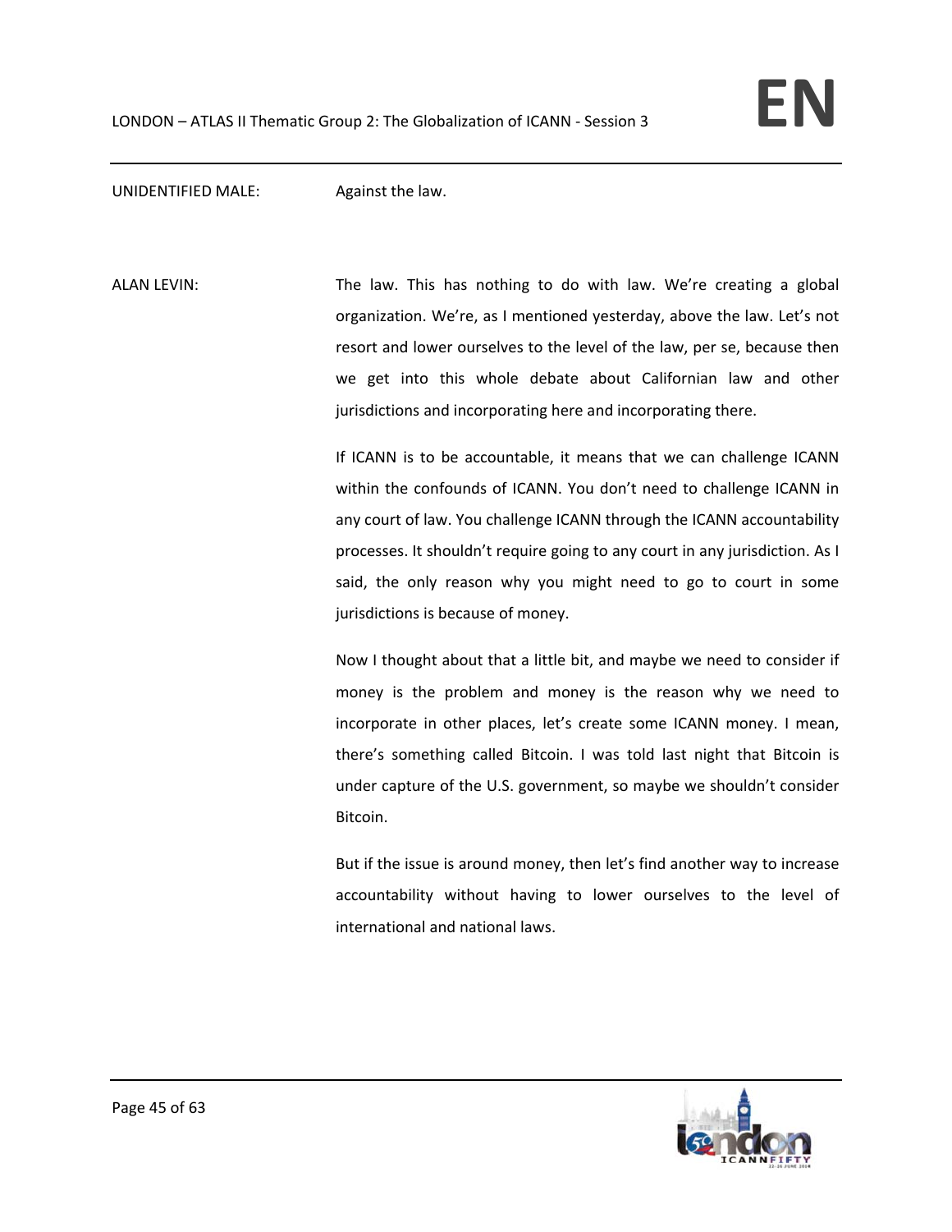UNIDENTIFIED MALE: Against the law.

ALAN LEVIN: The law. This has nothing to do with law. We're creating a global organization. We're, as I mentioned yesterday, above the law. Let's not resort and lower ourselves to the level of the law, per se, because then we get into this whole debate about Californian law and other jurisdictions and incorporating here and incorporating there.

If ICANN is to be accountable, it means that we can challenge ICANN within the confounds of ICANN. You don't need to challenge ICANN in any court of law. You challenge ICANN through the ICANN accountability processes. It shouldn't require going to any court in any jurisdiction. As I said, the only reason why you might need to go to court in some jurisdictions is because of money.

Now I thought about that a little bit, and maybe we need to consider if money is the problem and money is the reason why we need to incorporate in other places, let's create some ICANN money. I mean, there's something called Bitcoin. I was told last night that Bitcoin is under capture of the U.S. government, so maybe we shouldn't consider Bitcoin.

But if the issue is around money, then let's find another way to increase accountability without having to lower ourselves to the level of international and national laws.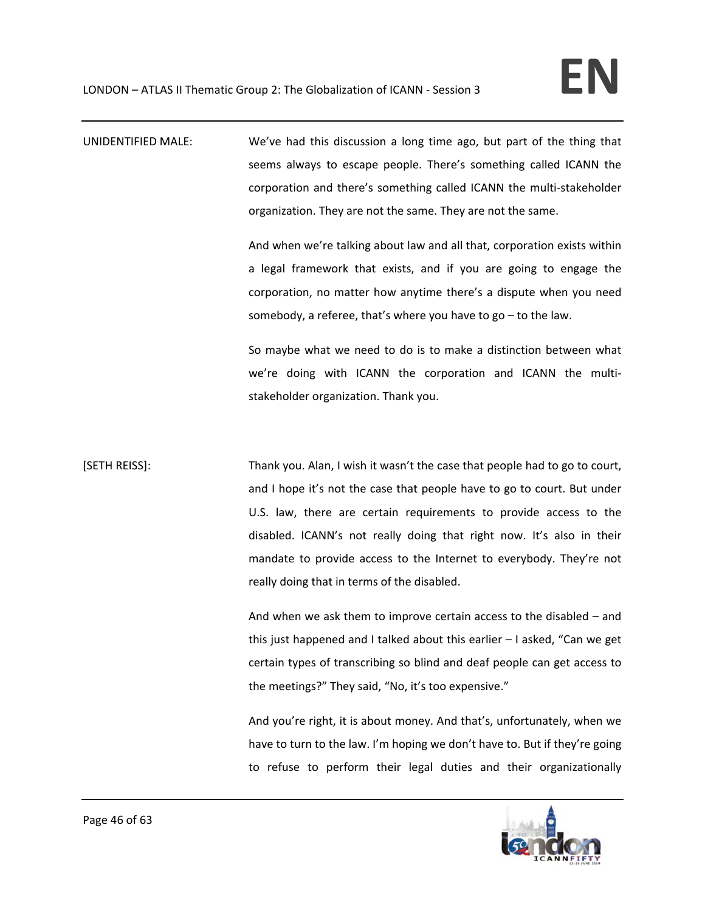UNIDENTIFIED MALE: We've had this discussion a long time ago, but part of the thing that seems always to escape people. There's something called ICANN the corporation and there's something called ICANN the multi-stakeholder organization. They are not the same. They are not the same.

And when we're talking about law and all that, corporation exists within a legal framework that exists, and if you are going to engage the corporation, no matter how anytime there's a dispute when you need somebody, a referee, that's where you have to go – to the law.

So maybe what we need to do is to make a distinction between what we're doing with ICANN the corporation and ICANN the multi-stakeholder organization. Thank you.

[SETH REISS]: Thank you. Alan, I wish it wasn't the case that people had to go to court, and I hope it's not the case that people have to go to court. But under U.S. law, there are certain requirements to provide access to the disabled. ICANN's not really doing that right now. It's also in their mandate to provide access to the Internet to everybody. They're not really doing that in terms of the disabled.

And when we ask them to improve certain access to the disabled – and this just happened and I talked about this earlier – I asked, "Can we get certain types of transcribing so blind and deaf people can get access to the meetings?" They said, "No, it's too expensive."

And you're right, it is about money. And that's, unfortunately, when we have to turn to the law. I'm hoping we don't have to. But if they're going to refuse to perform their legal duties and their organizationally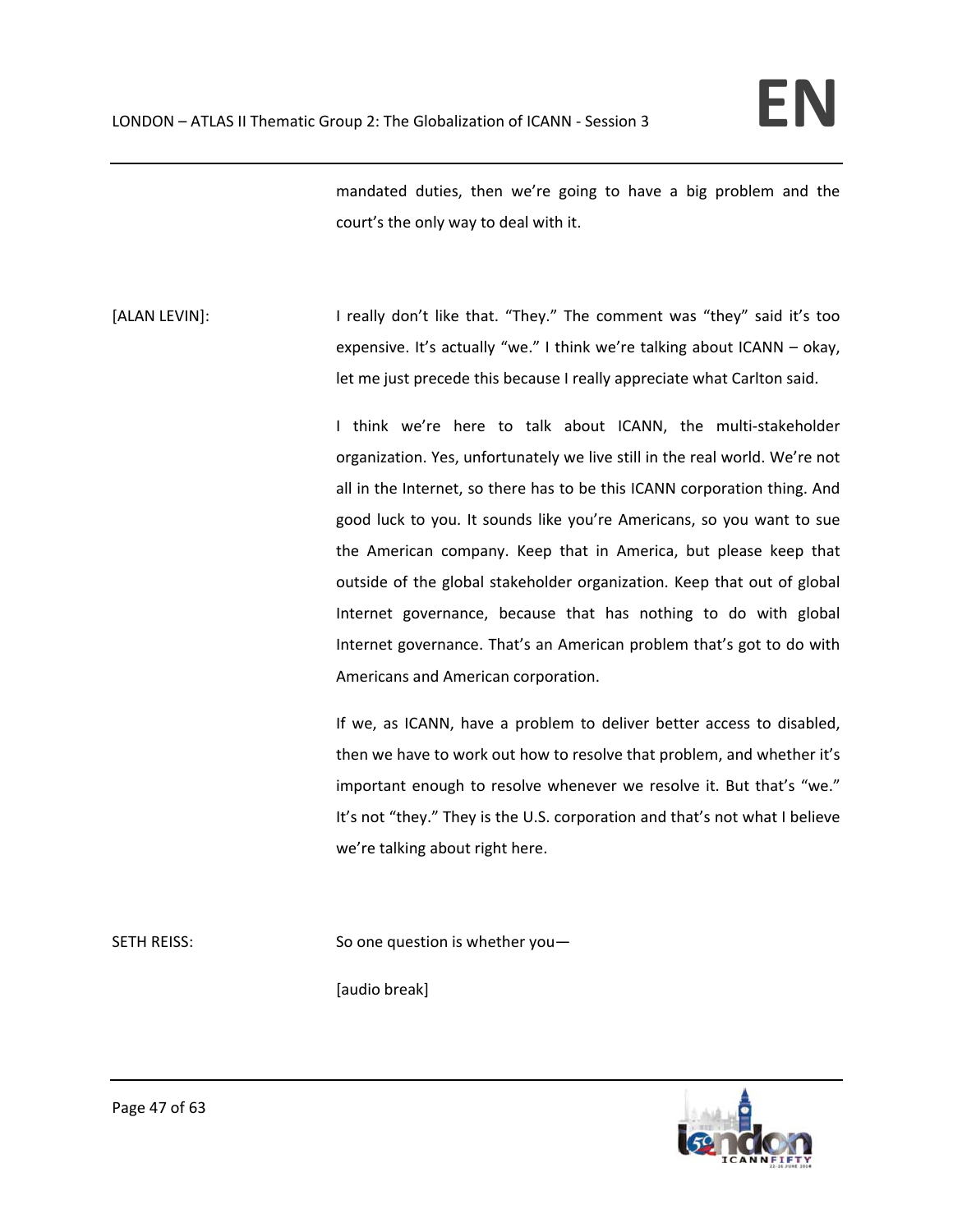mandated duties, then we're going to have a big problem and the court's the only way to deal with it.

[ALAN LEVIN]: I really don't like that. "They." The comment was "they" said it's too expensive. It's actually "we." I think we're talking about ICANN – okay, let me just precede this because I really appreciate what Carlton said.

I think we're here to talk about ICANN, the multi-stakeholder organization. Yes, unfortunately we live still in the real world. We're not all in the Internet, so there has to be this ICANN corporation thing. And good luck to you. It sounds like you're Americans, so you want to sue the American company. Keep that in America, but please keep that outside of the global stakeholder organization. Keep that out of global Internet governance, because that has nothing to do with global Internet governance. That's an American problem that's got to do with Americans and American corporation.

If we, as ICANN, have a problem to deliver better access to disabled, then we have to work out how to resolve that problem, and whether it's important enough to resolve whenever we resolve it. But that's "we." It's not "they." They is the U.S. corporation and that's not what I believe we're talking about right here.

SETH REISS: So one question is whether you—

[audio break]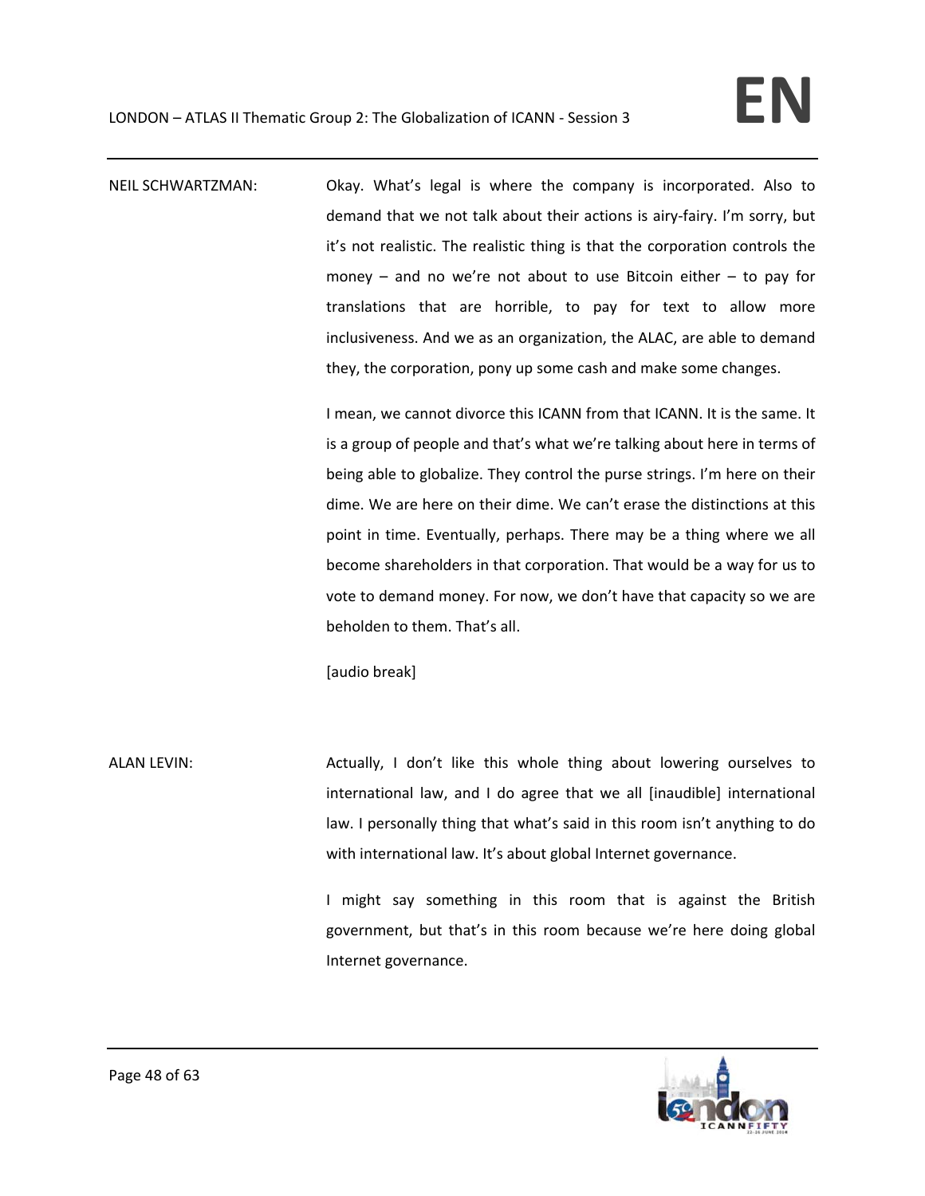NEIL SCHWARTZMAN: Okay. What's legal is where the company is incorporated. Also to demand that we not talk about their actions is airy-fairy. I'm sorry, but it's not realistic. The realistic thing is that the corporation controls the money – and no we're not about to use Bitcoin either – to pay for translations that are horrible, to pay for text to allow more inclusiveness. And we as an organization, the ALAC, are able to demand they, the corporation, pony up some cash and make some changes.

I mean, we cannot divorce this ICANN from that ICANN. It is the same. It is a group of people and that's what we're talking about here in terms of being able to globalize. They control the purse strings. I'm here on their dime. We are here on their dime. We can't erase the distinctions at this point in time. Eventually, perhaps. There may be a thing where we all become shareholders in that corporation. That would be a way for us to vote to demand money. For now, we don't have that capacity so we are beholden to them. That's all.

[audio break]

ALAN LEVIN: Actually, I don't like this whole thing about lowering ourselves to international law, and I do agree that we all [inaudible] international law. I personally thing that what's said in this room isn't anything to do with international law. It's about global Internet governance.

I might say something in this room that is against the British government, but that's in this room because we're here doing global Internet governance.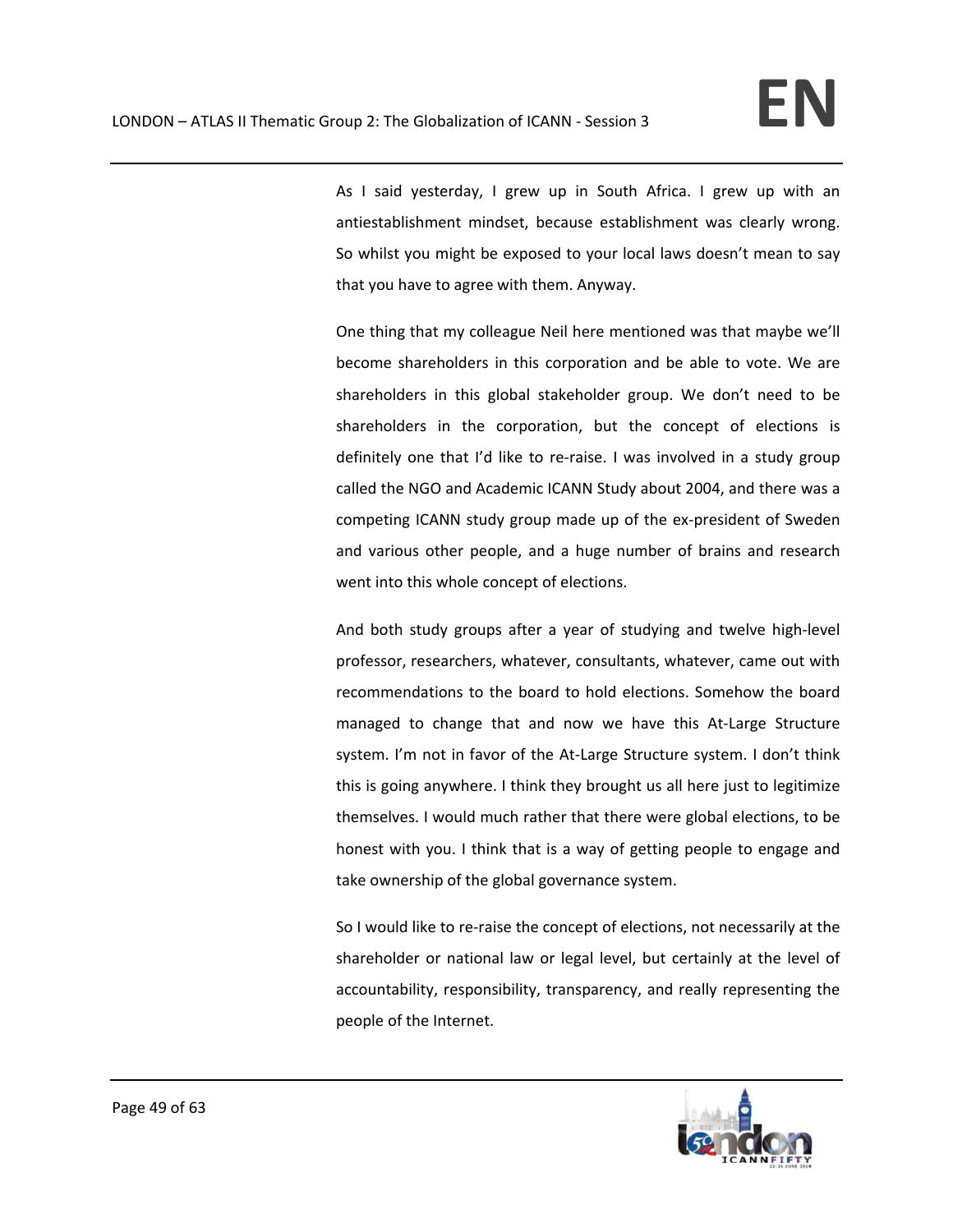As I said yesterday, I grew up in South Africa. I grew up with an antiestablishment mindset, because establishment was clearly wrong. So whilst you might be exposed to your local laws doesn't mean to say that you have to agree with them. Anyway.

One thing that my colleague Neil here mentioned was that maybe we'll become shareholders in this corporation and be able to vote. We are shareholders in this global stakeholder group. We don't need to be shareholders in the corporation, but the concept of elections is definitely one that I'd like to re-raise. I was involved in a study group called the NGO and Academic ICANN Study about 2004, and there was a competing ICANN study group made up of the ex-president of Sweden and various other people, and a huge number of brains and research went into this whole concept of elections.

And both study groups after a year of studying and twelve high-level professor, researchers, whatever, consultants, whatever, came out with recommendations to the board to hold elections. Somehow the board managed to change that and now we have this At-Large Structure system. I'm not in favor of the At-Large Structure system. I don't think this is going anywhere. I think they brought us all here just to legitimize themselves. I would much rather that there were global elections, to be honest with you. I think that is a way of getting people to engage and take ownership of the global governance system.

So I would like to re-raise the concept of elections, not necessarily at the shareholder or national law or legal level, but certainly at the level of accountability, responsibility, transparency, and really representing the people of the Internet.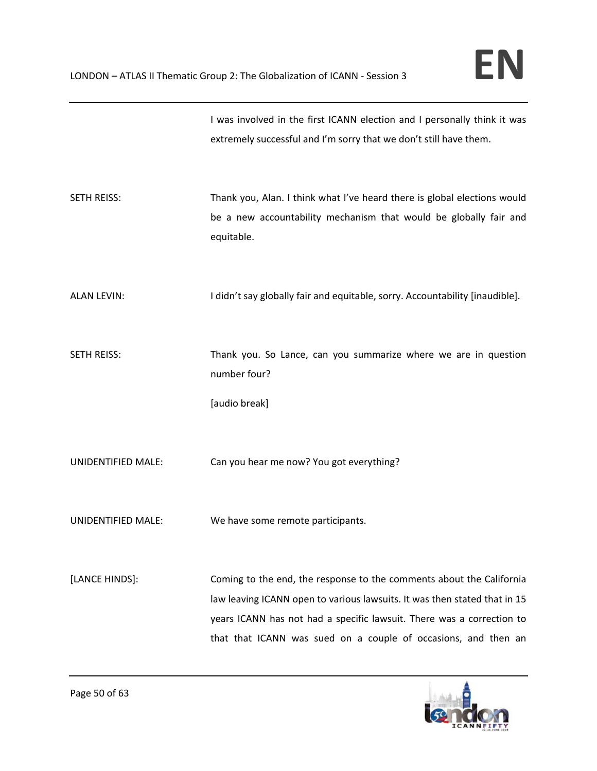I was involved in the first ICANN election and I personally think it was extremely successful and I'm sorry that we don't still have them.

SETH REISS: Thank you, Alan. I think what I've heard there is global elections would be a new accountability mechanism that would be globally fair and equitable.

ALAN LEVIN: I didn't say globally fair and equitable, sorry. Accountability [inaudible].

SETH REISS: Thank you. So Lance, can you summarize where we are in question number four?

[audio break]

UNIDENTIFIED MALE: Can you hear me now? You got everything?

UNIDENTIFIED MALE: We have some remote participants.

[LANCE HINDS]: Coming to the end, the response to the comments about the California law leaving ICANN open to various lawsuits. It was then stated that in 15 years ICANN has not had a specific lawsuit. There was a correction to that that ICANN was sued on a couple of occasions, and then an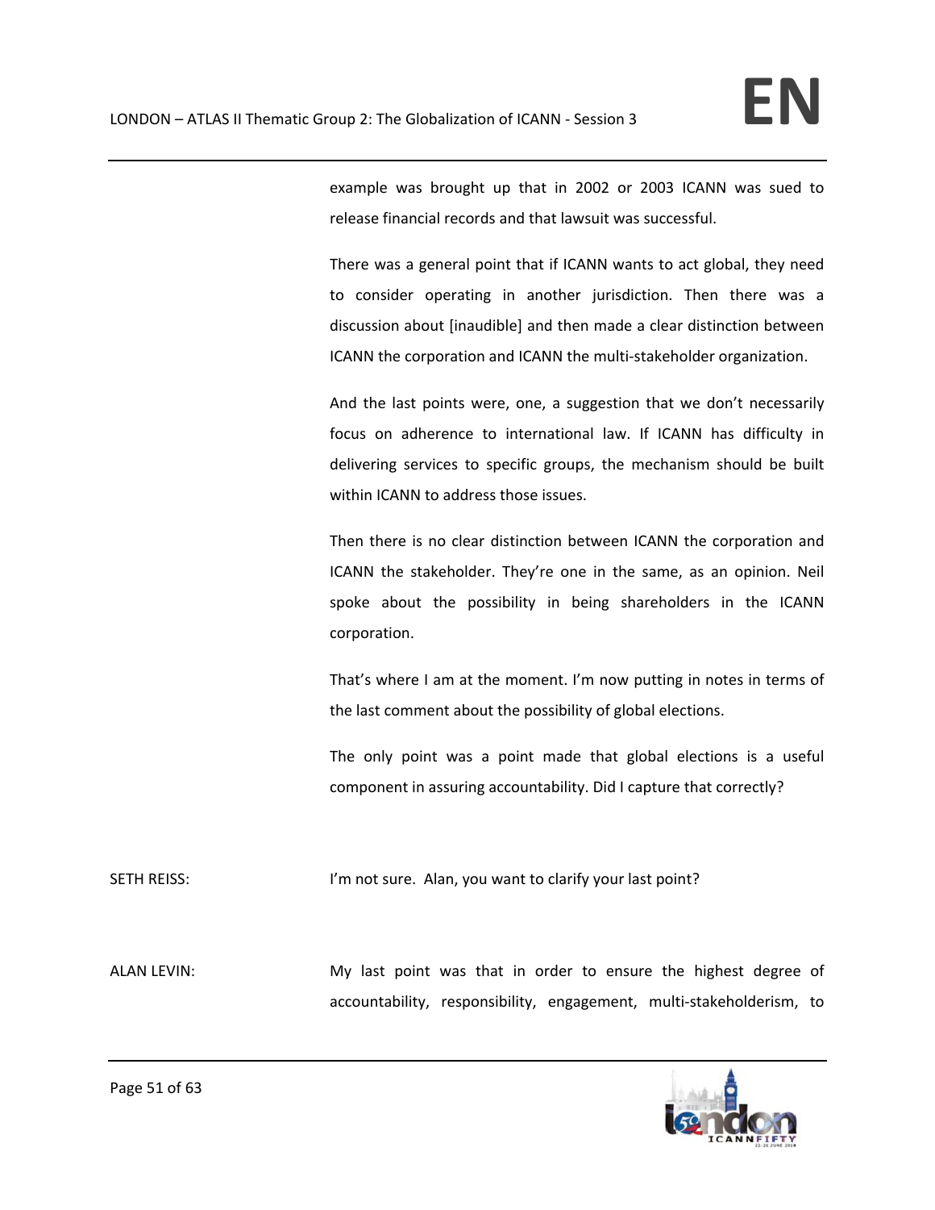example was brought up that in 2002 or 2003 ICANN was sued to release financial records and that lawsuit was successful.

There was a general point that if ICANN wants to act global, they need to consider operating in another jurisdiction. Then there was a discussion about [inaudible] and then made a clear distinction between ICANN the corporation and ICANN the multi-stakeholder organization.

And the last points were, one, a suggestion that we don't necessarily focus on adherence to international law. If ICANN has difficulty in delivering services to specific groups, the mechanism should be built within ICANN to address those issues.

Then there is no clear distinction between ICANN the corporation and ICANN the stakeholder. They're one in the same, as an opinion. Neil spoke about the possibility in being shareholders in the ICANN corporation.

That's where I am at the moment. I'm now putting in notes in terms of the last comment about the possibility of global elections.

The only point was a point made that global elections is a useful component in assuring accountability. Did I capture that correctly?

SETH REISS: I'm not sure. Alan, you want to clarify your last point?

ALAN LEVIN: My last point was that in order to ensure the highest degree of accountability, responsibility, engagement, multi-stakeholderism, to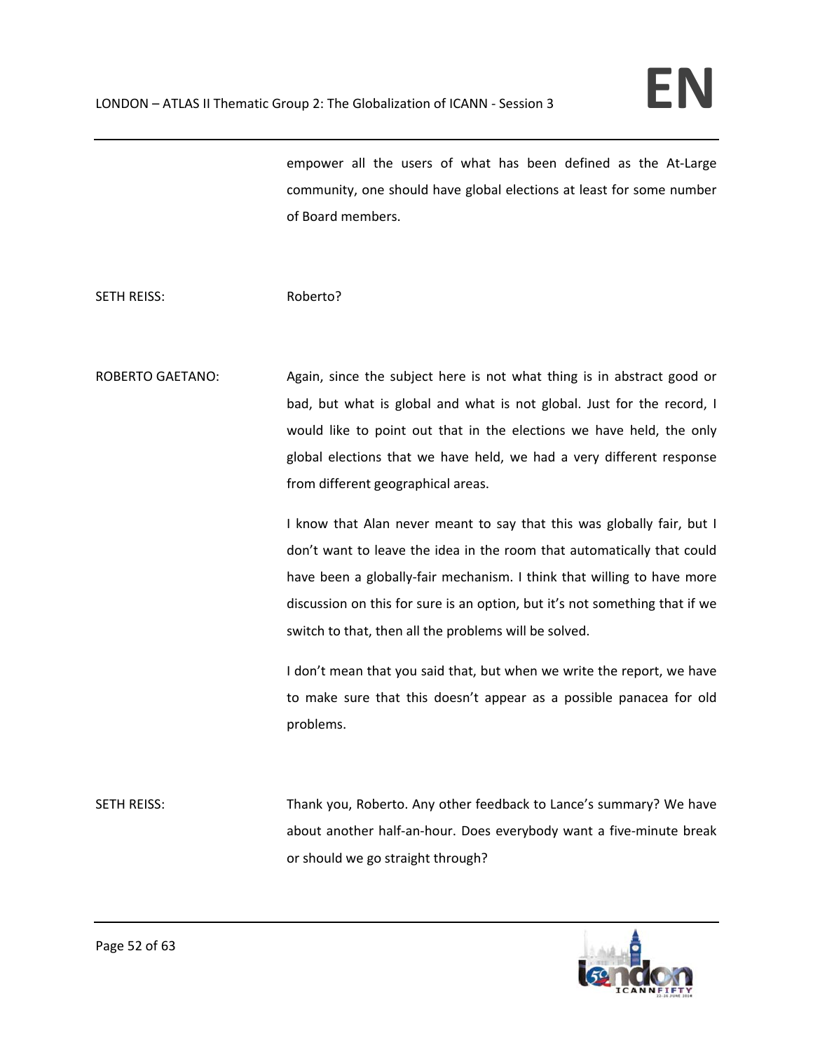empower all the users of what has been defined as the At-Large community, one should have global elections at least for some number of Board members.

SETH REISS: Roberto?

ROBERTO GAETANO: Again, since the subject here is not what thing is in abstract good or bad, but what is global and what is not global. Just for the record, I would like to point out that in the elections we have held, the only global elections that we have held, we had a very different response from different geographical areas.

I know that Alan never meant to say that this was globally fair, but I don't want to leave the idea in the room that automatically that could have been a globally-fair mechanism. I think that willing to have more discussion on this for sure is an option, but it's not something that if we switch to that, then all the problems will be solved.

I don't mean that you said that, but when we write the report, we have to make sure that this doesn't appear as a possible panacea for old problems.

SETH REISS: Thank you, Roberto. Any other feedback to Lance's summary? We have about another half-an-hour. Does everybody want a five-minute break or should we go straight through?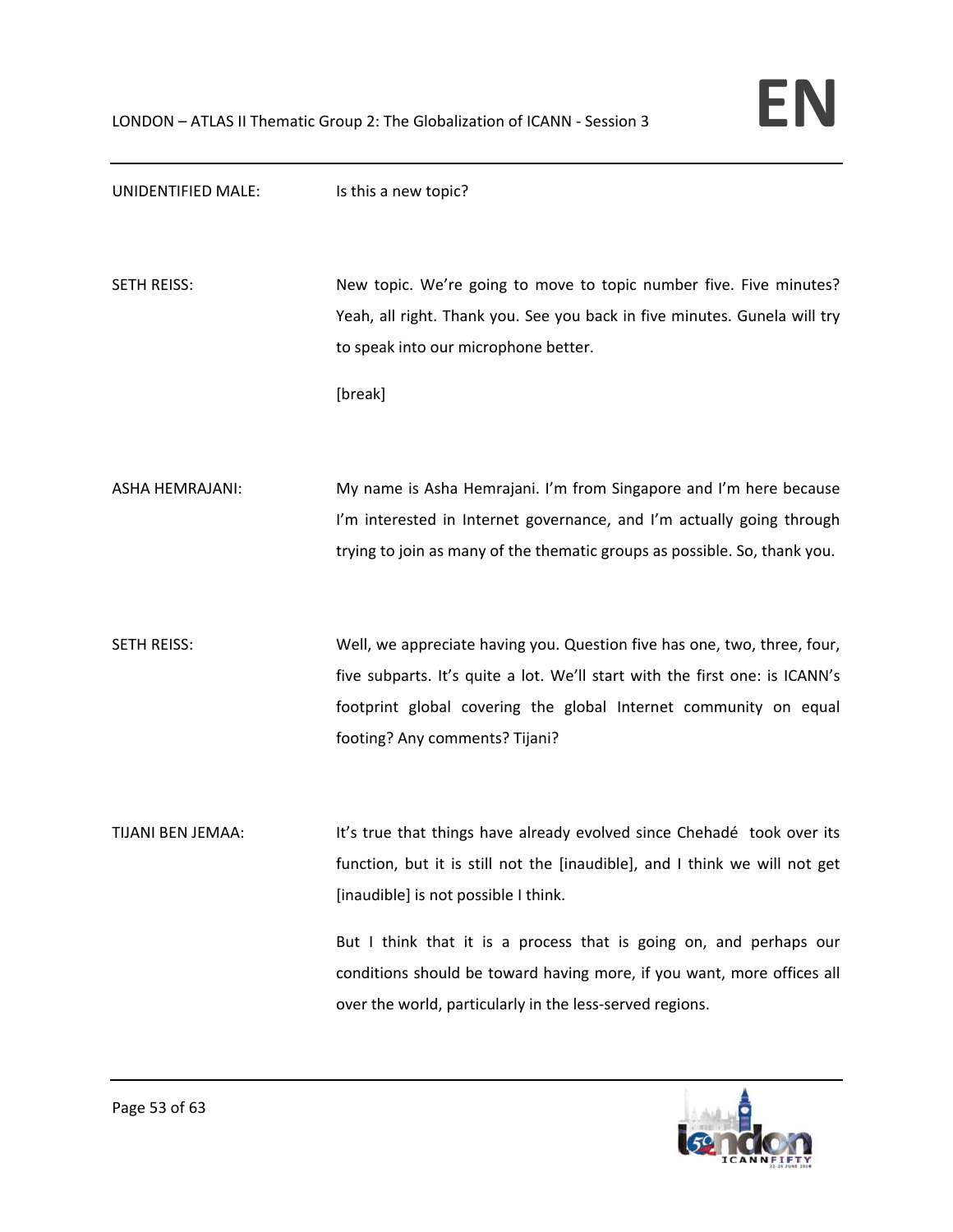UNIDENTIFIED MALE: Is this a new topic?

SETH REISS: New topic. We're going to move to topic number five. Five minutes? Yeah, all right. Thank you. See you back in five minutes. Gunela will try to speak into our microphone better.

[break]

ASHA HEMRAJANI: My name is Asha Hemrajani. I'm from Singapore and I'm here because I'm interested in Internet governance, and I'm actually going through trying to join as many of the thematic groups as possible. So, thank you.

SETH REISS: Well, we appreciate having you. Question five has one, two, three, four, five subparts. It's quite a lot. We'll start with the first one: is ICANN's footprint global covering the global Internet community on equal footing? Any comments? Tijani?

TIJANI BEN JEMAA: It's true that things have already evolved since Chehadé took over its function, but it is still not the [inaudible], and I think we will not get [inaudible] is not possible I think.

But I think that it is a process that is going on, and perhaps our conditions should be toward having more, if you want, more offices all over the world, particularly in the less-served regions.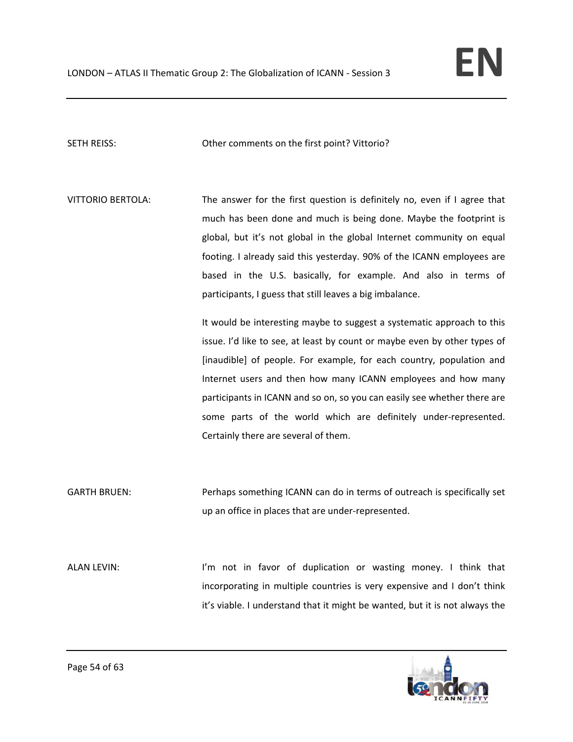SETH REISS: Other comments on the first point? Vittorio?

VITTORIO BERTOLA: The answer for the first question is definitely no, even if I agree that much has been done and much is being done. Maybe the footprint is global, but it's not global in the global Internet community on equal footing. I already said this yesterday. 90% of the ICANN employees are based in the U.S. basically, for example. And also in terms of participants, I guess that still leaves a big imbalance.

It would be interesting maybe to suggest a systematic approach to this issue. I'd like to see, at least by count or maybe even by other types of [inaudible] of people. For example, for each country, population and Internet users and then how many ICANN employees and how many participants in ICANN and so on, so you can easily see whether there are some parts of the world which are definitely under-represented. Certainly there are several of them.

GARTH BRUEN: Perhaps something ICANN can do in terms of outreach is specifically set up an office in places that are under-represented.

ALAN LEVIN: I'm not in favor of duplication or wasting money. I think that incorporating in multiple countries is very expensive and I don't think it's viable. I understand that it might be wanted, but it is not always the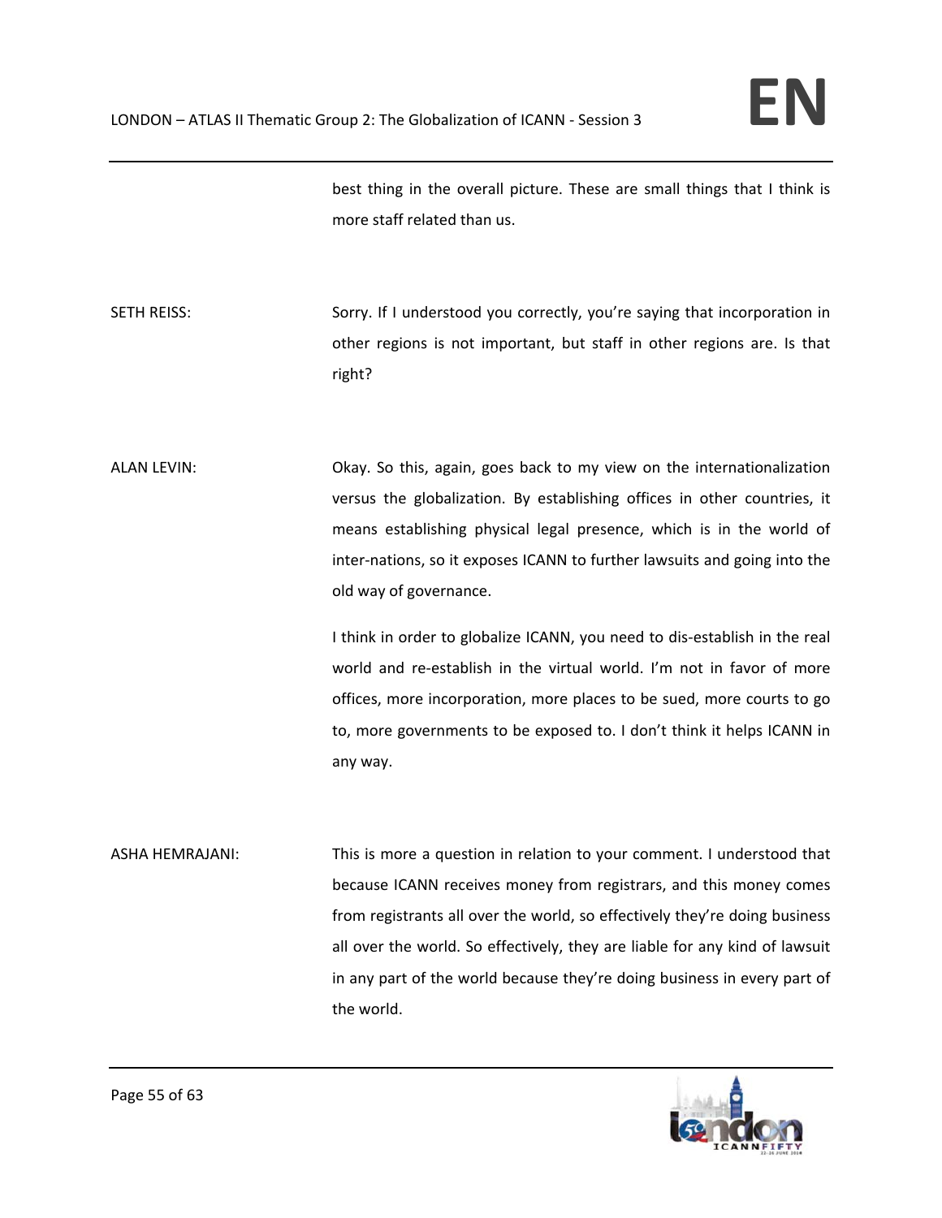best thing in the overall picture. These are small things that I think is more staff related than us.

SETH REISS: Sorry. If I understood you correctly, you're saying that incorporation in other regions is not important, but staff in other regions are. Is that right?

ALAN LEVIN: Okay. So this, again, goes back to my view on the internationalization versus the globalization. By establishing offices in other countries, it means establishing physical legal presence, which is in the world of inter-nations, so it exposes ICANN to further lawsuits and going into the old way of governance.

I think in order to globalize ICANN, you need to dis-establish in the real world and re-establish in the virtual world. I'm not in favor of more offices, more incorporation, more places to be sued, more courts to go to, more governments to be exposed to. I don't think it helps ICANN in any way.

ASHA HEMRAJANI: This is more a question in relation to your comment. I understood that because ICANN receives money from registrars, and this money comes from registrants all over the world, so effectively they're doing business all over the world. So effectively, they are liable for any kind of lawsuit in any part of the world because they're doing business in every part of the world.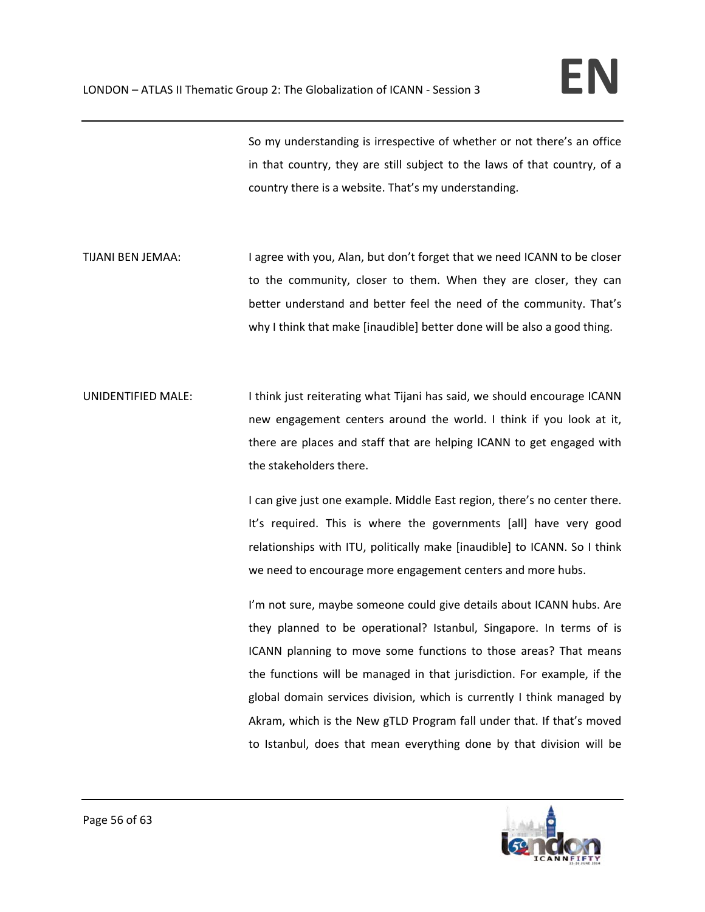So my understanding is irrespective of whether or not there's an office in that country, they are still subject to the laws of that country, of a country there is a website. That's my understanding.

TIJANI BEN JEMAA: I agree with you, Alan, but don't forget that we need ICANN to be closer to the community, closer to them. When they are closer, they can better understand and better feel the need of the community. That's why I think that make [inaudible] better done will be also a good thing.

UNIDENTIFIED MALE: I think just reiterating what Tijani has said, we should encourage ICANN new engagement centers around the world. I think if you look at it, there are places and staff that are helping ICANN to get engaged with the stakeholders there.

I can give just one example. Middle East region, there's no center there. It's required. This is where the governments [all] have very good relationships with ITU, politically make [inaudible] to ICANN. So I think we need to encourage more engagement centers and more hubs.

I'm not sure, maybe someone could give details about ICANN hubs. Are they planned to be operational? Istanbul, Singapore. In terms of is ICANN planning to move some functions to those areas? That means the functions will be managed in that jurisdiction. For example, if the global domain services division, which is currently I think managed by Akram, which is the New gTLD Program fall under that. If that's moved to Istanbul, does that mean everything done by that division will be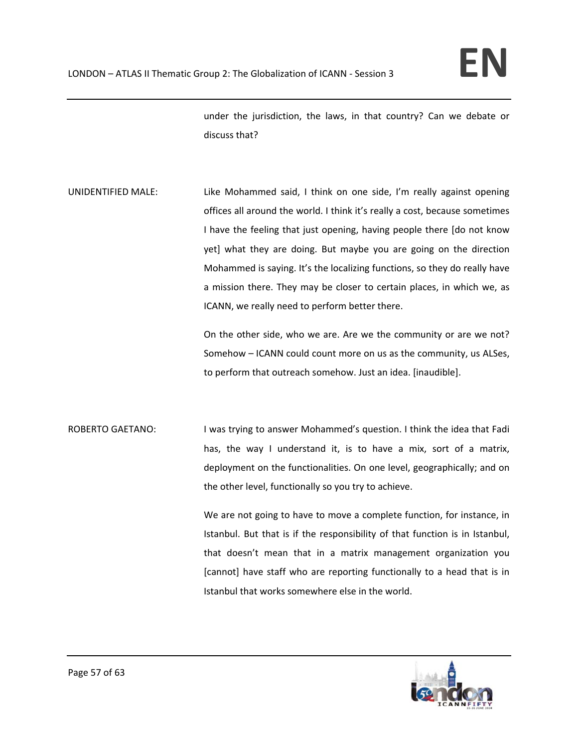under the jurisdiction, the laws, in that country? Can we debate or discuss that?

UNIDENTIFIED MALE: Like Mohammed said, I think on one side, I'm really against opening offices all around the world. I think it's really a cost, because sometimes I have the feeling that just opening, having people there [do not know yet] what they are doing. But maybe you are going on the direction Mohammed is saying. It's the localizing functions, so they do really have a mission there. They may be closer to certain places, in which we, as ICANN, we really need to perform better there.

On the other side, who we are. Are we the community or are we not? Somehow – ICANN could count more on us as the community, us ALSes, to perform that outreach somehow. Just an idea. [inaudible].

ROBERTO GAETANO: I was trying to answer Mohammed's question. I think the idea that Fadi has, the way I understand it, is to have a mix, sort of a matrix, deployment on the functionalities. On one level, geographically; and on the other level, functionally so you try to achieve.

We are not going to have to move a complete function, for instance, in Istanbul. But that is if the responsibility of that function is in Istanbul, that doesn't mean that in a matrix management organization you [cannot] have staff who are reporting functionally to a head that is in Istanbul that works somewhere else in the world.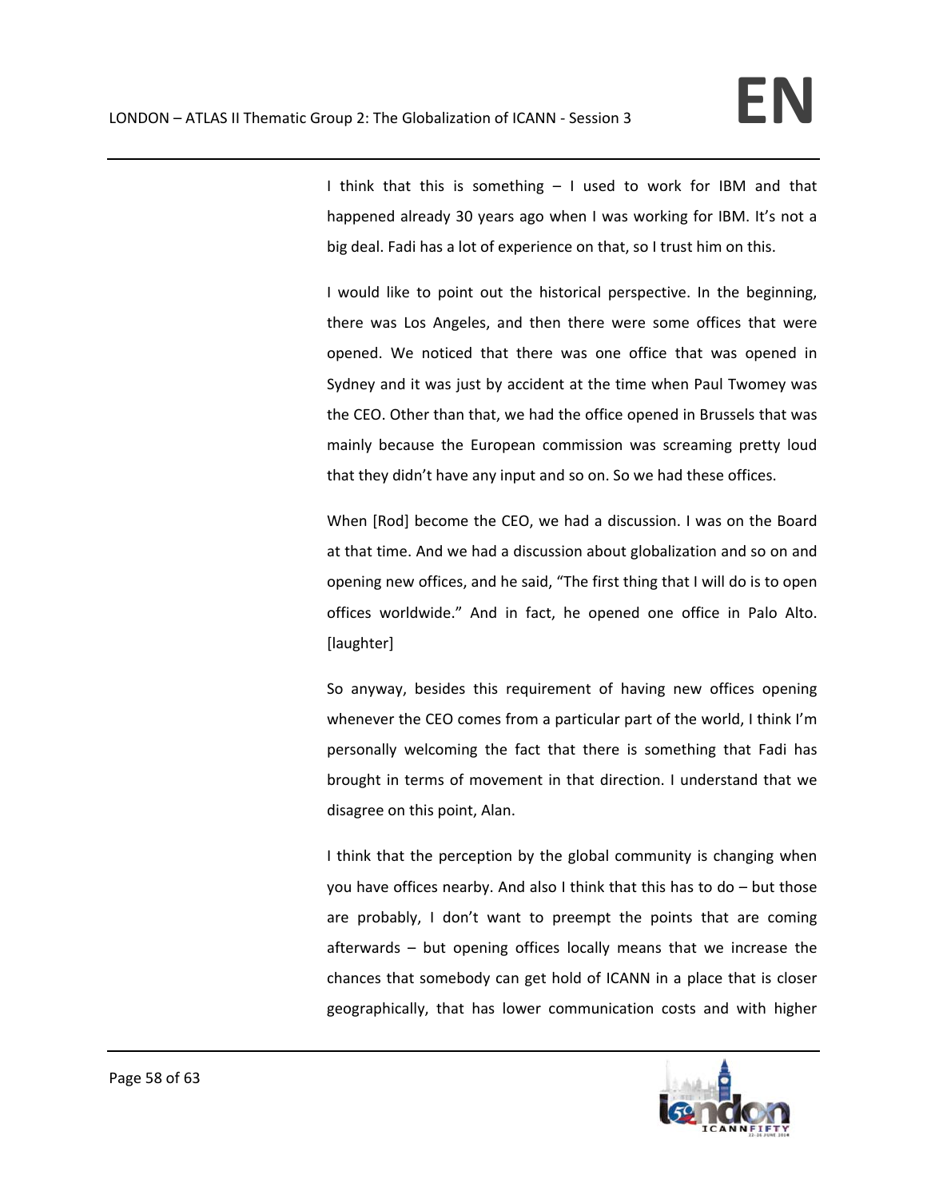I think that this is something – I used to work for IBM and that happened already 30 years ago when I was working for IBM. It's not a big deal. Fadi has a lot of experience on that, so I trust him on this.

I would like to point out the historical perspective. In the beginning, there was Los Angeles, and then there were some offices that were opened. We noticed that there was one office that was opened in Sydney and it was just by accident at the time when Paul Twomey was the CEO. Other than that, we had the office opened in Brussels that was mainly because the European commission was screaming pretty loud that they didn't have any input and so on. So we had these offices.

When [Rod] become the CEO, we had a discussion. I was on the Board at that time. And we had a discussion about globalization and so on and opening new offices, and he said, "The first thing that I will do is to open offices worldwide." And in fact, he opened one office in Palo Alto. [laughter]

So anyway, besides this requirement of having new offices opening whenever the CEO comes from a particular part of the world, I think I'm personally welcoming the fact that there is something that Fadi has brought in terms of movement in that direction. I understand that we disagree on this point, Alan.

I think that the perception by the global community is changing when you have offices nearby. And also I think that this has to do – but those are probably, I don't want to preempt the points that are coming afterwards – but opening offices locally means that we increase the chances that somebody can get hold of ICANN in a place that is closer geographically, that has lower communication costs and with higher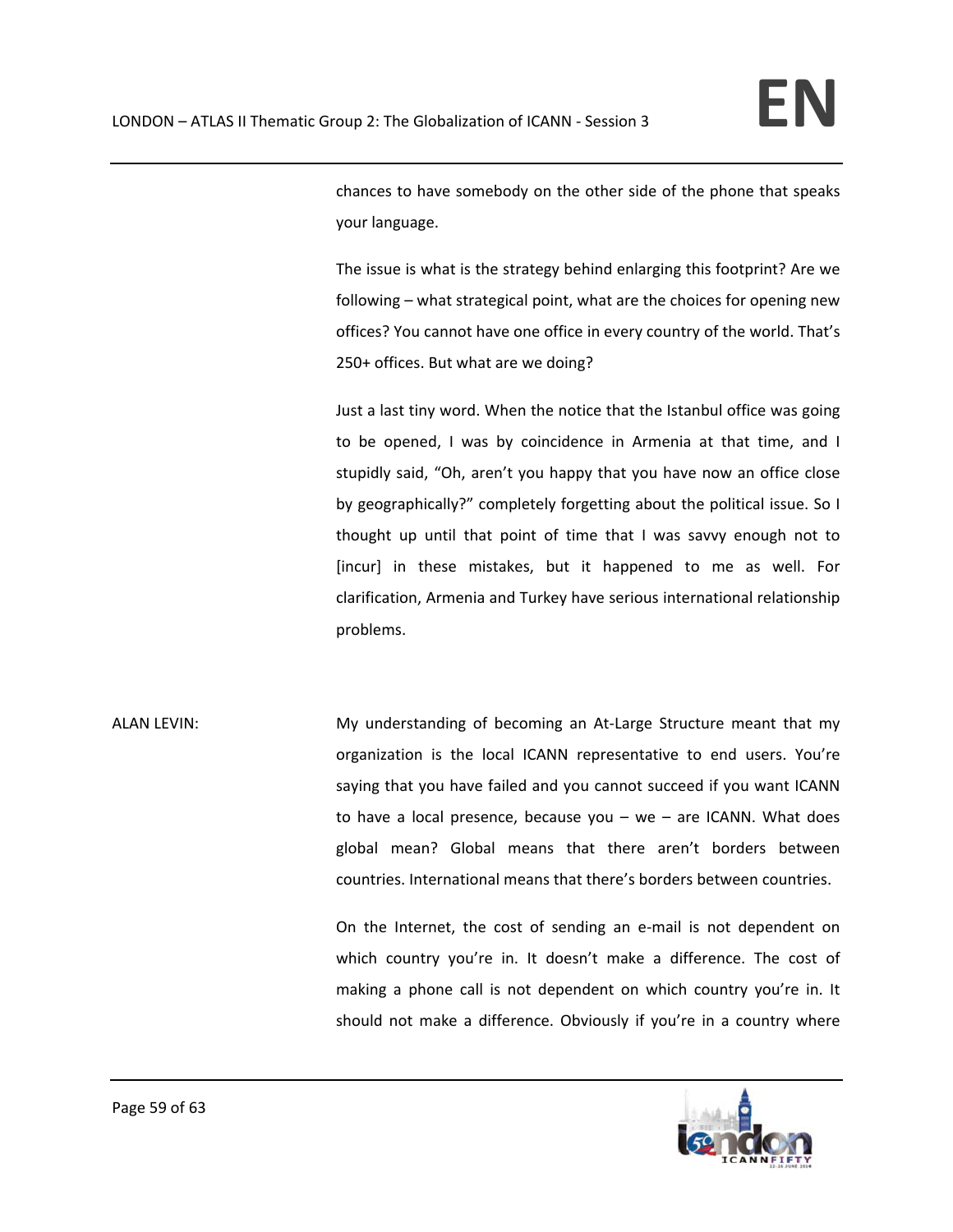chances to have somebody on the other side of the phone that speaks your language.

The issue is what is the strategy behind enlarging this footprint? Are we following – what strategical point, what are the choices for opening new offices? You cannot have one office in every country of the world. That's 250+ offices. But what are we doing?

Just a last tiny word. When the notice that the Istanbul office was going to be opened, I was by coincidence in Armenia at that time, and I stupidly said, "Oh, aren't you happy that you have now an office close by geographically?" completely forgetting about the political issue. So I thought up until that point of time that I was savvy enough not to [incur] in these mistakes, but it happened to me as well. For clarification, Armenia and Turkey have serious international relationship problems.

ALAN LEVIN: My understanding of becoming an At-Large Structure meant that my organization is the local ICANN representative to end users. You're saying that you have failed and you cannot succeed if you want ICANN to have a local presence, because you – we – are ICANN. What does global mean? Global means that there aren't borders between countries. International means that there's borders between countries.

On the Internet, the cost of sending an e-mail is not dependent on which country you're in. It doesn't make a difference. The cost of making a phone call is not dependent on which country you're in. It should not make a difference. Obviously if you're in a country where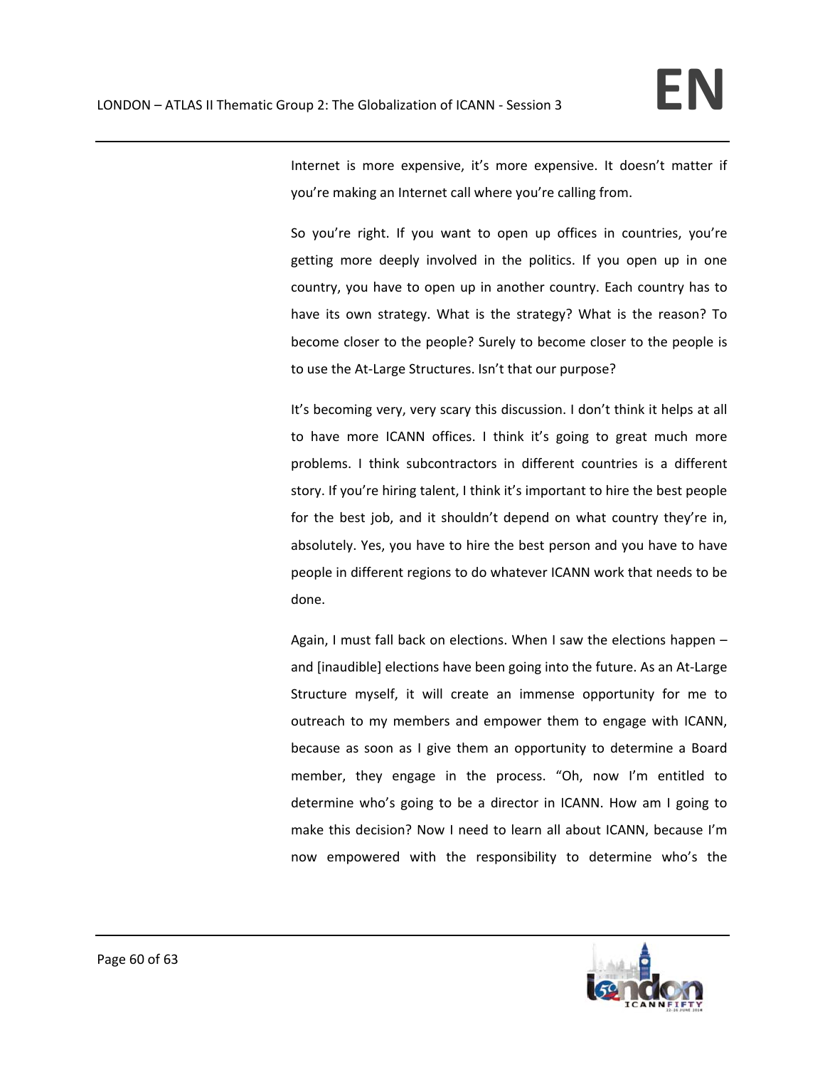Internet is more expensive, it's more expensive. It doesn't matter if you're making an Internet call where you're calling from.

So you're right. If you want to open up offices in countries, you're getting more deeply involved in the politics. If you open up in one country, you have to open up in another country. Each country has to have its own strategy. What is the strategy? What is the reason? To become closer to the people? Surely to become closer to the people is to use the At-Large Structures. Isn't that our purpose?

It's becoming very, very scary this discussion. I don't think it helps at all to have more ICANN offices. I think it's going to great much more problems. I think subcontractors in different countries is a different story. If you're hiring talent, I think it's important to hire the best people for the best job, and it shouldn't depend on what country they're in, absolutely. Yes, you have to hire the best person and you have to have people in different regions to do whatever ICANN work that needs to be done.

Again, I must fall back on elections. When I saw the elections happen – and [inaudible] elections have been going into the future. As an At-Large Structure myself, it will create an immense opportunity for me to outreach to my members and empower them to engage with ICANN, because as soon as I give them an opportunity to determine a Board member, they engage in the process. "Oh, now I'm entitled to determine who's going to be a director in ICANN. How am I going to make this decision? Now I need to learn all about ICANN, because I'm now empowered with the responsibility to determine who's the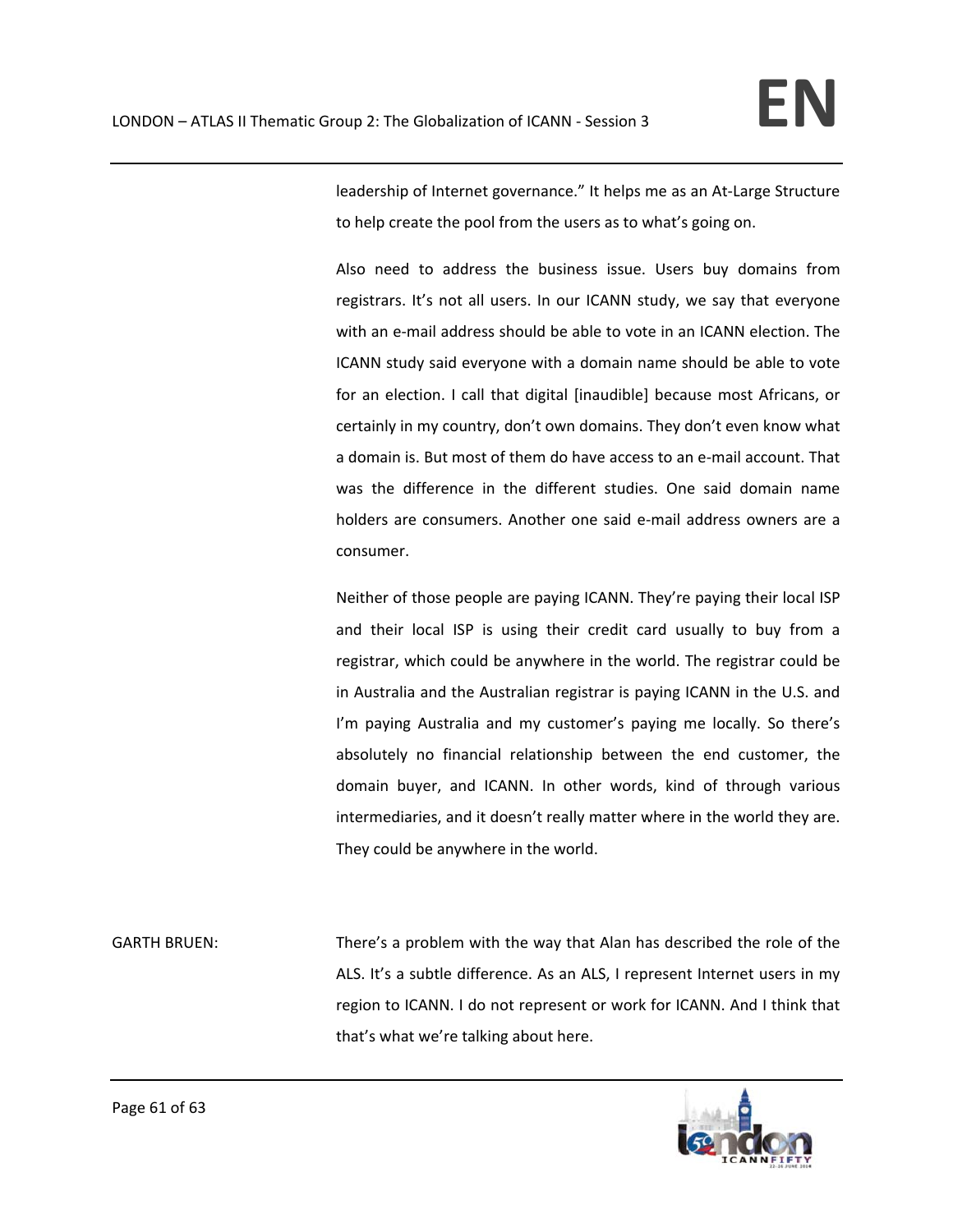leadership of Internet governance." It helps me as an At-Large Structure to help create the pool from the users as to what's going on.

Also need to address the business issue. Users buy domains from registrars. It's not all users. In our ICANN study, we say that everyone with an e-mail address should be able to vote in an ICANN election. The ICANN study said everyone with a domain name should be able to vote for an election. I call that digital [inaudible] because most Africans, or certainly in my country, don't own domains. They don't even know what a domain is. But most of them do have access to an e-mail account. That was the difference in the different studies. One said domain name holders are consumers. Another one said e-mail address owners are a consumer.

Neither of those people are paying ICANN. They're paying their local ISP and their local ISP is using their credit card usually to buy from a registrar, which could be anywhere in the world. The registrar could be in Australia and the Australian registrar is paying ICANN in the U.S. and I'm paying Australia and my customer's paying me locally. So there's absolutely no financial relationship between the end customer, the domain buyer, and ICANN. In other words, kind of through various intermediaries, and it doesn't really matter where in the world they are. They could be anywhere in the world.

GARTH BRUEN: There's a problem with the way that Alan has described the role of the ALS. It's a subtle difference. As an ALS, I represent Internet users in my region to ICANN. I do not represent or work for ICANN. And I think that that's what we're talking about here.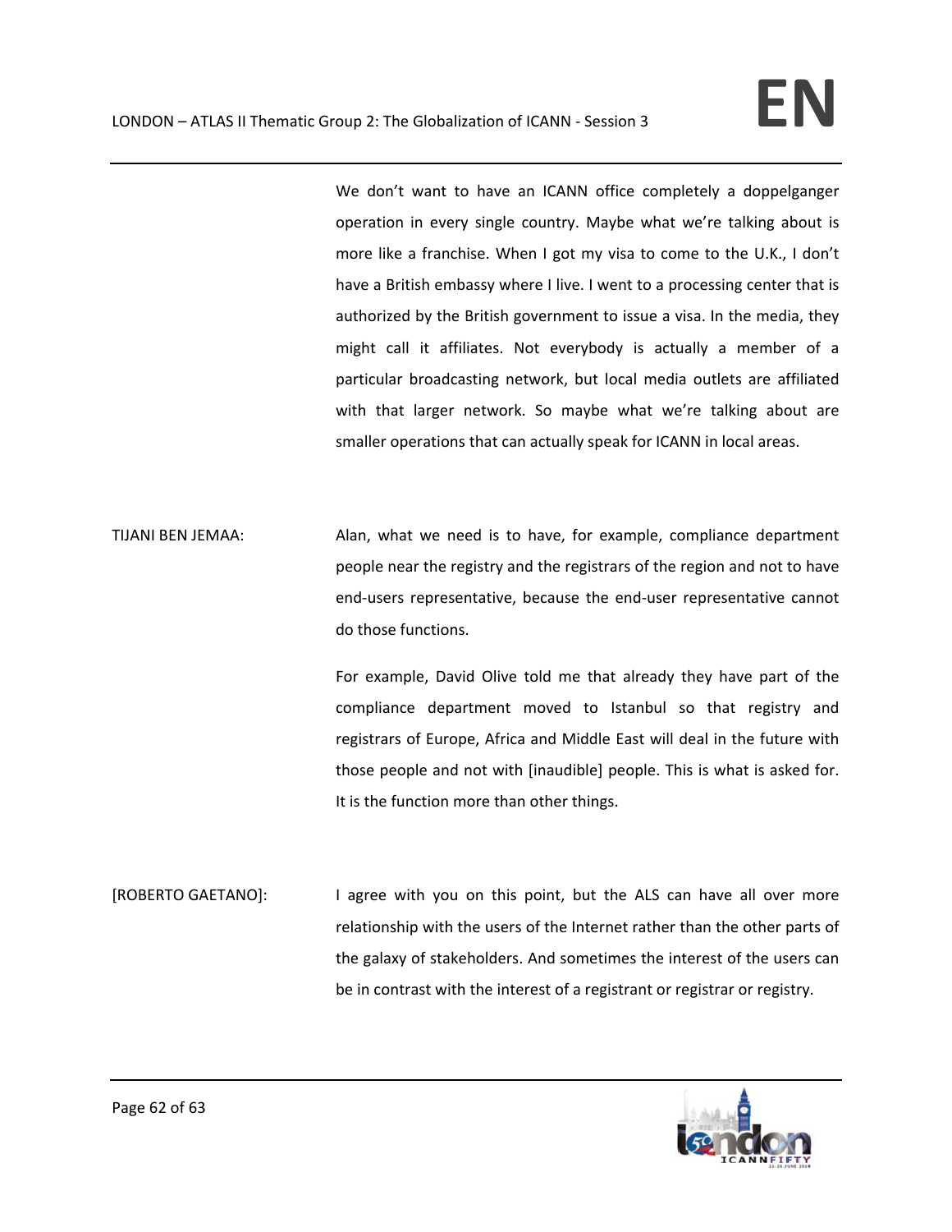We don't want to have an ICANN office completely a doppelganger operation in every single country. Maybe what we're talking about is more like a franchise. When I got my visa to come to the U.K., I don't have a British embassy where I live. I went to a processing center that is authorized by the British government to issue a visa. In the media, they might call it affiliates. Not everybody is actually a member of a particular broadcasting network, but local media outlets are affiliated with that larger network. So maybe what we're talking about are smaller operations that can actually speak for ICANN in local areas.

TIJANI BEN JEMAA: Alan, what we need is to have, for example, compliance department people near the registry and the registrars of the region and not to have end-users representative, because the end-user representative cannot do those functions.

For example, David Olive told me that already they have part of the compliance department moved to Istanbul so that registry and registrars of Europe, Africa and Middle East will deal in the future with those people and not with [inaudible] people. This is what is asked for. It is the function more than other things.

[ROBERTO GAETANO]: I agree with you on this point, but the ALS can have all over more relationship with the users of the Internet rather than the other parts of the galaxy of stakeholders. And sometimes the interest of the users can be in contrast with the interest of a registrant or registrar or registry.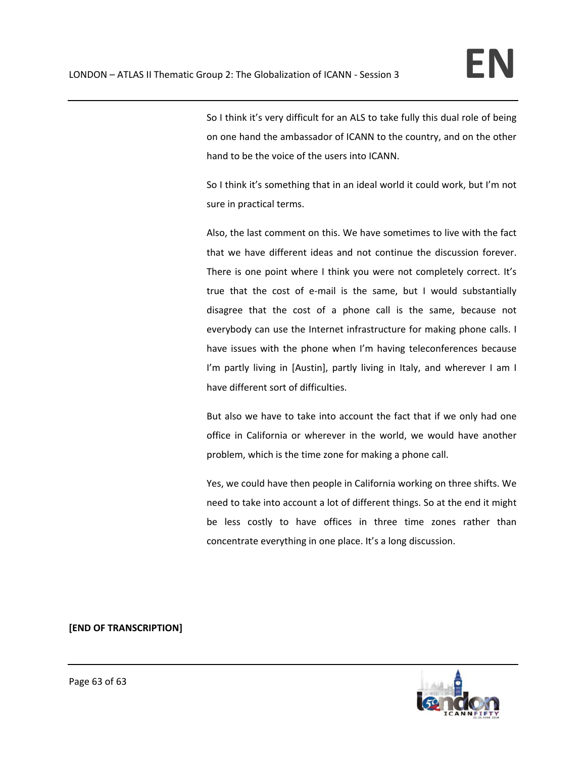So I think it's very difficult for an ALS to take fully this dual role of being on one hand the ambassador of ICANN to the country, and on the other hand to be the voice of the users into ICANN.

So I think it's something that in an ideal world it could work, but I'm not sure in practical terms.

Also, the last comment on this. We have sometimes to live with the fact that we have different ideas and not continue the discussion forever. There is one point where I think you were not completely correct. It's true that the cost of e-mail is the same, but I would substantially disagree that the cost of a phone call is the same, because not everybody can use the Internet infrastructure for making phone calls. I have issues with the phone when I'm having teleconferences because I'm partly living in [Austin], partly living in Italy, and wherever I am I have different sort of difficulties.

But also we have to take into account the fact that if we only had one office in California or wherever in the world, we would have another problem, which is the time zone for making a phone call.

Yes, we could have then people in California working on three shifts. We need to take into account a lot of different things. So at the end it might be less costly to have offices in three time zones rather than concentrate everything in one place. It's a long discussion.

**[END OF TRANSCRIPTION]**